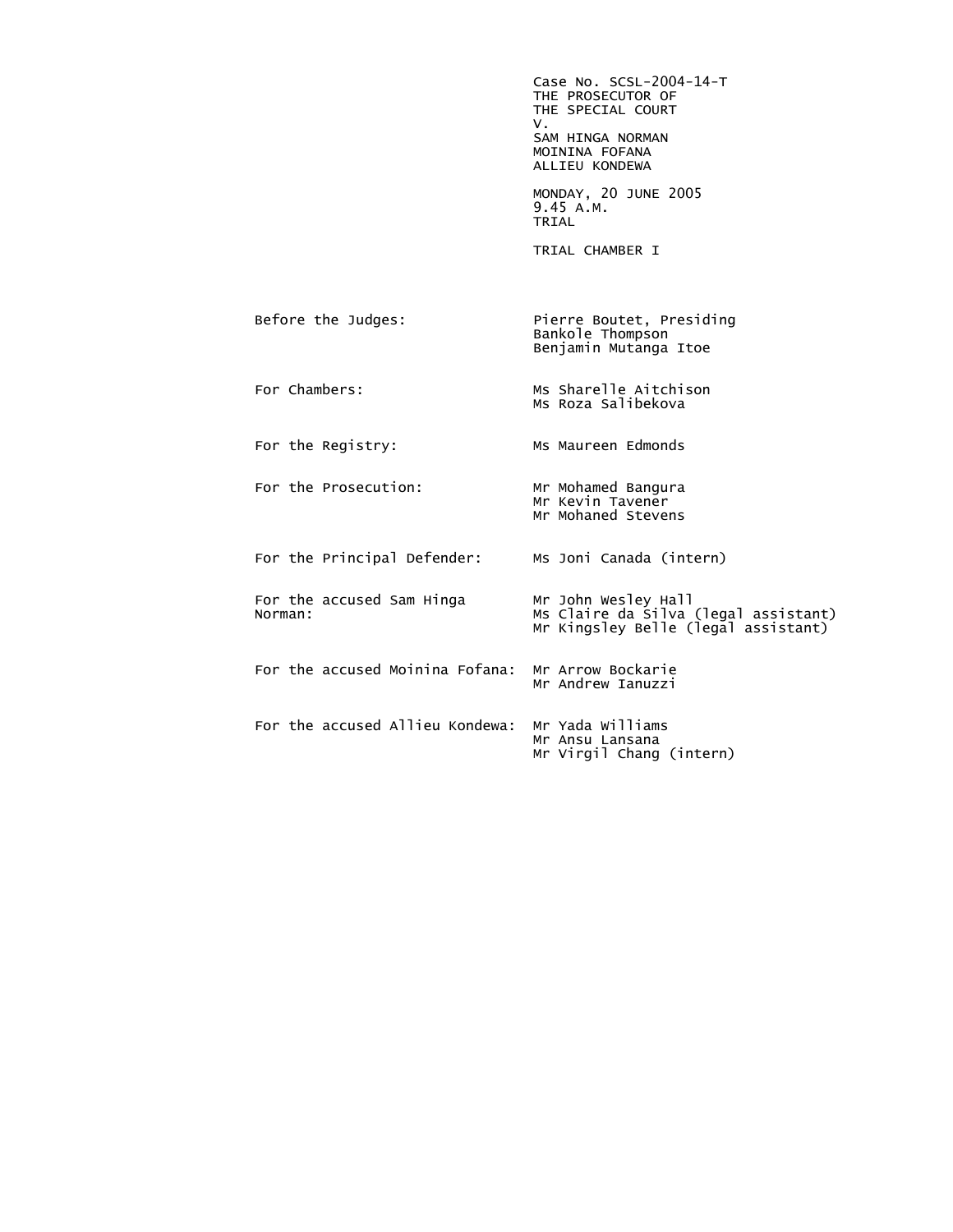Case No. SCSL-2004-14-T
THE PROSECUTOR OF
THE SPECIAL COURT
V.
SAM HINGA NORMAN
MOININA FOFANA
ALLIEU KONDEWA

MONDAY, 20 JUNE 2005
9.45 A.M.
TRIAL

TRIAL CHAMBER I

| | |
|---|---|
| Before the Judges: | Pierre Boutet, Presiding<br>Bankole Thompson<br>Benjamin Mutanga Itoe |
| For Chambers: | Ms Sharelle Aitchison<br>Ms Roza Salibekova |
| For the Registry: | Ms Maureen Edmonds |
| For the Prosecution: | Mr Mohamed Bangura<br>Mr Kevin Tavener<br>Mr Mohaned Stevens |
| For the Principal Defender: | Ms Joni Canada (intern) |
| For the accused Sam Hinga Norman: | Mr John Wesley Hall<br>Ms Claire da Silva (legal assistant)<br>Mr Kingsley Belle (legal assistant) |
| For the accused Moinina Fofana: | Mr Arrow Bockarie<br>Mr Andrew Ianuzzi |
| For the accused Allieu Kondewa: | Mr Yada Williams<br>Mr Ansu Lansana<br>Mr Virgil Chang (intern) |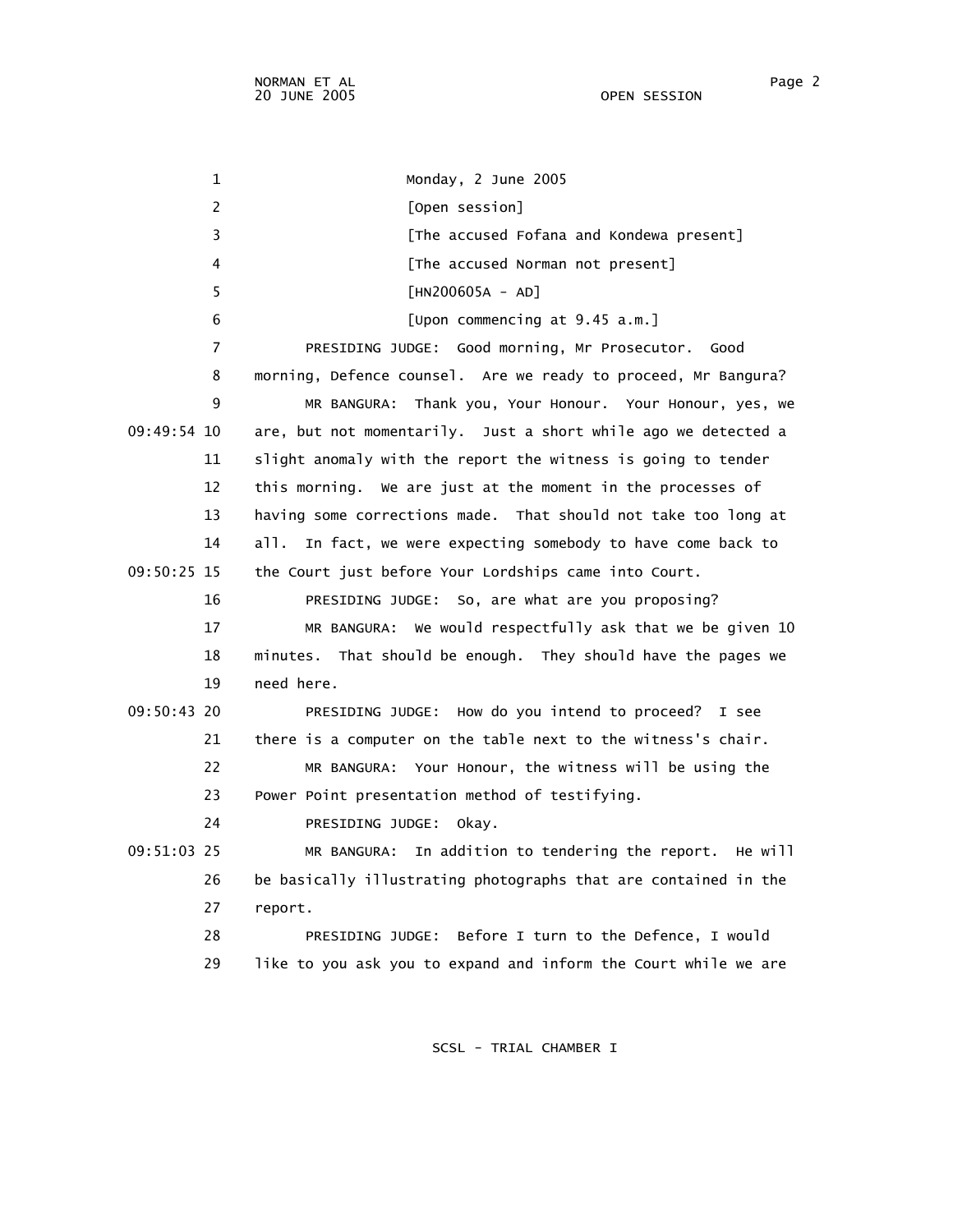Monday, 2 June 2005

[Open session]

[The accused Fofana and Kondewa present]

[The accused Norman not present]

[HN200605A - AD]

[Upon commencing at 9.45 a.m.]

PRESIDING JUDGE: Good morning, Mr Prosecutor. Good morning, Defence counsel. Are we ready to proceed, Mr Bangura?

MR BANGURA: Thank you, Your Honour. Your Honour, yes, we are, but not momentarily. Just a short while ago we detected a slight anomaly with the report the witness is going to tender this morning. We are just at the moment in the processes of having some corrections made. That should not take too long at all. In fact, we were expecting somebody to have come back to the Court just before Your Lordships came into Court.

PRESIDING JUDGE: So, are what are you proposing?

MR BANGURA: We would respectfully ask that we be given 10 minutes. That should be enough. They should have the pages we need here.

PRESIDING JUDGE: How do you intend to proceed? I see there is a computer on the table next to the witness's chair.

MR BANGURA: Your Honour, the witness will be using the Power Point presentation method of testifying.

PRESIDING JUDGE: Okay.

MR BANGURA: In addition to tendering the report. He will be basically illustrating photographs that are contained in the report.

PRESIDING JUDGE: Before I turn to the Defence, I would like to you ask you to expand and inform the Court while we are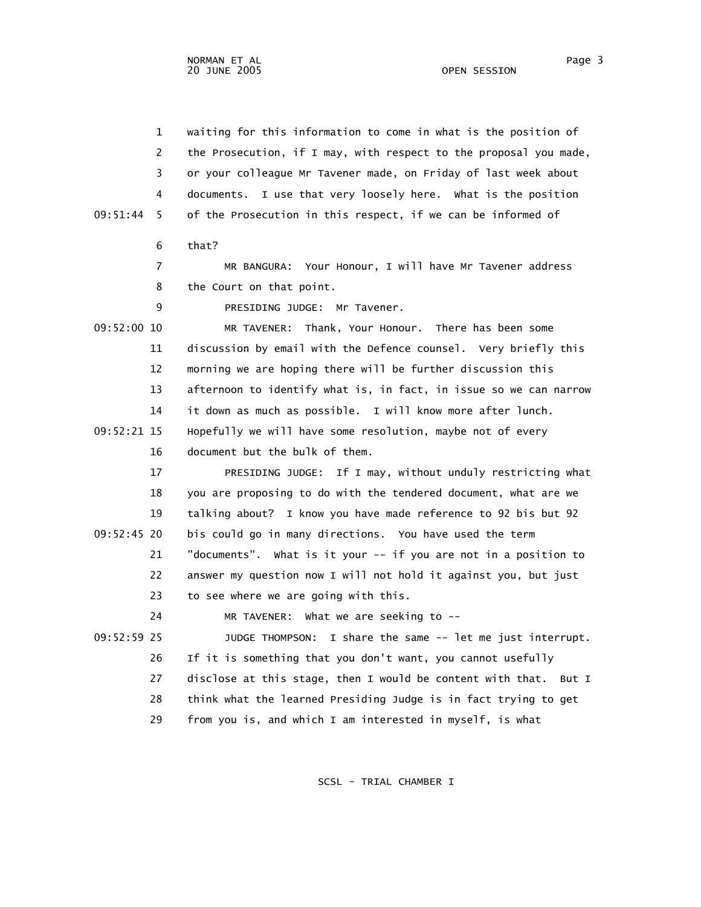1 waiting for this information to come in what is the position of
2 the Prosecution, if I may, with respect to the proposal you made,
3 or your colleague Mr Tavener made, on Friday of last week about
4 documents. I use that very loosely here. What is the position
09:51:44 5 of the Prosecution in this respect, if we can be informed of
6 that?
7 MR BANGURA: Your Honour, I will have Mr Tavener address
8 the Court on that point.
9 PRESIDING JUDGE: Mr Tavener.
09:52:00 10 MR TAVENER: Thank, Your Honour. There has been some
11 discussion by email with the Defence counsel. Very briefly this
12 morning we are hoping there will be further discussion this
13 afternoon to identify what is, in fact, in issue so we can narrow
14 it down as much as possible. I will know more after lunch.
09:52:21 15 Hopefully we will have some resolution, maybe not of every
16 document but the bulk of them.
17 PRESIDING JUDGE: If I may, without unduly restricting what
18 you are proposing to do with the tendered document, what are we
19 talking about? I know you have made reference to 92 bis but 92
09:52:45 20 bis could go in many directions. You have used the term
21 "documents". What is it your -- if you are not in a position to
22 answer my question now I will not hold it against you, but just
23 to see where we are going with this.
24 MR TAVENER: What we are seeking to --
09:52:59 25 JUDGE THOMPSON: I share the same -- let me just interrupt.
26 If it is something that you don't want, you cannot usefully
27 disclose at this stage, then I would be content with that. But I
28 think what the learned Presiding Judge is in fact trying to get
29 from you is, and which I am interested in myself, is what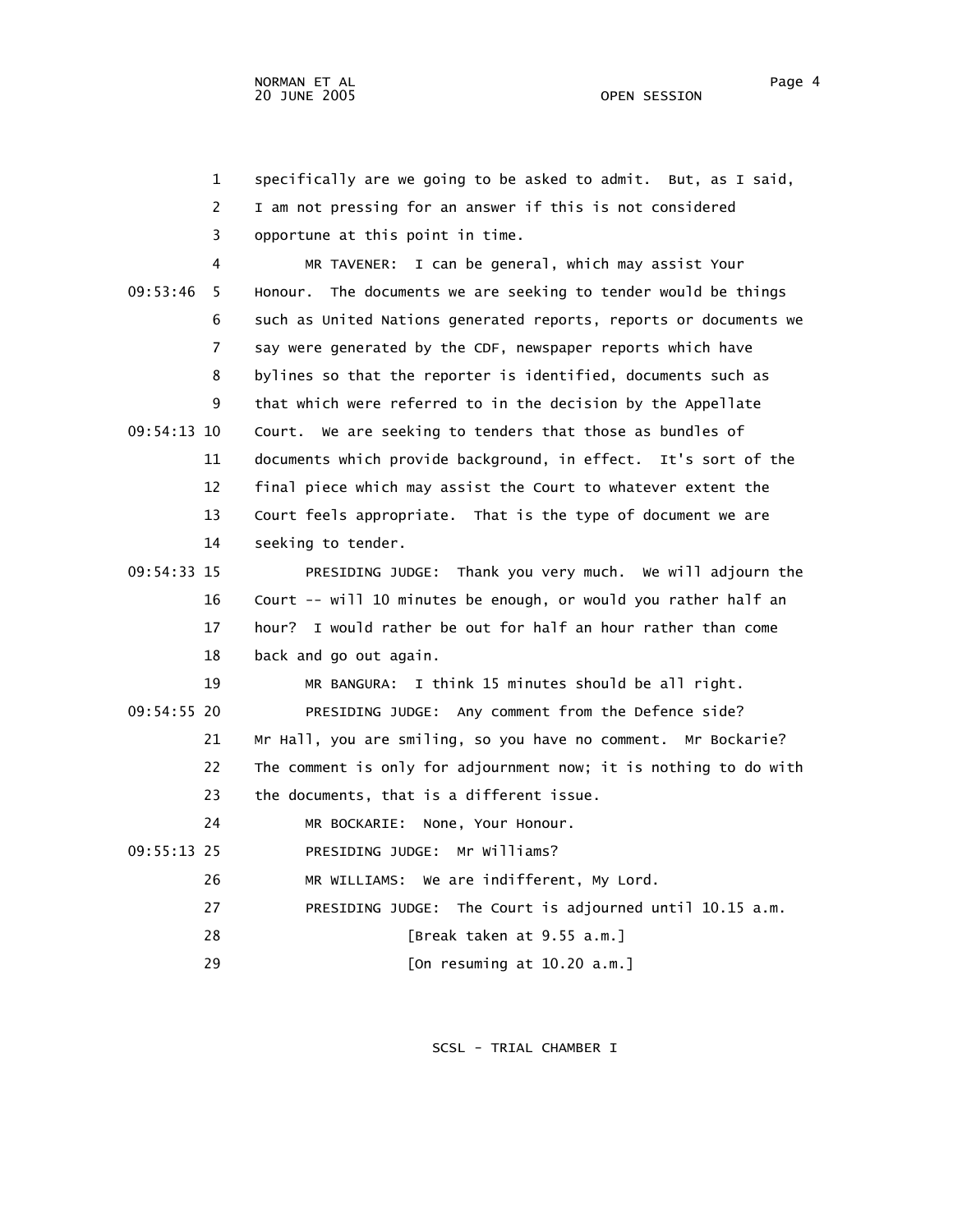specifically are we going to be asked to admit. But, as I said, I am not pressing for an answer if this is not considered opportune at this point in time.

MR TAVENER: I can be general, which may assist Your Honour. The documents we are seeking to tender would be things such as United Nations generated reports, reports or documents we say were generated by the CDF, newspaper reports which have bylines so that the reporter is identified, documents such as that which were referred to in the decision by the Appellate Court. We are seeking to tenders that those as bundles of documents which provide background, in effect. It's sort of the final piece which may assist the Court to whatever extent the Court feels appropriate. That is the type of document we are seeking to tender.

PRESIDING JUDGE: Thank you very much. We will adjourn the Court -- will 10 minutes be enough, or would you rather half an hour? I would rather be out for half an hour rather than come back and go out again.

MR BANGURA: I think 15 minutes should be all right.

PRESIDING JUDGE: Any comment from the Defence side? Mr Hall, you are smiling, so you have no comment. Mr Bockarie? The comment is only for adjournment now; it is nothing to do with the documents, that is a different issue.

MR BOCKARIE: None, Your Honour.

PRESIDING JUDGE: Mr Williams?

MR WILLIAMS: We are indifferent, My Lord.

PRESIDING JUDGE: The Court is adjourned until 10.15 a.m.

[Break taken at 9.55 a.m.]

[On resuming at 10.20 a.m.]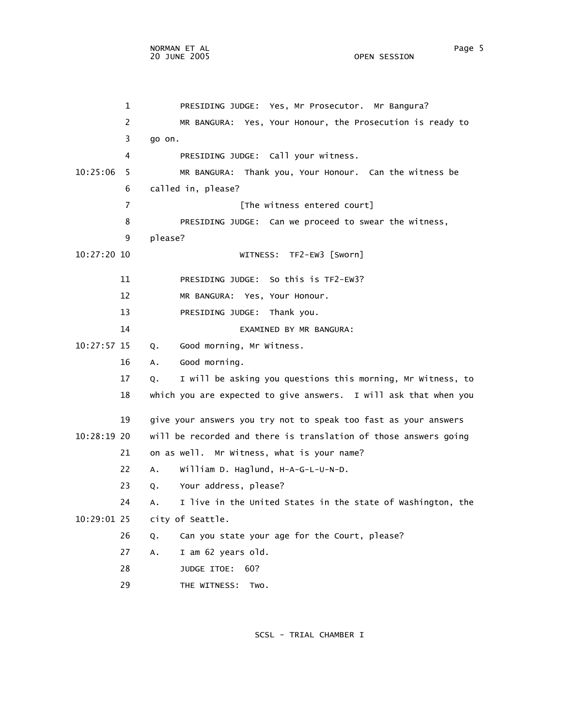PRESIDING JUDGE: Yes, Mr Prosecutor. Mr Bangura?

MR BANGURA: Yes, Your Honour, the Prosecution is ready to go on.

PRESIDING JUDGE: Call your witness.

MR BANGURA: Thank you, Your Honour. Can the witness be called in, please?

[The witness entered court]

PRESIDING JUDGE: Can we proceed to swear the witness, please?

WITNESS: TF2-EW3 [Sworn]

PRESIDING JUDGE: So this is TF2-EW3?

MR BANGURA: Yes, Your Honour.

PRESIDING JUDGE: Thank you.

EXAMINED BY MR BANGURA:

Q. Good morning, Mr Witness.

A. Good morning.

Q. I will be asking you questions this morning, Mr Witness, to which you are expected to give answers. I will ask that when you give your answers you try not to speak too fast as your answers will be recorded and there is translation of those answers going on as well. Mr Witness, what is your name?

A. William D. Haglund, H-A-G-L-U-N-D.

Q. Your address, please?

A. I live in the United States in the state of Washington, the city of Seattle.

Q. Can you state your age for the Court, please?

A. I am 62 years old.

JUDGE ITOE: 60?

THE WITNESS: Two.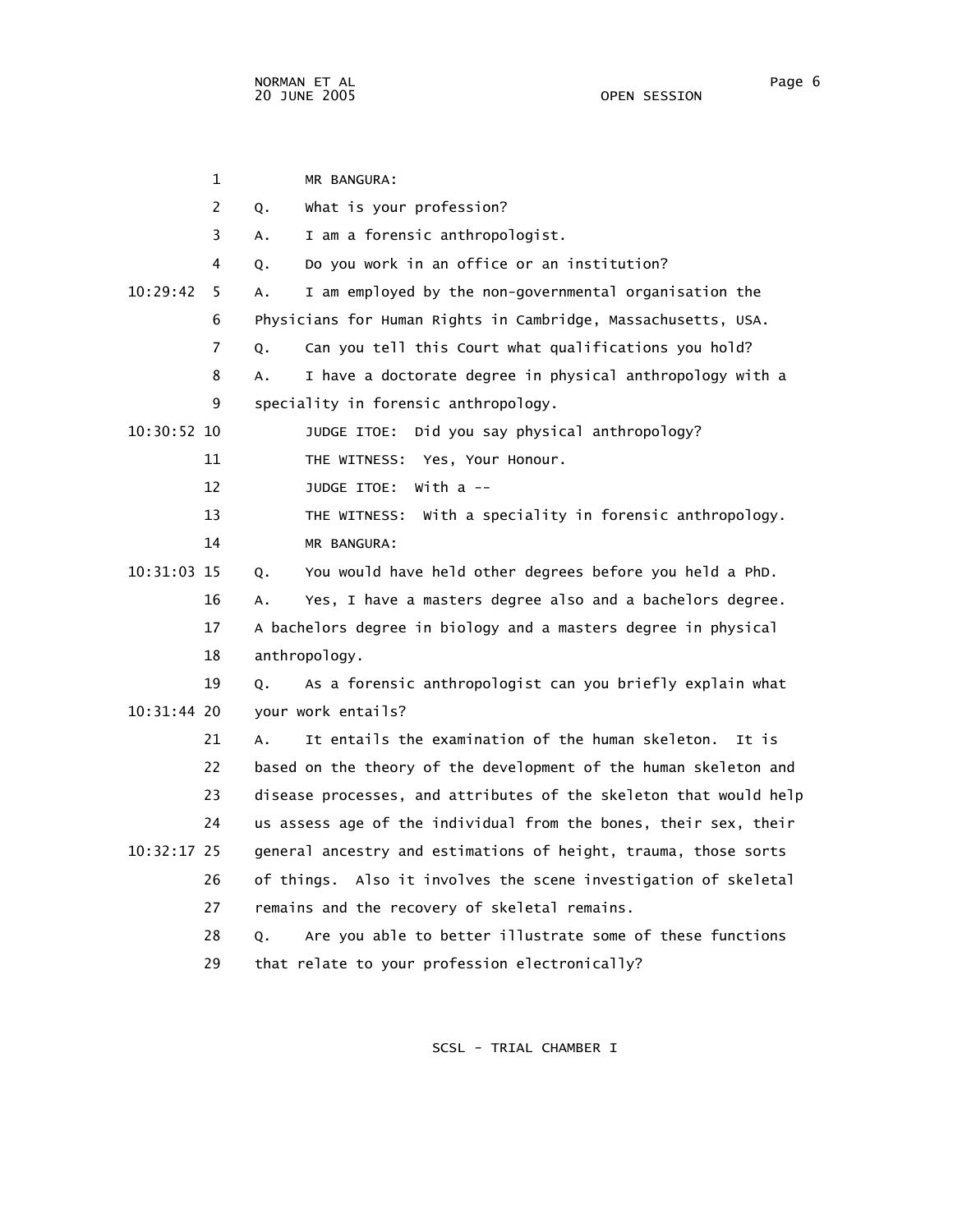MR BANGURA:

Q. What is your profession?

A. I am a forensic anthropologist.

Q. Do you work in an office or an institution?

A. I am employed by the non-governmental organisation the Physicians for Human Rights in Cambridge, Massachusetts, USA.

Q. Can you tell this Court what qualifications you hold?

A. I have a doctorate degree in physical anthropology with a speciality in forensic anthropology.

JUDGE ITOE: Did you say physical anthropology?

THE WITNESS: Yes, Your Honour.

JUDGE ITOE: With a --

THE WITNESS: With a speciality in forensic anthropology.

MR BANGURA:

Q. You would have held other degrees before you held a PhD.

A. Yes, I have a masters degree also and a bachelors degree. A bachelors degree in biology and a masters degree in physical anthropology.

Q. As a forensic anthropologist can you briefly explain what your work entails?

A. It entails the examination of the human skeleton. It is based on the theory of the development of the human skeleton and disease processes, and attributes of the skeleton that would help us assess age of the individual from the bones, their sex, their general ancestry and estimations of height, trauma, those sorts of things. Also it involves the scene investigation of skeletal remains and the recovery of skeletal remains.

Q. Are you able to better illustrate some of these functions that relate to your profession electronically?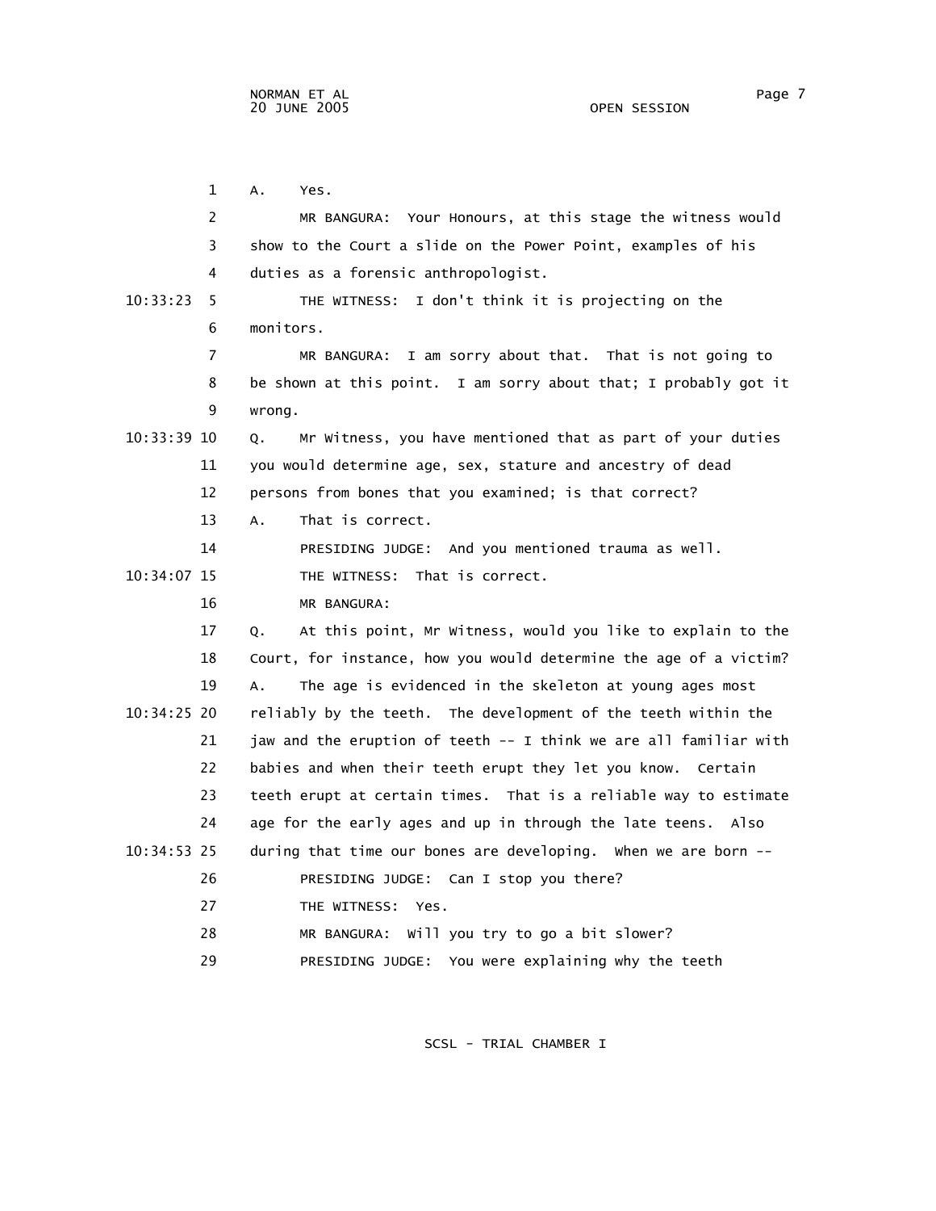1 A. Yes.

2 MR BANGURA: Your Honours, at this stage the witness would

3 show to the Court a slide on the Power Point, examples of his

4 duties as a forensic anthropologist.

10:33:23 5 THE WITNESS: I don't think it is projecting on the

6 monitors.

7 MR BANGURA: I am sorry about that. That is not going to

8 be shown at this point. I am sorry about that; I probably got it

9 wrong.

10:33:39 10 Q. Mr Witness, you have mentioned that as part of your duties

11 you would determine age, sex, stature and ancestry of dead

12 persons from bones that you examined; is that correct?

13 A. That is correct.

14 PRESIDING JUDGE: And you mentioned trauma as well.

10:34:07 15 THE WITNESS: That is correct.

16 MR BANGURA:

17 Q. At this point, Mr Witness, would you like to explain to the

18 Court, for instance, how you would determine the age of a victim?

19 A. The age is evidenced in the skeleton at young ages most

10:34:25 20 reliably by the teeth. The development of the teeth within the

21 jaw and the eruption of teeth -- I think we are all familiar with

22 babies and when their teeth erupt they let you know. Certain

23 teeth erupt at certain times. That is a reliable way to estimate

24 age for the early ages and up in through the late teens. Also

10:34:53 25 during that time our bones are developing. When we are born --

26 PRESIDING JUDGE: Can I stop you there?

27 THE WITNESS: Yes.

28 MR BANGURA: Will you try to go a bit slower?

29 PRESIDING JUDGE: You were explaining why the teeth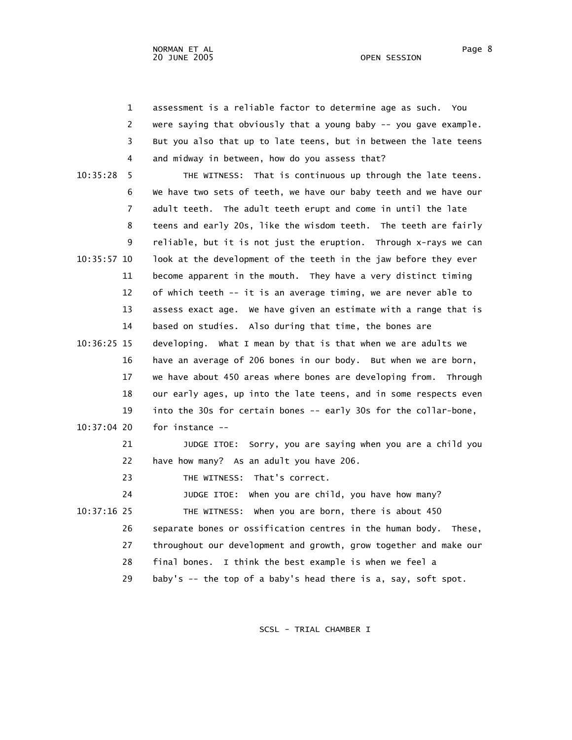assessment is a reliable factor to determine age as such. You were saying that obviously that a young baby -- you gave example. But you also that up to late teens, but in between the late teens and midway in between, how do you assess that?

THE WITNESS: That is continuous up through the late teens. We have two sets of teeth, we have our baby teeth and we have our adult teeth. The adult teeth erupt and come in until the late teens and early 20s, like the wisdom teeth. The teeth are fairly reliable, but it is not just the eruption. Through x-rays we can look at the development of the teeth in the jaw before they ever become apparent in the mouth. They have a very distinct timing of which teeth -- it is an average timing, we are never able to assess exact age. We have given an estimate with a range that is based on studies. Also during that time, the bones are developing. What I mean by that is that when we are adults we have an average of 206 bones in our body. But when we are born, we have about 450 areas where bones are developing from. Through our early ages, up into the late teens, and in some respects even into the 30s for certain bones -- early 30s for the collar-bone, for instance --

JUDGE ITOE: Sorry, you are saying when you are a child you have how many? As an adult you have 206.

THE WITNESS: That's correct.

JUDGE ITOE: When you are child, you have how many?

THE WITNESS: When you are born, there is about 450 separate bones or ossification centres in the human body. These, throughout our development and growth, grow together and make our final bones. I think the best example is when we feel a baby's -- the top of a baby's head there is a, say, soft spot.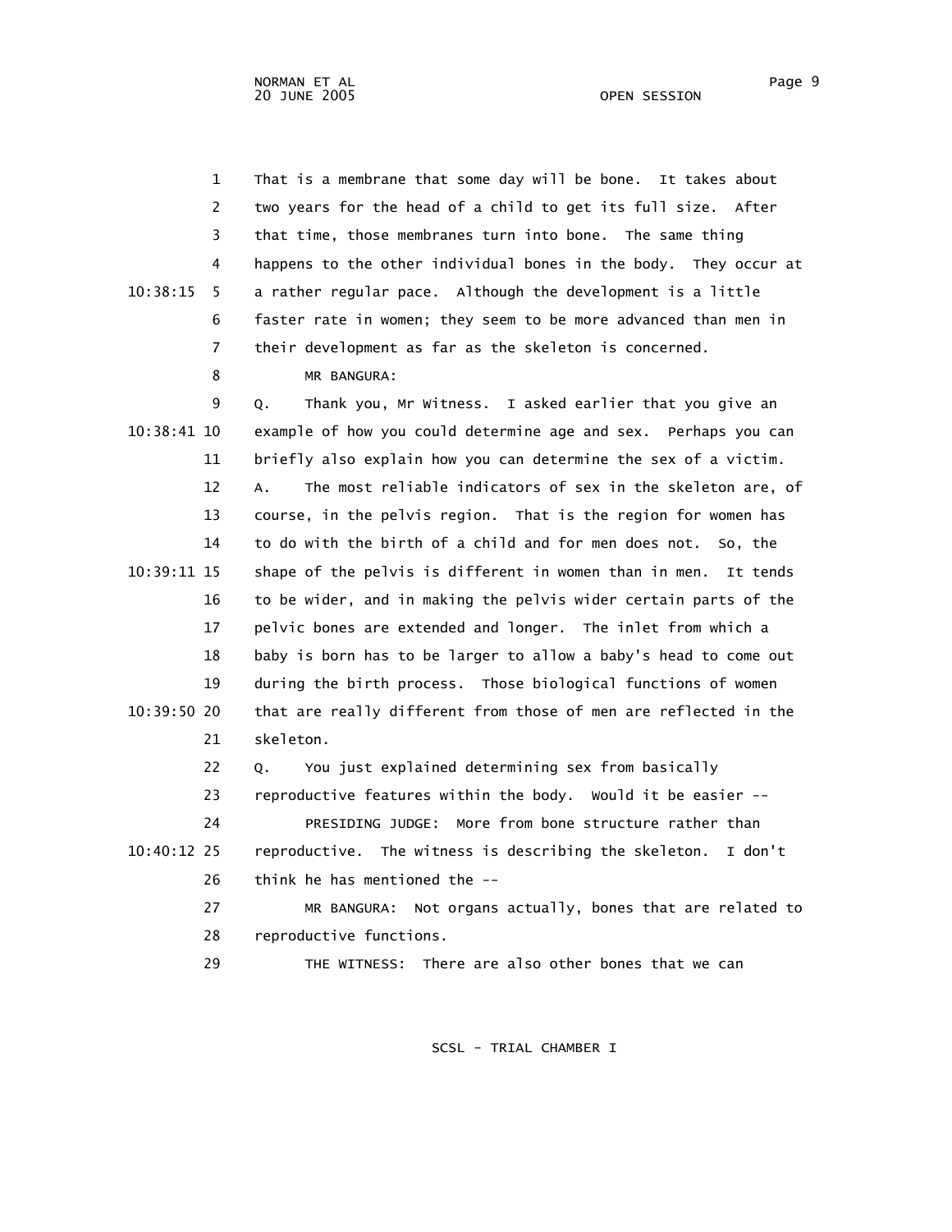That is a membrane that some day will be bone. It takes about two years for the head of a child to get its full size. After that time, those membranes turn into bone. The same thing happens to the other individual bones in the body. They occur at a rather regular pace. Although the development is a little faster rate in women; they seem to be more advanced than men in their development as far as the skeleton is concerned.

MR BANGURA:

Q. Thank you, Mr Witness. I asked earlier that you give an example of how you could determine age and sex. Perhaps you can briefly also explain how you can determine the sex of a victim.

A. The most reliable indicators of sex in the skeleton are, of course, in the pelvis region. That is the region for women has to do with the birth of a child and for men does not. So, the shape of the pelvis is different in women than in men. It tends to be wider, and in making the pelvis wider certain parts of the pelvic bones are extended and longer. The inlet from which a baby is born has to be larger to allow a baby's head to come out during the birth process. Those biological functions of women that are really different from those of men are reflected in the skeleton.

Q. You just explained determining sex from basically reproductive features within the body. Would it be easier --

PRESIDING JUDGE: More from bone structure rather than reproductive. The witness is describing the skeleton. I don't think he has mentioned the --

MR BANGURA: Not organs actually, bones that are related to reproductive functions.

THE WITNESS: There are also other bones that we can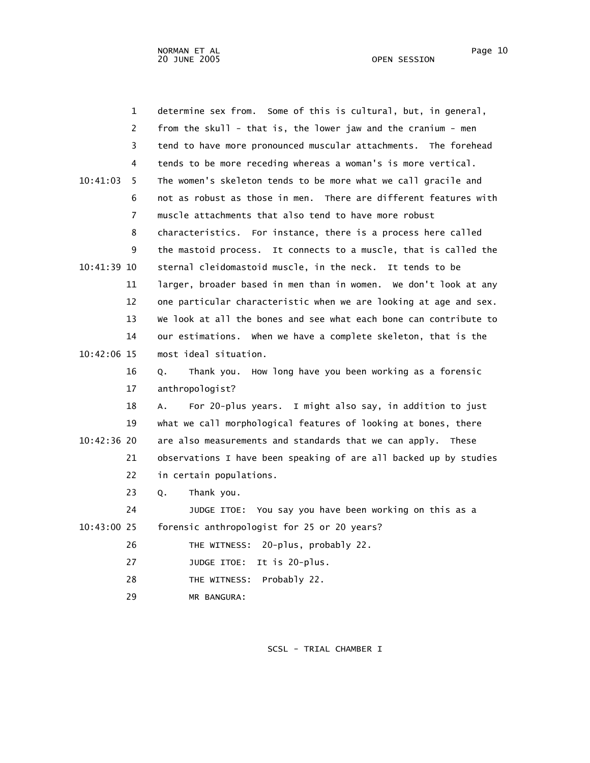determine sex from. Some of this is cultural, but, in general, from the skull - that is, the lower jaw and the cranium - men tend to have more pronounced muscular attachments. The forehead tends to be more receding whereas a woman's is more vertical. The women's skeleton tends to be more what we call gracile and not as robust as those in men. There are different features with muscle attachments that also tend to have more robust characteristics. For instance, there is a process here called the mastoid process. It connects to a muscle, that is called the sternal cleidomastoid muscle, in the neck. It tends to be larger, broader based in men than in women. We don't look at any one particular characteristic when we are looking at age and sex. We look at all the bones and see what each bone can contribute to our estimations. When we have a complete skeleton, that is the most ideal situation.

Q. Thank you. How long have you been working as a forensic anthropologist?

A. For 20-plus years. I might also say, in addition to just what we call morphological features of looking at bones, there are also measurements and standards that we can apply. These observations I have been speaking of are all backed up by studies in certain populations.

Q. Thank you.

JUDGE ITOE: You say you have been working on this as a forensic anthropologist for 25 or 20 years?

THE WITNESS: 20-plus, probably 22.

JUDGE ITOE: It is 20-plus.

THE WITNESS: Probably 22.

MR BANGURA: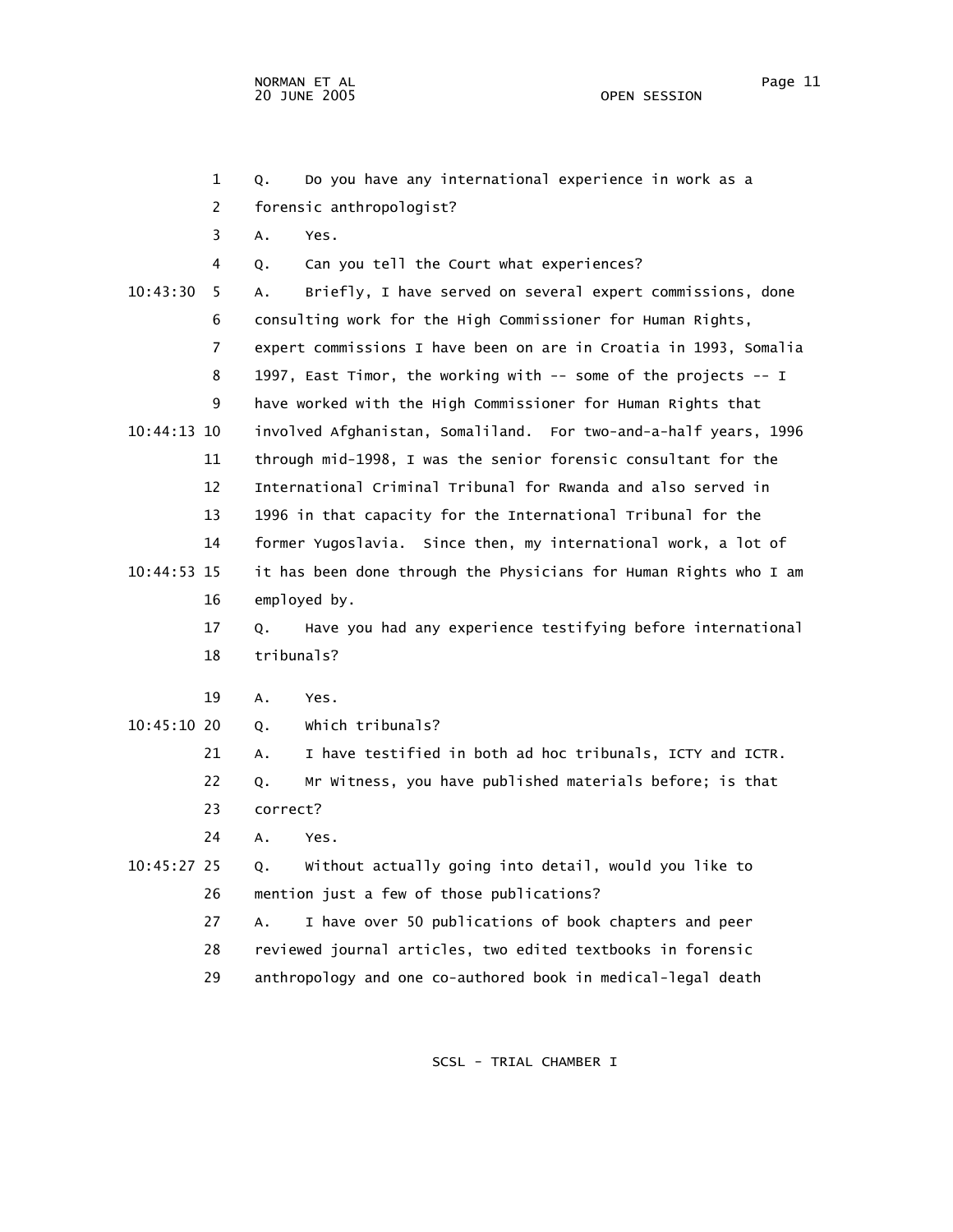1 Q. Do you have any international experience in work as a
2 forensic anthropologist?
3 A. Yes.
4 Q. Can you tell the Court what experiences?
10:43:30 5 A. Briefly, I have served on several expert commissions, done
6 consulting work for the High Commissioner for Human Rights,
7 expert commissions I have been on are in Croatia in 1993, Somalia
8 1997, East Timor, the working with -- some of the projects -- I
9 have worked with the High Commissioner for Human Rights that
10:44:13 10 involved Afghanistan, Somaliland. For two-and-a-half years, 1996
11 through mid-1998, I was the senior forensic consultant for the
12 International Criminal Tribunal for Rwanda and also served in
13 1996 in that capacity for the International Tribunal for the
14 former Yugoslavia. Since then, my international work, a lot of
10:44:53 15 it has been done through the Physicians for Human Rights who I am
16 employed by.
17 Q. Have you had any experience testifying before international
18 tribunals?
19 A. Yes.
10:45:10 20 Q. Which tribunals?
21 A. I have testified in both ad hoc tribunals, ICTY and ICTR.
22 Q. Mr Witness, you have published materials before; is that
23 correct?
24 A. Yes.
10:45:27 25 Q. Without actually going into detail, would you like to
26 mention just a few of those publications?
27 A. I have over 50 publications of book chapters and peer
28 reviewed journal articles, two edited textbooks in forensic
29 anthropology and one co-authored book in medical-legal death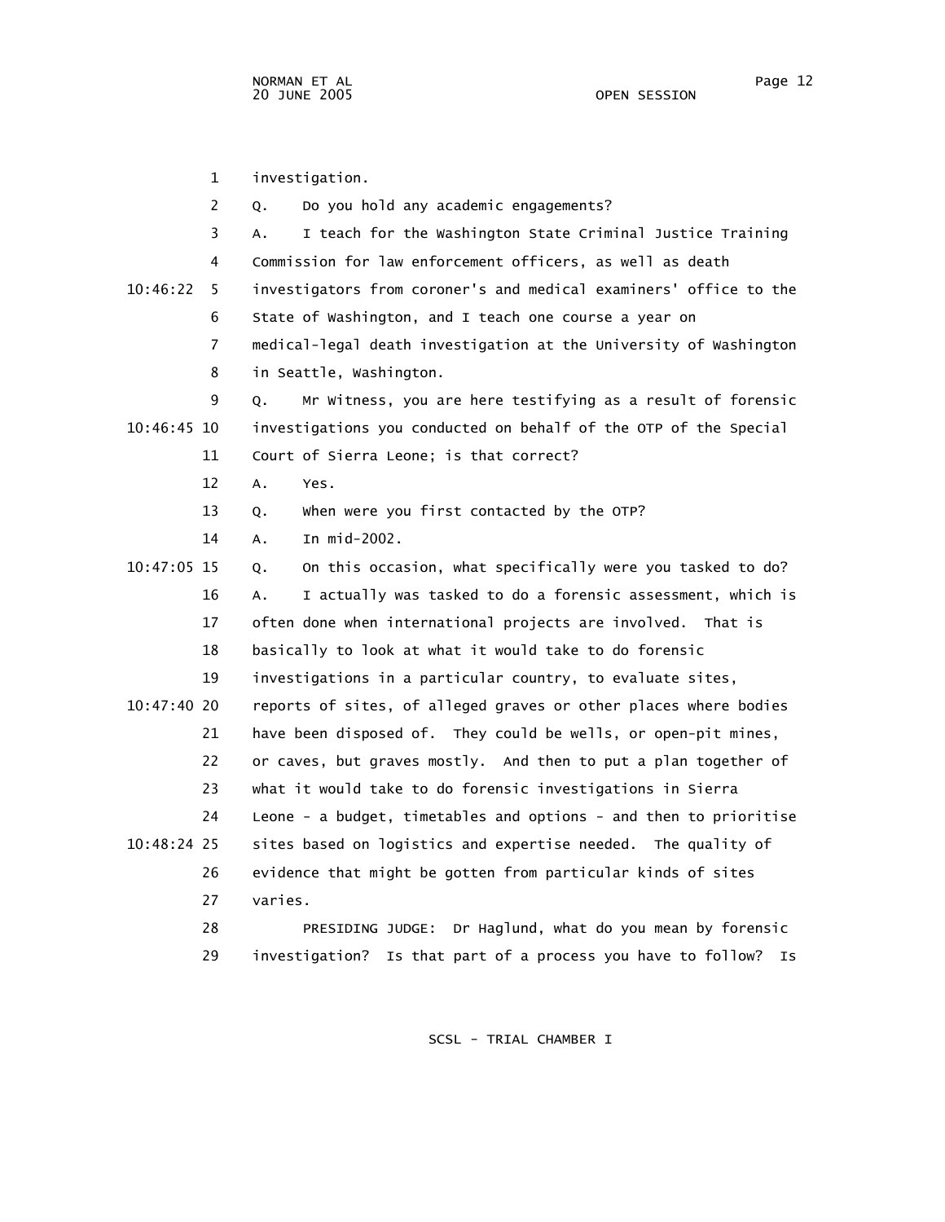1 investigation.

2 Q. Do you hold any academic engagements?

3 A. I teach for the Washington State Criminal Justice Training

4 Commission for law enforcement officers, as well as death

10:46:22 5 investigators from coroner's and medical examiners' office to the

6 State of Washington, and I teach one course a year on

7 medical-legal death investigation at the University of Washington

8 in Seattle, Washington.

9 Q. Mr Witness, you are here testifying as a result of forensic

10:46:45 10 investigations you conducted on behalf of the OTP of the Special

11 Court of Sierra Leone; is that correct?

12 A. Yes.

13 Q. When were you first contacted by the OTP?

14 A. In mid-2002.

10:47:05 15 Q. On this occasion, what specifically were you tasked to do?

16 A. I actually was tasked to do a forensic assessment, which is

17 often done when international projects are involved. That is

18 basically to look at what it would take to do forensic

19 investigations in a particular country, to evaluate sites,

10:47:40 20 reports of sites, of alleged graves or other places where bodies

21 have been disposed of. They could be wells, or open-pit mines,

22 or caves, but graves mostly. And then to put a plan together of

23 what it would take to do forensic investigations in Sierra

24 Leone - a budget, timetables and options - and then to prioritise

10:48:24 25 sites based on logistics and expertise needed. The quality of

26 evidence that might be gotten from particular kinds of sites

27 varies.

28 PRESIDING JUDGE: Dr Haglund, what do you mean by forensic

29 investigation? Is that part of a process you have to follow? Is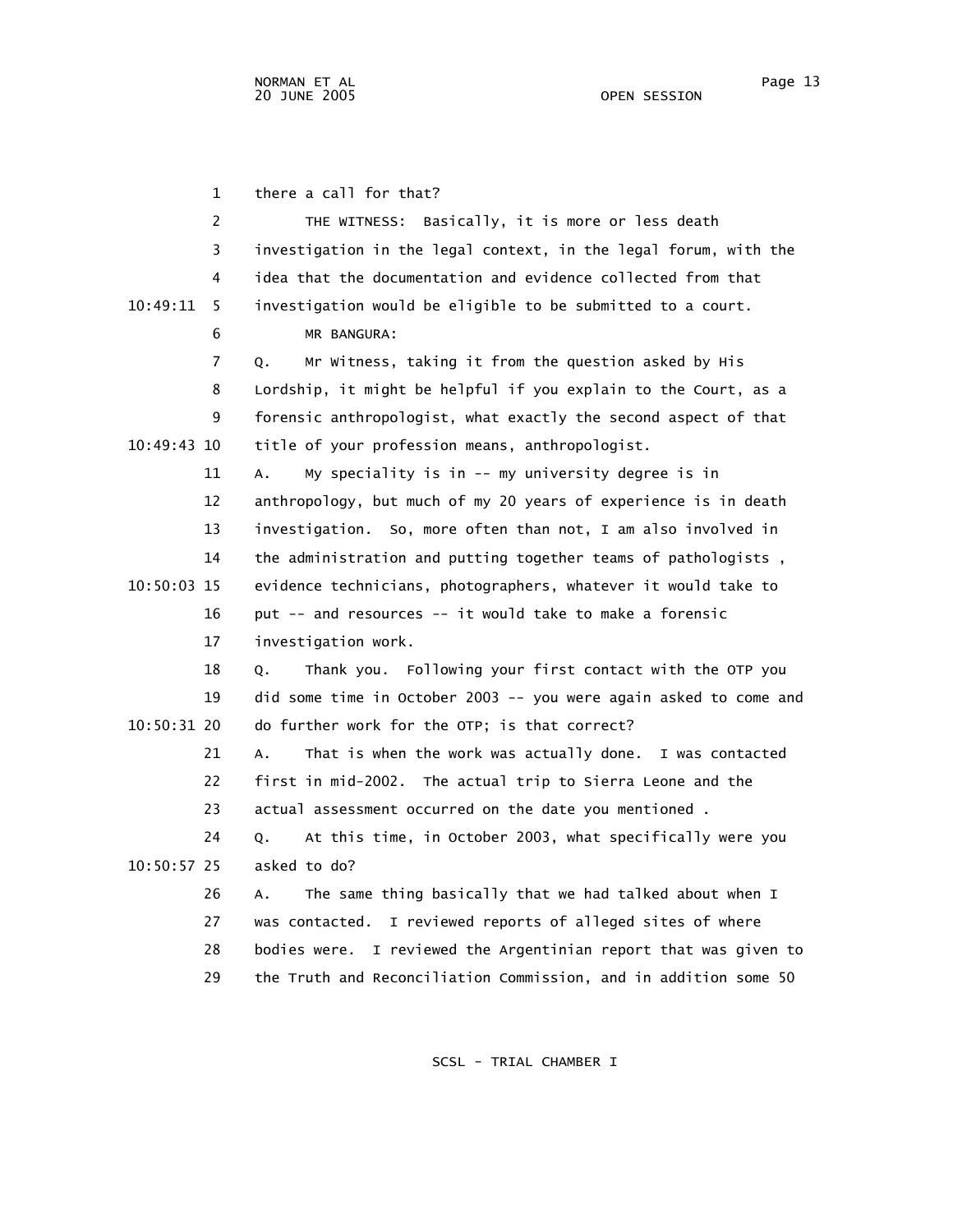there a call for that?

THE WITNESS: Basically, it is more or less death investigation in the legal context, in the legal forum, with the idea that the documentation and evidence collected from that investigation would be eligible to be submitted to a court.

MR BANGURA:

Q. Mr Witness, taking it from the question asked by His Lordship, it might be helpful if you explain to the Court, as a forensic anthropologist, what exactly the second aspect of that title of your profession means, anthropologist.

A. My speciality is in -- my university degree is in anthropology, but much of my 20 years of experience is in death investigation. So, more often than not, I am also involved in the administration and putting together teams of pathologists , evidence technicians, photographers, whatever it would take to put -- and resources -- it would take to make a forensic investigation work.

Q. Thank you. Following your first contact with the OTP you did some time in October 2003 -- you were again asked to come and do further work for the OTP; is that correct?

A. That is when the work was actually done. I was contacted first in mid-2002. The actual trip to Sierra Leone and the actual assessment occurred on the date you mentioned .

Q. At this time, in October 2003, what specifically were you asked to do?

A. The same thing basically that we had talked about when I was contacted. I reviewed reports of alleged sites of where bodies were. I reviewed the Argentinian report that was given to the Truth and Reconciliation Commission, and in addition some 50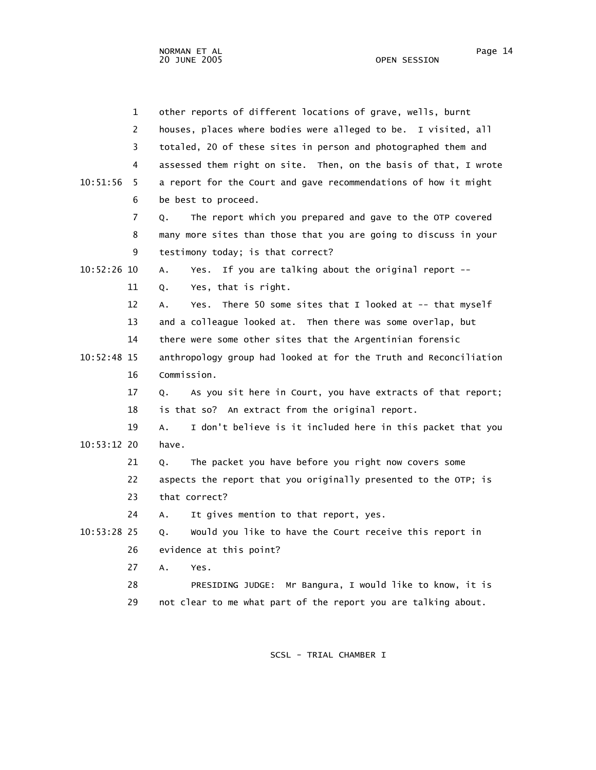1 other reports of different locations of grave, wells, burnt
2 houses, places where bodies were alleged to be. I visited, all
3 totaled, 20 of these sites in person and photographed them and
4 assessed them right on site. Then, on the basis of that, I wrote
10:51:56 5 a report for the Court and gave recommendations of how it might
6 be best to proceed.
7 Q. The report which you prepared and gave to the OTP covered
8 many more sites than those that you are going to discuss in your
9 testimony today; is that correct?
10:52:26 10 A. Yes. If you are talking about the original report --
11 Q. Yes, that is right.
12 A. Yes. There 50 some sites that I looked at -- that myself
13 and a colleague looked at. Then there was some overlap, but
14 there were some other sites that the Argentinian forensic
10:52:48 15 anthropology group had looked at for the Truth and Reconciliation
16 Commission.
17 Q. As you sit here in Court, you have extracts of that report;
18 is that so? An extract from the original report.
19 A. I don't believe is it included here in this packet that you
10:53:12 20 have.
21 Q. The packet you have before you right now covers some
22 aspects the report that you originally presented to the OTP; is
23 that correct?
24 A. It gives mention to that report, yes.
10:53:28 25 Q. Would you like to have the Court receive this report in
26 evidence at this point?
27 A. Yes.
28 PRESIDING JUDGE: Mr Bangura, I would like to know, it is
29 not clear to me what part of the report you are talking about.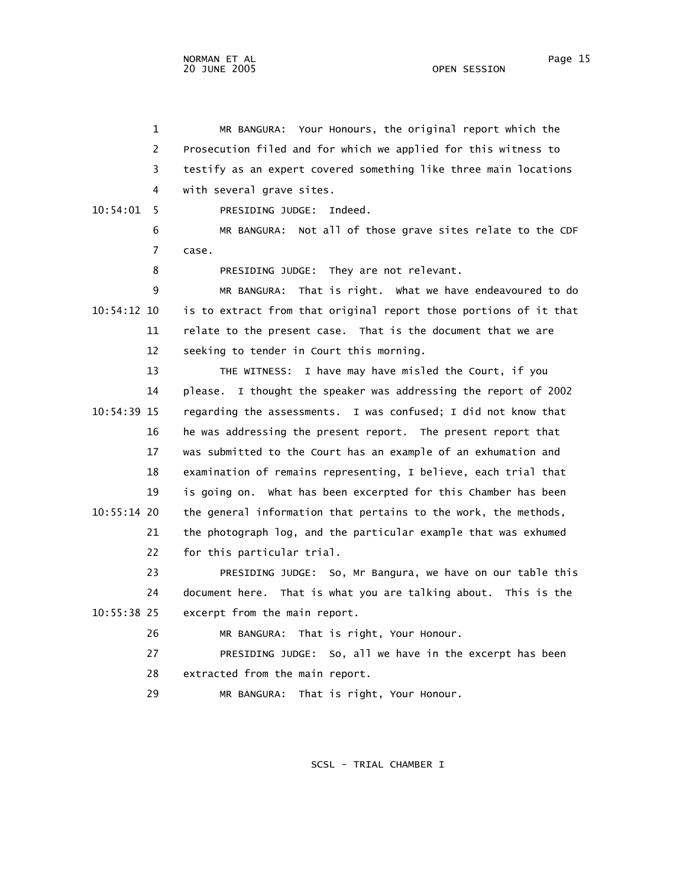1 MR BANGURA: Your Honours, the original report which the
2 Prosecution filed and for which we applied for this witness to
3 testify as an expert covered something like three main locations
4 with several grave sites.

10:54:01 5 PRESIDING JUDGE: Indeed.

6 MR BANGURA: Not all of those grave sites relate to the CDF
7 case.

8 PRESIDING JUDGE: They are not relevant.

9 MR BANGURA: That is right. What we have endeavoured to do
10:54:12 10 is to extract from that original report those portions of it that
11 relate to the present case. That is the document that we are
12 seeking to tender in Court this morning.

13 THE WITNESS: I have may have misled the Court, if you
14 please. I thought the speaker was addressing the report of 2002
10:54:39 15 regarding the assessments. I was confused; I did not know that
16 he was addressing the present report. The present report that
17 was submitted to the Court has an example of an exhumation and
18 examination of remains representing, I believe, each trial that
19 is going on. What has been excerpted for this Chamber has been
10:55:14 20 the general information that pertains to the work, the methods,
21 the photograph log, and the particular example that was exhumed
22 for this particular trial.

23 PRESIDING JUDGE: So, Mr Bangura, we have on our table this
24 document here. That is what you are talking about. This is the
10:55:38 25 excerpt from the main report.

26 MR BANGURA: That is right, Your Honour.

27 PRESIDING JUDGE: So, all we have in the excerpt has been
28 extracted from the main report.

29 MR BANGURA: That is right, Your Honour.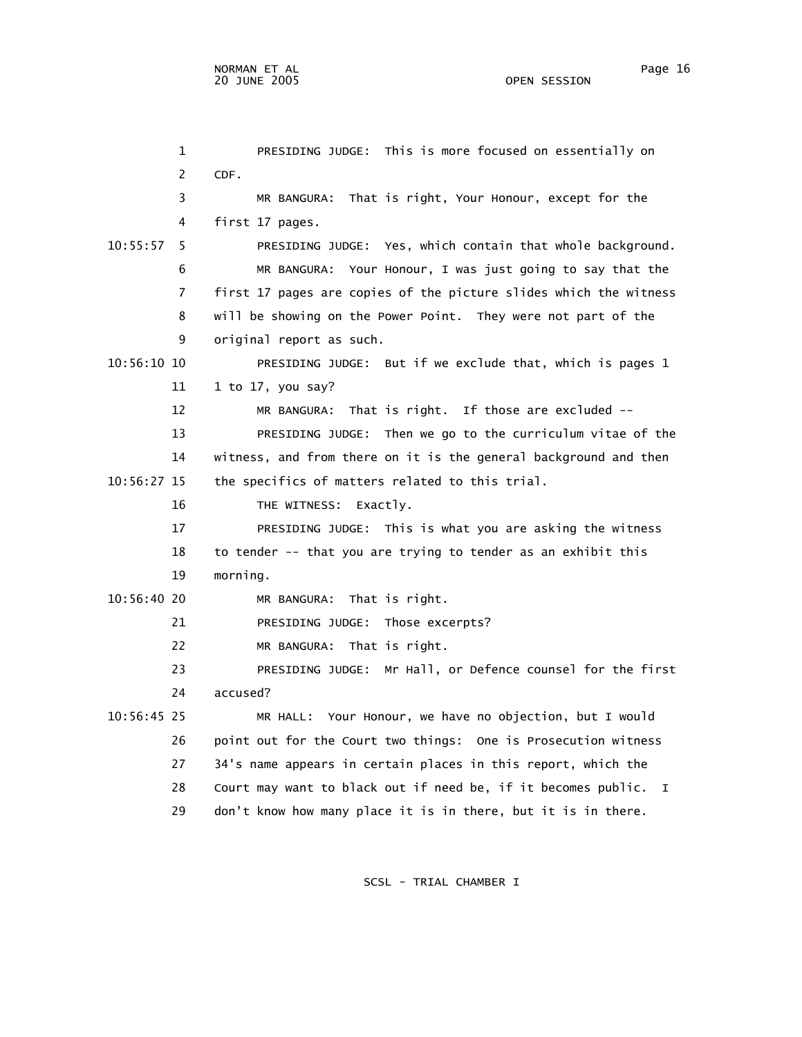1 PRESIDING JUDGE: This is more focused on essentially on
2 CDF.
3 MR BANGURA: That is right, Your Honour, except for the
4 first 17 pages.
10:55:57 5 PRESIDING JUDGE: Yes, which contain that whole background.
6 MR BANGURA: Your Honour, I was just going to say that the
7 first 17 pages are copies of the picture slides which the witness
8 will be showing on the Power Point. They were not part of the
9 original report as such.
10:56:10 10 PRESIDING JUDGE: But if we exclude that, which is pages 1
11 1 to 17, you say?
12 MR BANGURA: That is right. If those are excluded --
13 PRESIDING JUDGE: Then we go to the curriculum vitae of the
14 witness, and from there on it is the general background and then
10:56:27 15 the specifics of matters related to this trial.
16 THE WITNESS: Exactly.
17 PRESIDING JUDGE: This is what you are asking the witness
18 to tender -- that you are trying to tender as an exhibit this
19 morning.
10:56:40 20 MR BANGURA: That is right.
21 PRESIDING JUDGE: Those excerpts?
22 MR BANGURA: That is right.
23 PRESIDING JUDGE: Mr Hall, or Defence counsel for the first
24 accused?
10:56:45 25 MR HALL: Your Honour, we have no objection, but I would
26 point out for the Court two things: One is Prosecution witness
27 34's name appears in certain places in this report, which the
28 Court may want to black out if need be, if it becomes public. I
29 don't know how many place it is in there, but it is in there.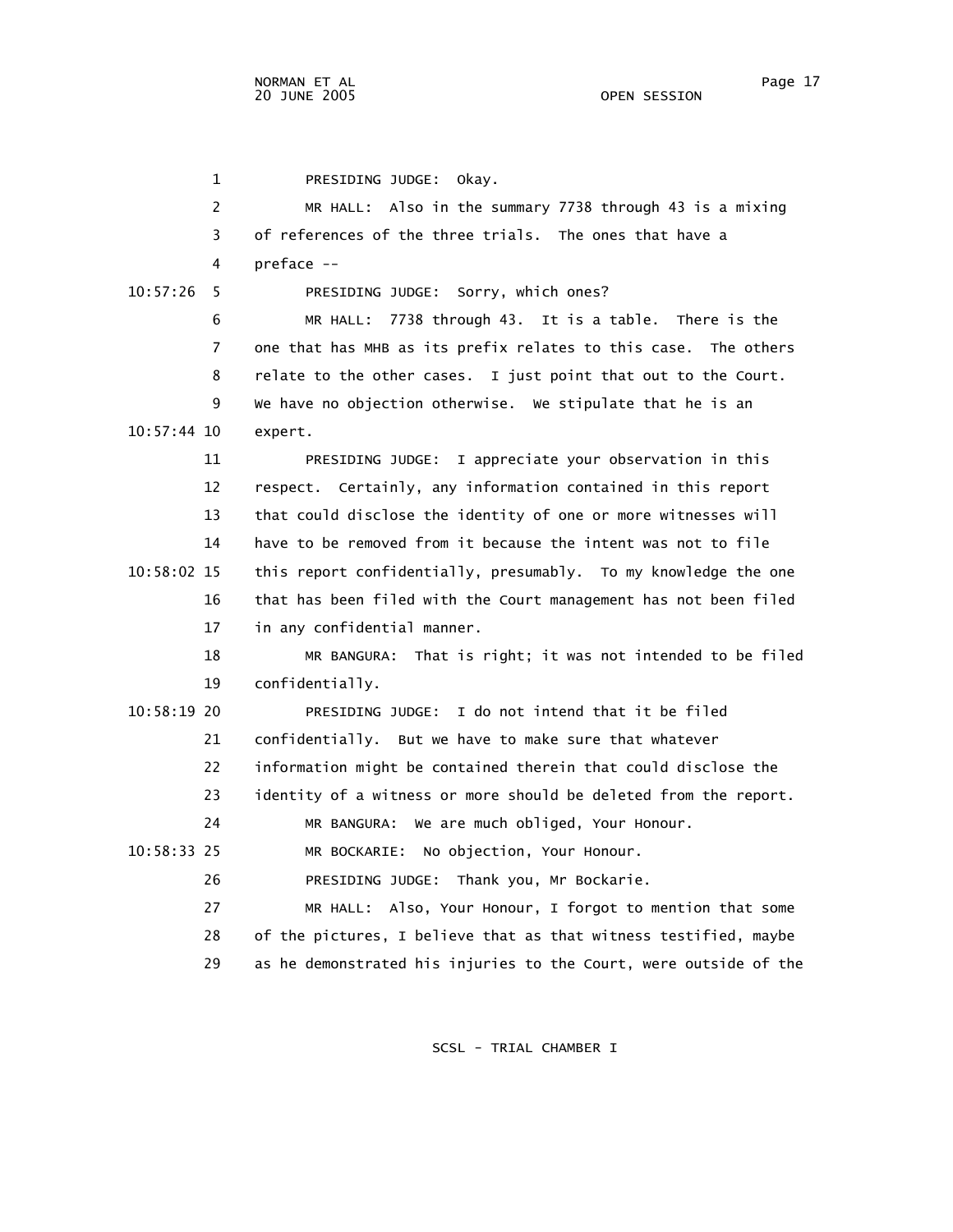PRESIDING JUDGE: Okay.

MR HALL: Also in the summary 7738 through 43 is a mixing of references of the three trials. The ones that have a preface --

PRESIDING JUDGE: Sorry, which ones?

MR HALL: 7738 through 43. It is a table. There is the one that has MHB as its prefix relates to this case. The others relate to the other cases. I just point that out to the Court. We have no objection otherwise. We stipulate that he is an expert.

PRESIDING JUDGE: I appreciate your observation in this respect. Certainly, any information contained in this report that could disclose the identity of one or more witnesses will have to be removed from it because the intent was not to file this report confidentially, presumably. To my knowledge the one that has been filed with the Court management has not been filed in any confidential manner.

MR BANGURA: That is right; it was not intended to be filed confidentially.

PRESIDING JUDGE: I do not intend that it be filed confidentially. But we have to make sure that whatever information might be contained therein that could disclose the identity of a witness or more should be deleted from the report.

MR BANGURA: We are much obliged, Your Honour.

MR BOCKARIE: No objection, Your Honour.

PRESIDING JUDGE: Thank you, Mr Bockarie.

MR HALL: Also, Your Honour, I forgot to mention that some of the pictures, I believe that as that witness testified, maybe as he demonstrated his injuries to the Court, were outside of the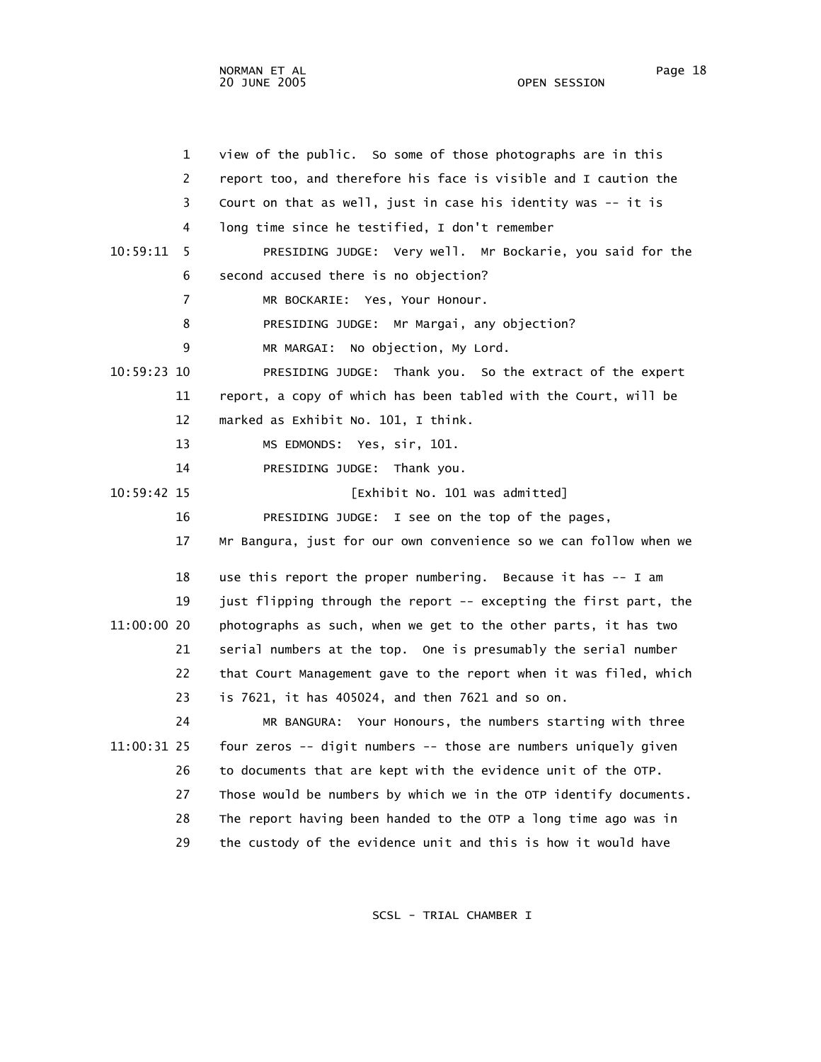view of the public. So some of those photographs are in this report too, and therefore his face is visible and I caution the Court on that as well, just in case his identity was -- it is long time since he testified, I don't remember

PRESIDING JUDGE: Very well. Mr Bockarie, you said for the second accused there is no objection?

MR BOCKARIE: Yes, Your Honour.

PRESIDING JUDGE: Mr Margai, any objection?

MR MARGAI: No objection, My Lord.

PRESIDING JUDGE: Thank you. So the extract of the expert report, a copy of which has been tabled with the Court, will be marked as Exhibit No. 101, I think.

MS EDMONDS: Yes, sir, 101.

PRESIDING JUDGE: Thank you.

[Exhibit No. 101 was admitted]

PRESIDING JUDGE: I see on the top of the pages, Mr Bangura, just for our own convenience so we can follow when we use this report the proper numbering. Because it has -- I am just flipping through the report -- excepting the first part, the photographs as such, when we get to the other parts, it has two serial numbers at the top. One is presumably the serial number that Court Management gave to the report when it was filed, which is 7621, it has 405024, and then 7621 and so on.

MR BANGURA: Your Honours, the numbers starting with three four zeros -- digit numbers -- those are numbers uniquely given to documents that are kept with the evidence unit of the OTP. Those would be numbers by which we in the OTP identify documents. The report having been handed to the OTP a long time ago was in the custody of the evidence unit and this is how it would have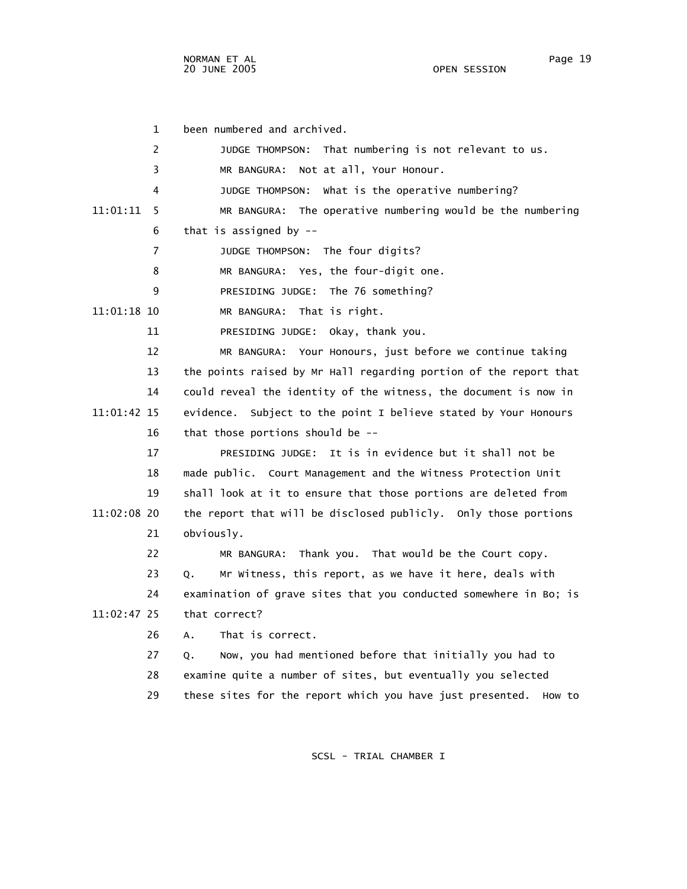1 been numbered and archived.

2 JUDGE THOMPSON: That numbering is not relevant to us.

3 MR BANGURA: Not at all, Your Honour.

4 JUDGE THOMPSON: What is the operative numbering?

11:01:11 5 MR BANGURA: The operative numbering would be the numbering

6 that is assigned by --

7 JUDGE THOMPSON: The four digits?

8 MR BANGURA: Yes, the four-digit one.

9 PRESIDING JUDGE: The 76 something?

11:01:18 10 MR BANGURA: That is right.

11 PRESIDING JUDGE: Okay, thank you.

12 MR BANGURA: Your Honours, just before we continue taking

13 the points raised by Mr Hall regarding portion of the report that

14 could reveal the identity of the witness, the document is now in

11:01:42 15 evidence. Subject to the point I believe stated by Your Honours

16 that those portions should be --

17 PRESIDING JUDGE: It is in evidence but it shall not be

18 made public. Court Management and the Witness Protection Unit

19 shall look at it to ensure that those portions are deleted from

11:02:08 20 the report that will be disclosed publicly. Only those portions

21 obviously.

22 MR BANGURA: Thank you. That would be the Court copy.

23 Q. Mr Witness, this report, as we have it here, deals with

24 examination of grave sites that you conducted somewhere in Bo; is

11:02:47 25 that correct?

26 A. That is correct.

27 Q. Now, you had mentioned before that initially you had to

28 examine quite a number of sites, but eventually you selected

29 these sites for the report which you have just presented. How to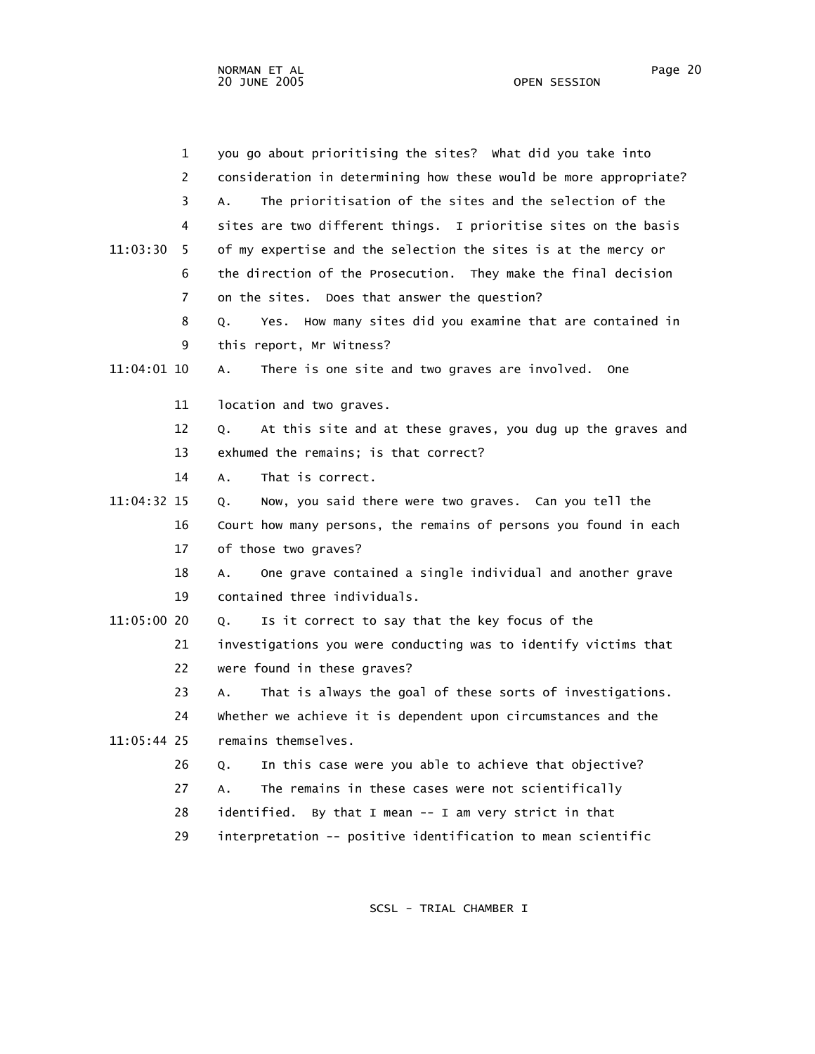you go about prioritising the sites? What did you take into consideration in determining how these would be more appropriate?

A. The prioritisation of the sites and the selection of the sites are two different things. I prioritise sites on the basis of my expertise and the selection the sites is at the mercy or the direction of the Prosecution. They make the final decision on the sites. Does that answer the question?

Q. Yes. How many sites did you examine that are contained in this report, Mr Witness?

A. There is one site and two graves are involved. One location and two graves.

Q. At this site and at these graves, you dug up the graves and exhumed the remains; is that correct?

A. That is correct.

Q. Now, you said there were two graves. Can you tell the Court how many persons, the remains of persons you found in each of those two graves?

A. One grave contained a single individual and another grave contained three individuals.

Q. Is it correct to say that the key focus of the investigations you were conducting was to identify victims that were found in these graves?

A. That is always the goal of these sorts of investigations. Whether we achieve it is dependent upon circumstances and the remains themselves.

Q. In this case were you able to achieve that objective?

A. The remains in these cases were not scientifically identified. By that I mean -- I am very strict in that interpretation -- positive identification to mean scientific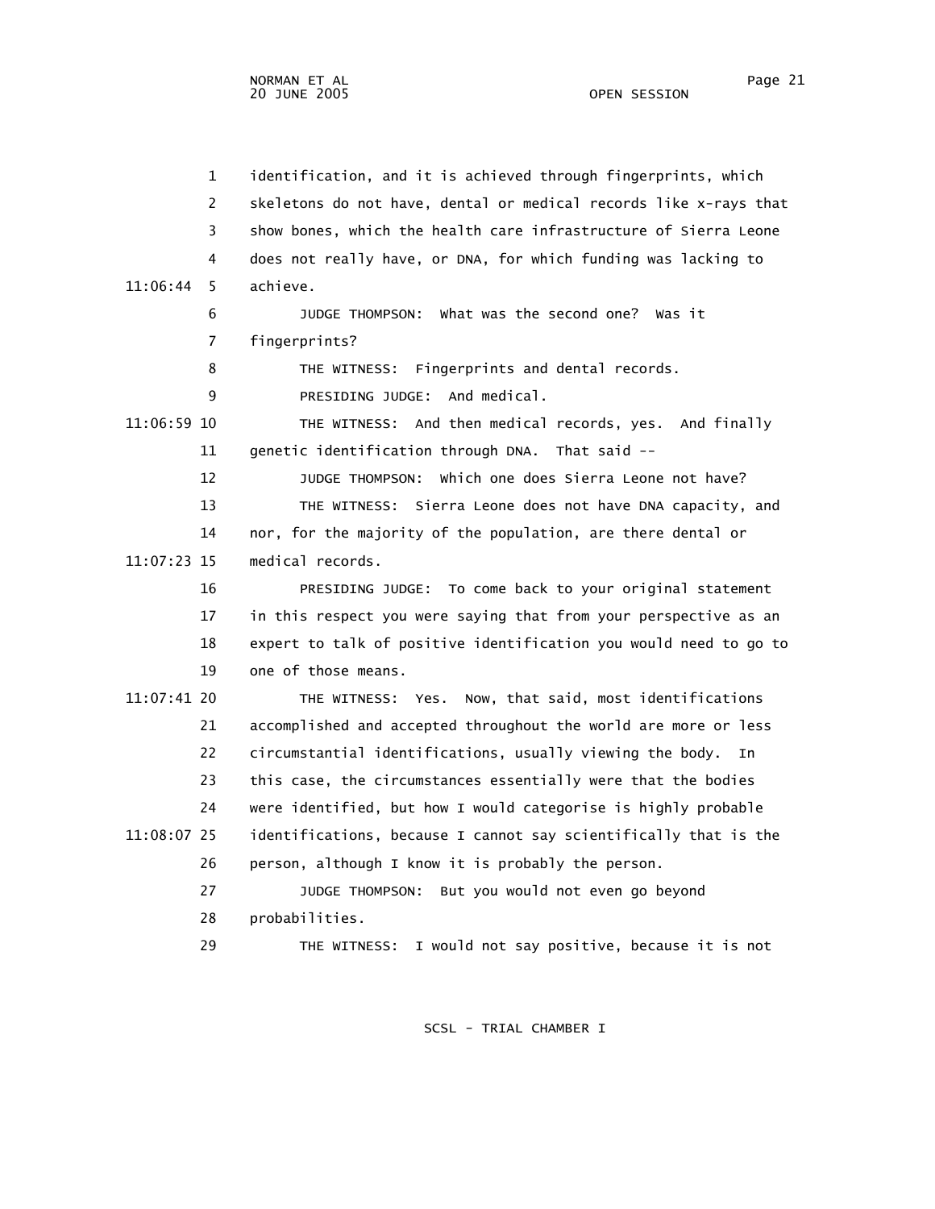identification, and it is achieved through fingerprints, which skeletons do not have, dental or medical records like x-rays that show bones, which the health care infrastructure of Sierra Leone does not really have, or DNA, for which funding was lacking to achieve.

JUDGE THOMPSON: What was the second one? Was it fingerprints?

THE WITNESS: Fingerprints and dental records.

PRESIDING JUDGE: And medical.

THE WITNESS: And then medical records, yes. And finally genetic identification through DNA. That said --

JUDGE THOMPSON: Which one does Sierra Leone not have?

THE WITNESS: Sierra Leone does not have DNA capacity, and nor, for the majority of the population, are there dental or medical records.

PRESIDING JUDGE: To come back to your original statement in this respect you were saying that from your perspective as an expert to talk of positive identification you would need to go to one of those means.

THE WITNESS: Yes. Now, that said, most identifications accomplished and accepted throughout the world are more or less circumstantial identifications, usually viewing the body. In this case, the circumstances essentially were that the bodies were identified, but how I would categorise is highly probable identifications, because I cannot say scientifically that is the person, although I know it is probably the person.

JUDGE THOMPSON: But you would not even go beyond probabilities.

THE WITNESS: I would not say positive, because it is not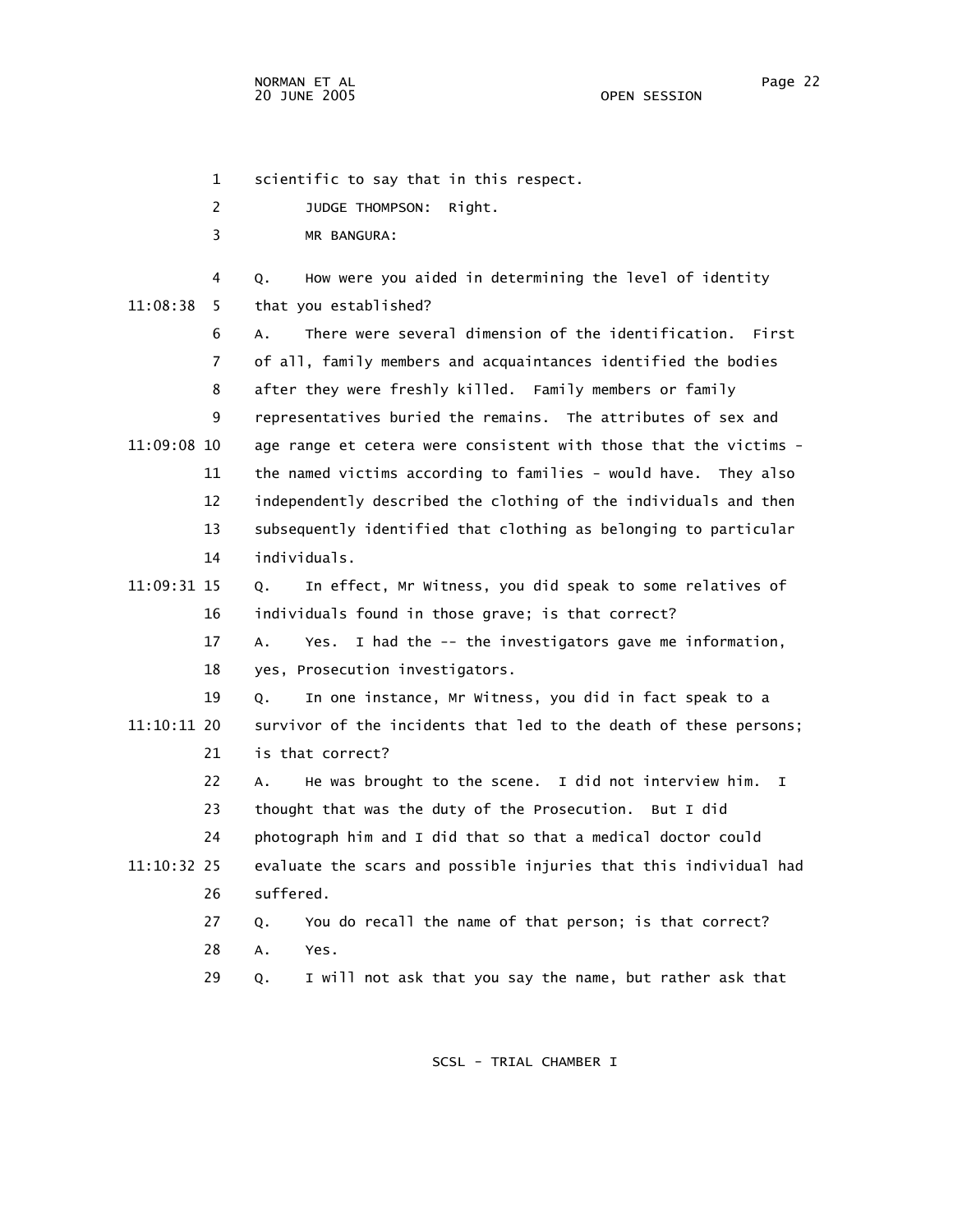scientific to say that in this respect.

JUDGE THOMPSON: Right.

MR BANGURA:

Q. How were you aided in determining the level of identity that you established?

A. There were several dimension of the identification. First of all, family members and acquaintances identified the bodies after they were freshly killed. Family members or family representatives buried the remains. The attributes of sex and age range et cetera were consistent with those that the victims - the named victims according to families - would have. They also independently described the clothing of the individuals and then subsequently identified that clothing as belonging to particular individuals.

Q. In effect, Mr Witness, you did speak to some relatives of individuals found in those grave; is that correct?

A. Yes. I had the -- the investigators gave me information, yes, Prosecution investigators.

Q. In one instance, Mr Witness, you did in fact speak to a survivor of the incidents that led to the death of these persons; is that correct?

A. He was brought to the scene. I did not interview him. I thought that was the duty of the Prosecution. But I did photograph him and I did that so that a medical doctor could evaluate the scars and possible injuries that this individual had suffered.

Q. You do recall the name of that person; is that correct?

A. Yes.

Q. I will not ask that you say the name, but rather ask that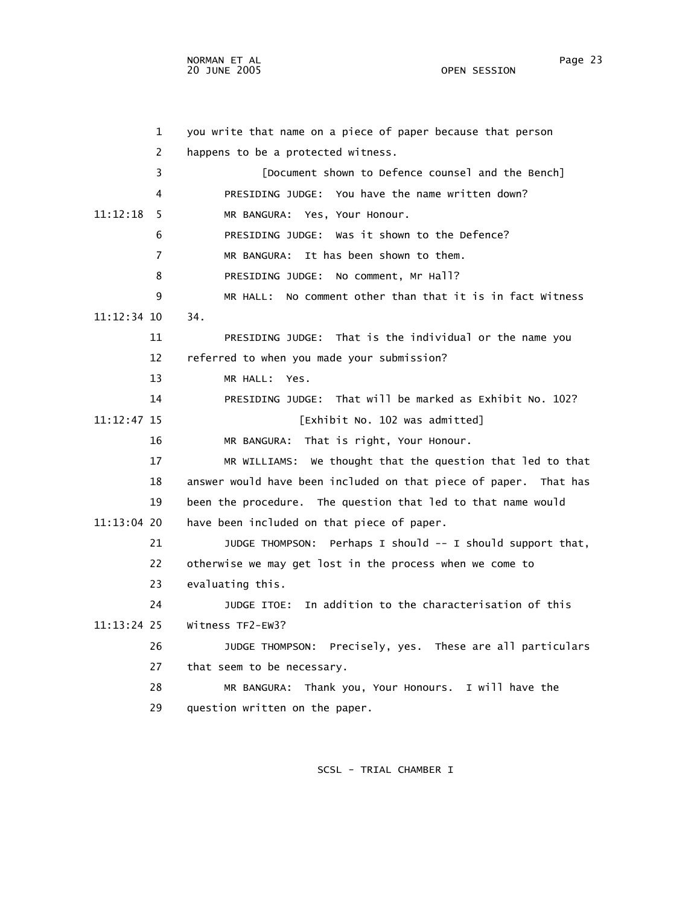1 you write that name on a piece of paper because that person

2 happens to be a protected witness.

3 [Document shown to Defence counsel and the Bench]

4 PRESIDING JUDGE: You have the name written down?

11:12:18 5 MR BANGURA: Yes, Your Honour.

6 PRESIDING JUDGE: Was it shown to the Defence?

7 MR BANGURA: It has been shown to them.

8 PRESIDING JUDGE: No comment, Mr Hall?

9 MR HALL: No comment other than that it is in fact Witness

11:12:34 10 34.

11 PRESIDING JUDGE: That is the individual or the name you

12 referred to when you made your submission?

13 MR HALL: Yes.

14 PRESIDING JUDGE: That will be marked as Exhibit No. 102?

11:12:47 15 [Exhibit No. 102 was admitted]

16 MR BANGURA: That is right, Your Honour.

17 MR WILLIAMS: We thought that the question that led to that

18 answer would have been included on that piece of paper. That has

19 been the procedure. The question that led to that name would

11:13:04 20 have been included on that piece of paper.

21 JUDGE THOMPSON: Perhaps I should -- I should support that,

22 otherwise we may get lost in the process when we come to

23 evaluating this.

24 JUDGE ITOE: In addition to the characterisation of this

11:13:24 25 Witness TF2-EW3?

26 JUDGE THOMPSON: Precisely, yes. These are all particulars

27 that seem to be necessary.

28 MR BANGURA: Thank you, Your Honours. I will have the

29 question written on the paper.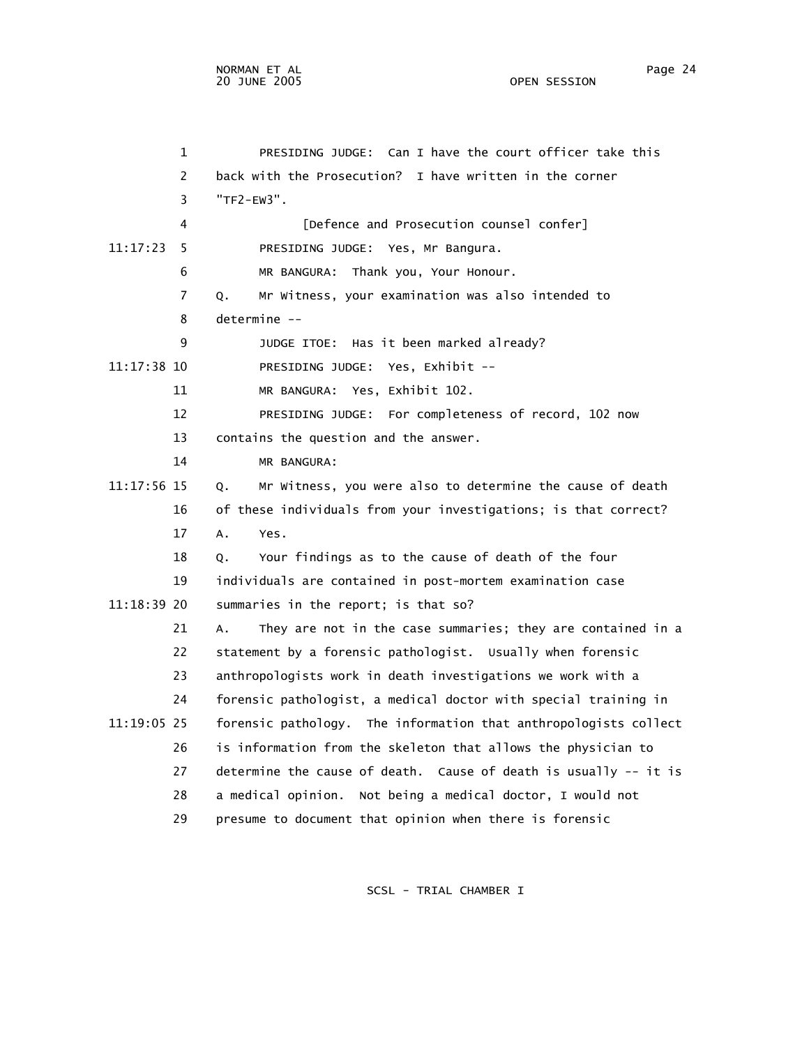1 PRESIDING JUDGE: Can I have the court officer take this
2 back with the Prosecution? I have written in the corner
3 "TF2-EW3".
4 [Defence and Prosecution counsel confer]
11:17:23 5 PRESIDING JUDGE: Yes, Mr Bangura.
6 MR BANGURA: Thank you, Your Honour.
7 Q. Mr Witness, your examination was also intended to
8 determine --
9 JUDGE ITOE: Has it been marked already?
11:17:38 10 PRESIDING JUDGE: Yes, Exhibit --
11 MR BANGURA: Yes, Exhibit 102.
12 PRESIDING JUDGE: For completeness of record, 102 now
13 contains the question and the answer.
14 MR BANGURA:
11:17:56 15 Q. Mr Witness, you were also to determine the cause of death
16 of these individuals from your investigations; is that correct?
17 A. Yes.
18 Q. Your findings as to the cause of death of the four
19 individuals are contained in post-mortem examination case
11:18:39 20 summaries in the report; is that so?
21 A. They are not in the case summaries; they are contained in a
22 statement by a forensic pathologist. Usually when forensic
23 anthropologists work in death investigations we work with a
24 forensic pathologist, a medical doctor with special training in
11:19:05 25 forensic pathology. The information that anthropologists collect
26 is information from the skeleton that allows the physician to
27 determine the cause of death. Cause of death is usually -- it is
28 a medical opinion. Not being a medical doctor, I would not
29 presume to document that opinion when there is forensic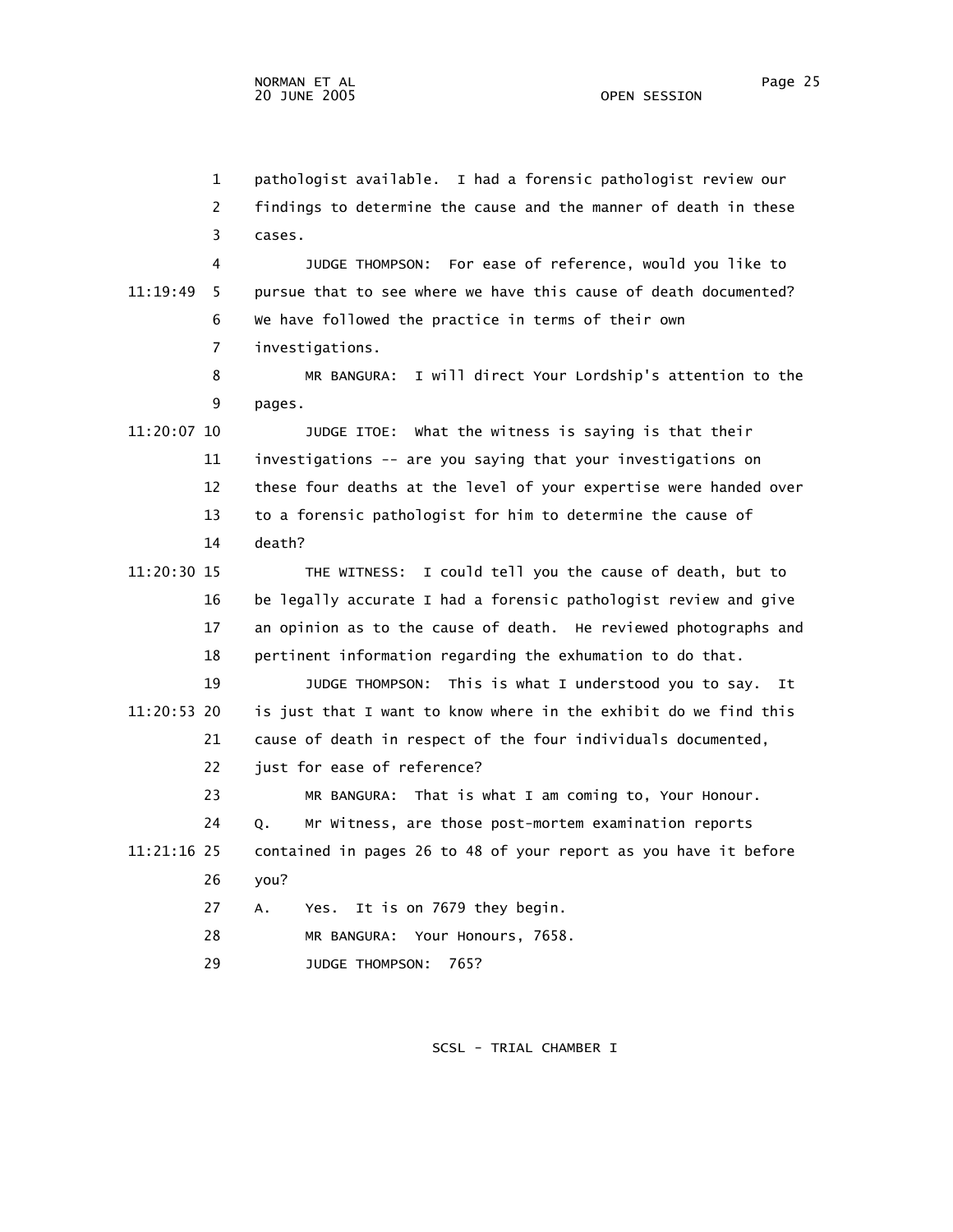1 pathologist available. I had a forensic pathologist review our
2 findings to determine the cause and the manner of death in these
3 cases.

4 JUDGE THOMPSON: For ease of reference, would you like to
11:19:49 5 pursue that to see where we have this cause of death documented?
6 We have followed the practice in terms of their own
7 investigations.

8 MR BANGURA: I will direct Your Lordship's attention to the
9 pages.

11:20:07 10 JUDGE ITOE: What the witness is saying is that their
11 investigations -- are you saying that your investigations on
12 these four deaths at the level of your expertise were handed over
13 to a forensic pathologist for him to determine the cause of
14 death?

11:20:30 15 THE WITNESS: I could tell you the cause of death, but to
16 be legally accurate I had a forensic pathologist review and give
17 an opinion as to the cause of death. He reviewed photographs and
18 pertinent information regarding the exhumation to do that.

19 JUDGE THOMPSON: This is what I understood you to say. It
11:20:53 20 is just that I want to know where in the exhibit do we find this
21 cause of death in respect of the four individuals documented,
22 just for ease of reference?

23 MR BANGURA: That is what I am coming to, Your Honour.

24 Q. Mr Witness, are those post-mortem examination reports
11:21:16 25 contained in pages 26 to 48 of your report as you have it before
26 you?

27 A. Yes. It is on 7679 they begin.

28 MR BANGURA: Your Honours, 7658.

29 JUDGE THOMPSON: 765?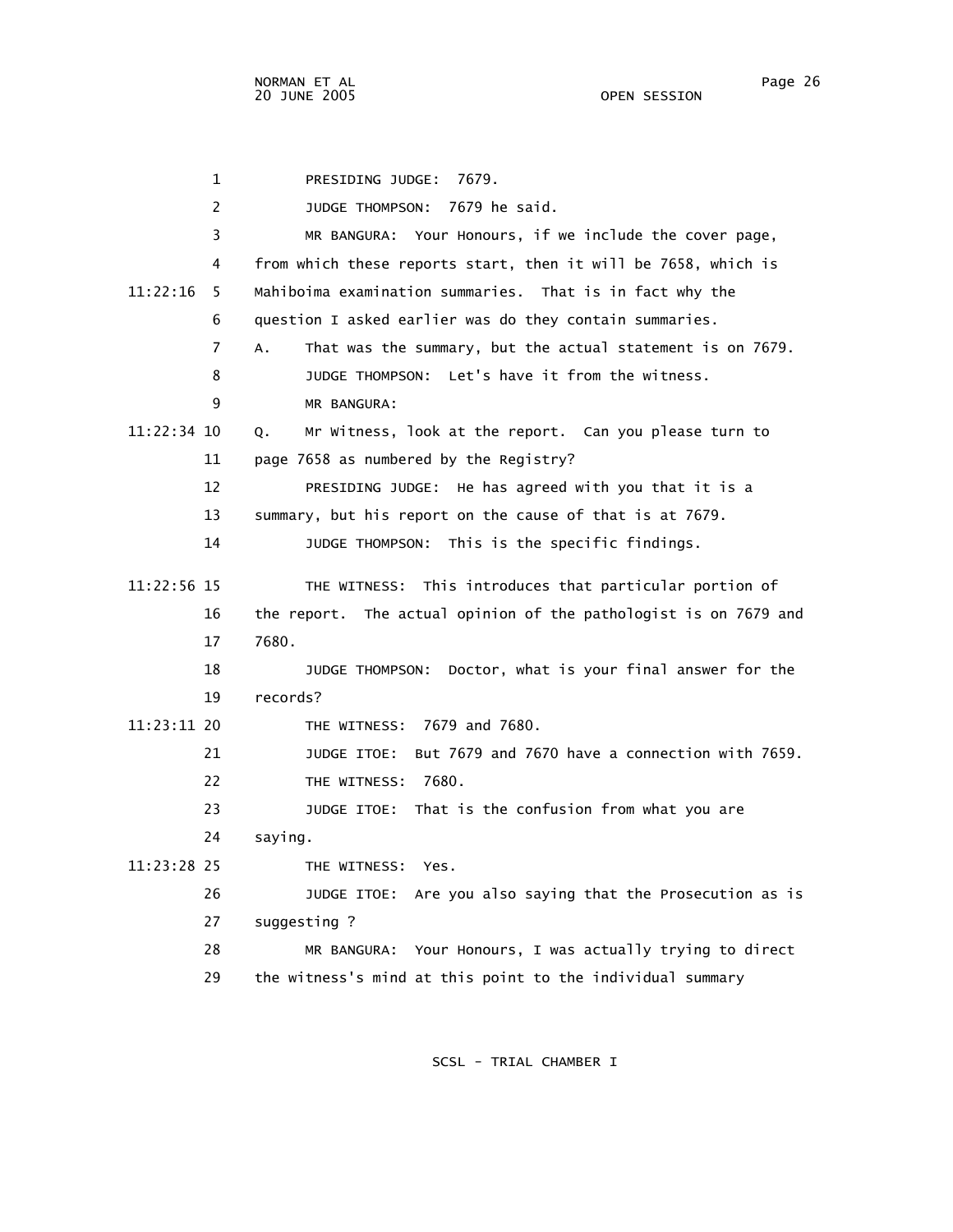PRESIDING JUDGE: 7679.

JUDGE THOMPSON: 7679 he said.

MR BANGURA: Your Honours, if we include the cover page, from which these reports start, then it will be 7658, which is Mahiboima examination summaries. That is in fact why the question I asked earlier was do they contain summaries.

A. That was the summary, but the actual statement is on 7679.

JUDGE THOMPSON: Let's have it from the witness.

MR BANGURA:

Q. Mr Witness, look at the report. Can you please turn to page 7658 as numbered by the Registry?

PRESIDING JUDGE: He has agreed with you that it is a summary, but his report on the cause of that is at 7679.

JUDGE THOMPSON: This is the specific findings.

THE WITNESS: This introduces that particular portion of the report. The actual opinion of the pathologist is on 7679 and 7680.

JUDGE THOMPSON: Doctor, what is your final answer for the records?

THE WITNESS: 7679 and 7680.

JUDGE ITOE: But 7679 and 7670 have a connection with 7659.

THE WITNESS: 7680.

JUDGE ITOE: That is the confusion from what you are saying.

THE WITNESS: Yes.

JUDGE ITOE: Are you also saying that the Prosecution as is suggesting ?

MR BANGURA: Your Honours, I was actually trying to direct the witness's mind at this point to the individual summary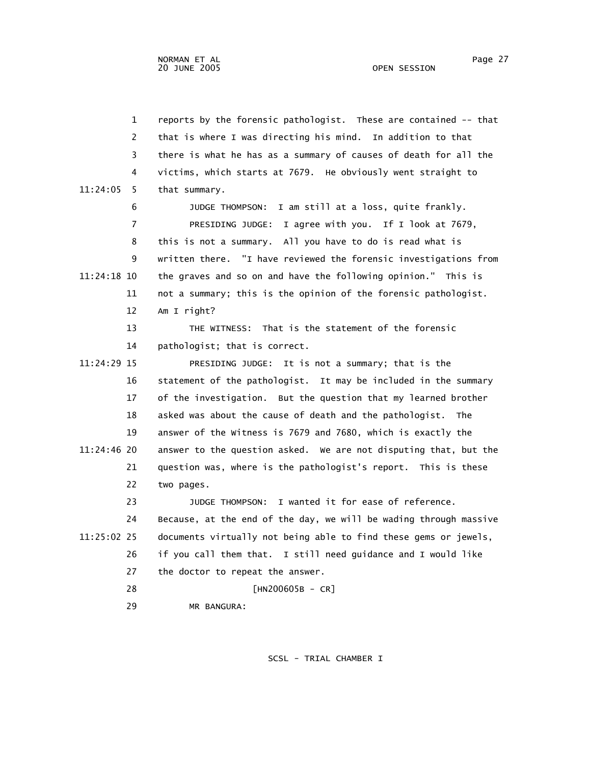reports by the forensic pathologist. These are contained -- that that is where I was directing his mind. In addition to that there is what he has as a summary of causes of death for all the victims, which starts at 7679. He obviously went straight to that summary.

JUDGE THOMPSON: I am still at a loss, quite frankly.

PRESIDING JUDGE: I agree with you. If I look at 7679, this is not a summary. All you have to do is read what is written there. "I have reviewed the forensic investigations from the graves and so on and have the following opinion." This is not a summary; this is the opinion of the forensic pathologist. Am I right?

THE WITNESS: That is the statement of the forensic pathologist; that is correct.

PRESIDING JUDGE: It is not a summary; that is the statement of the pathologist. It may be included in the summary of the investigation. But the question that my learned brother asked was about the cause of death and the pathologist. The answer of the Witness is 7679 and 7680, which is exactly the answer to the question asked. We are not disputing that, but the question was, where is the pathologist's report. This is these two pages.

JUDGE THOMPSON: I wanted it for ease of reference. Because, at the end of the day, we will be wading through massive documents virtually not being able to find these gems or jewels, if you call them that. I still need guidance and I would like the doctor to repeat the answer.

[HN200605B - CR]

MR BANGURA: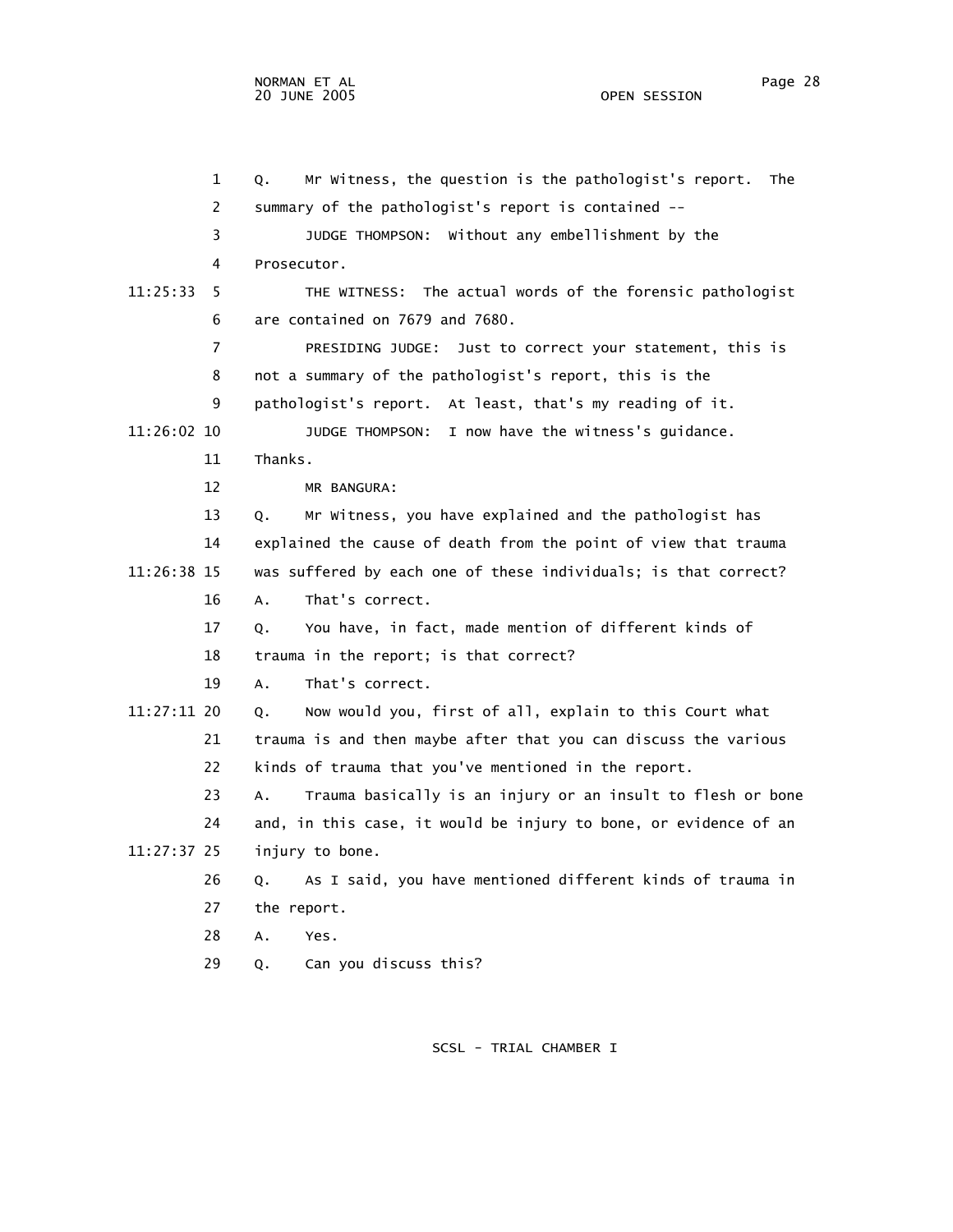Q. Mr Witness, the question is the pathologist's report. The summary of the pathologist's report is contained --

JUDGE THOMPSON: Without any embellishment by the Prosecutor.

11:25:33 THE WITNESS: The actual words of the forensic pathologist are contained on 7679 and 7680.

PRESIDING JUDGE: Just to correct your statement, this is not a summary of the pathologist's report, this is the pathologist's report. At least, that's my reading of it.

11:26:02 JUDGE THOMPSON: I now have the witness's guidance. Thanks.

MR BANGURA:

Q. Mr Witness, you have explained and the pathologist has explained the cause of death from the point of view that trauma

11:26:38 was suffered by each one of these individuals; is that correct?

A. That's correct.

Q. You have, in fact, made mention of different kinds of trauma in the report; is that correct?

A. That's correct.

11:27:11 Q. Now would you, first of all, explain to this Court what trauma is and then maybe after that you can discuss the various kinds of trauma that you've mentioned in the report.

A. Trauma basically is an injury or an insult to flesh or bone and, in this case, it would be injury to bone, or evidence of an

11:27:37 injury to bone.

Q. As I said, you have mentioned different kinds of trauma in the report.

A. Yes.

Q. Can you discuss this?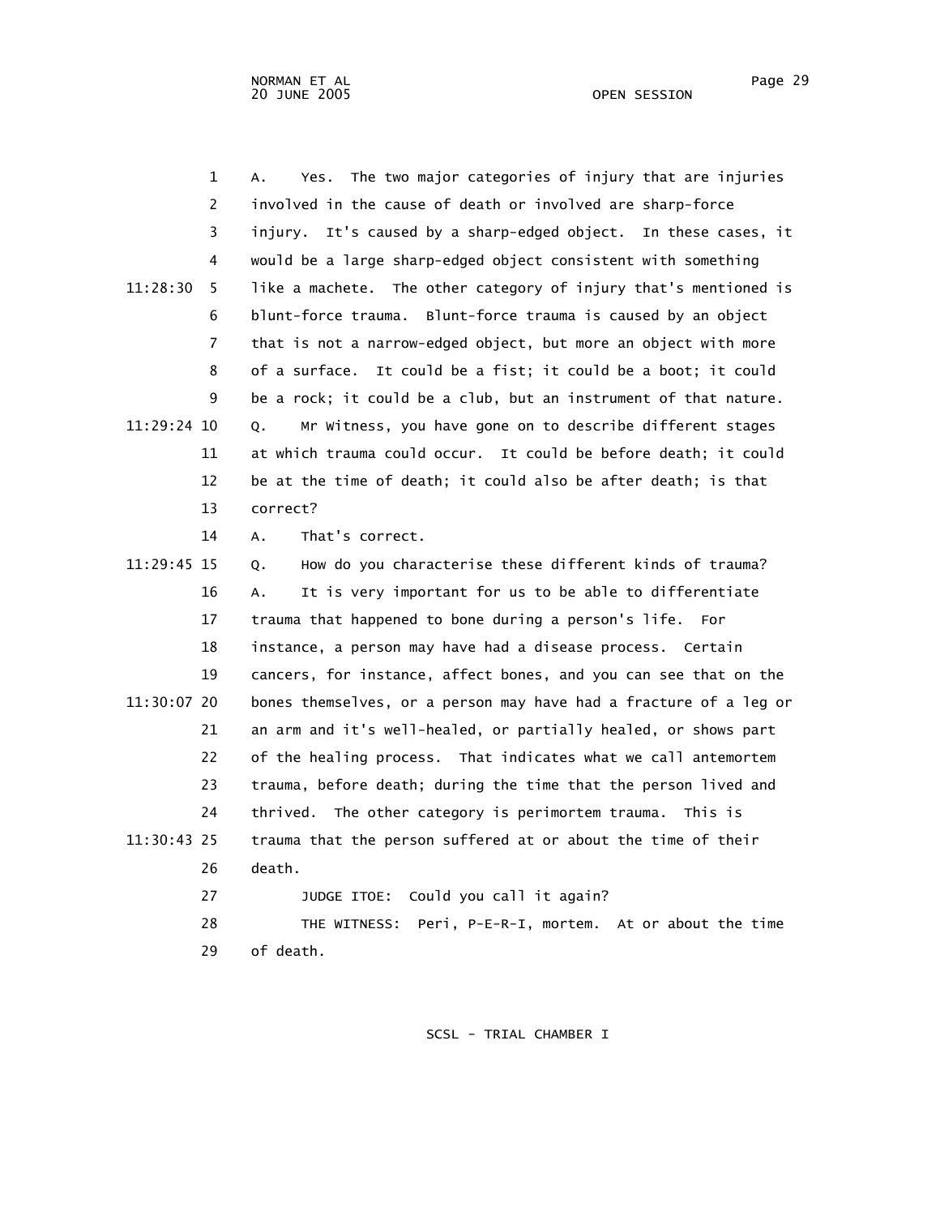1 A. Yes. The two major categories of injury that are injuries
2 involved in the cause of death or involved are sharp-force
3 injury. It's caused by a sharp-edged object. In these cases, it
4 would be a large sharp-edged object consistent with something
11:28:30 5 like a machete. The other category of injury that's mentioned is
6 blunt-force trauma. Blunt-force trauma is caused by an object
7 that is not a narrow-edged object, but more an object with more
8 of a surface. It could be a fist; it could be a boot; it could
9 be a rock; it could be a club, but an instrument of that nature.
11:29:24 10 Q. Mr Witness, you have gone on to describe different stages
11 at which trauma could occur. It could be before death; it could
12 be at the time of death; it could also be after death; is that
13 correct?
14 A. That's correct.
11:29:45 15 Q. How do you characterise these different kinds of trauma?
16 A. It is very important for us to be able to differentiate
17 trauma that happened to bone during a person's life. For
18 instance, a person may have had a disease process. Certain
19 cancers, for instance, affect bones, and you can see that on the
11:30:07 20 bones themselves, or a person may have had a fracture of a leg or
21 an arm and it's well-healed, or partially healed, or shows part
22 of the healing process. That indicates what we call antemortem
23 trauma, before death; during the time that the person lived and
24 thrived. The other category is perimortem trauma. This is
11:30:43 25 trauma that the person suffered at or about the time of their
26 death.
27 JUDGE ITOE: Could you call it again?
28 THE WITNESS: Peri, P-E-R-I, mortem. At or about the time
29 of death.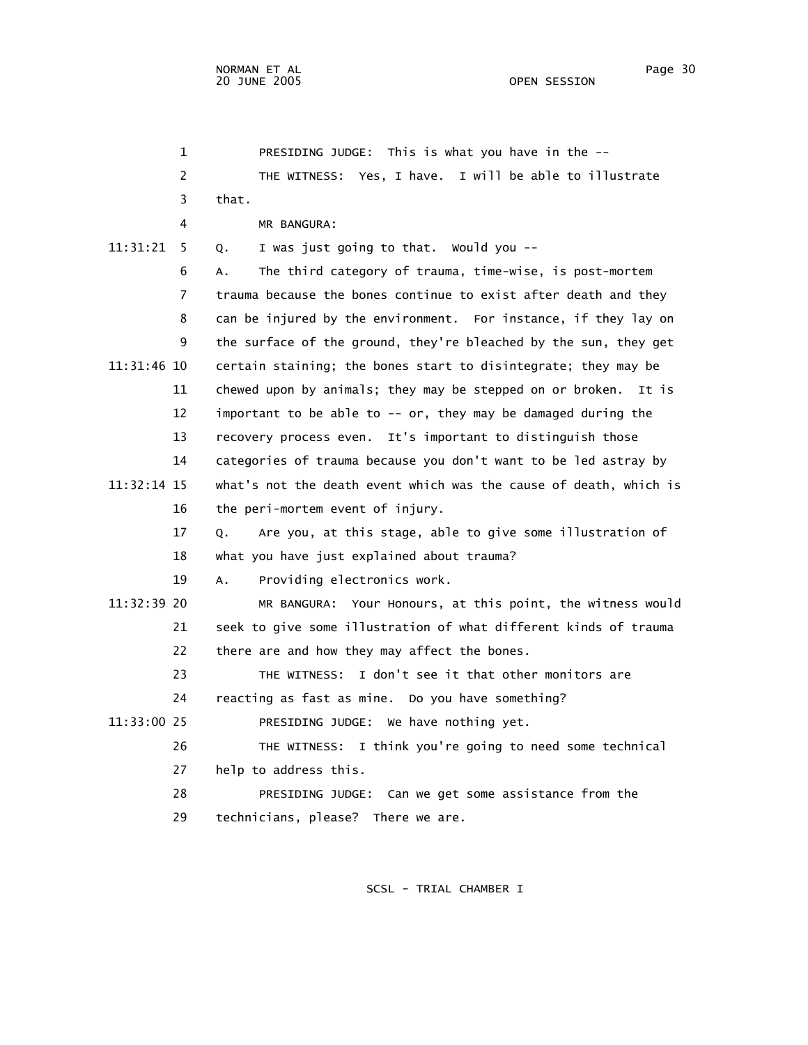PRESIDING JUDGE: This is what you have in the --

THE WITNESS: Yes, I have. I will be able to illustrate that.

MR BANGURA:

Q. I was just going to that. Would you --

A. The third category of trauma, time-wise, is post-mortem trauma because the bones continue to exist after death and they can be injured by the environment. For instance, if they lay on the surface of the ground, they're bleached by the sun, they get certain staining; the bones start to disintegrate; they may be chewed upon by animals; they may be stepped on or broken. It is important to be able to -- or, they may be damaged during the recovery process even. It's important to distinguish those categories of trauma because you don't want to be led astray by what's not the death event which was the cause of death, which is the peri-mortem event of injury.

Q. Are you, at this stage, able to give some illustration of what you have just explained about trauma?

A. Providing electronics work.

MR BANGURA: Your Honours, at this point, the witness would seek to give some illustration of what different kinds of trauma there are and how they may affect the bones.

THE WITNESS: I don't see it that other monitors are reacting as fast as mine. Do you have something?

PRESIDING JUDGE: We have nothing yet.

THE WITNESS: I think you're going to need some technical help to address this.

PRESIDING JUDGE: Can we get some assistance from the technicians, please? There we are.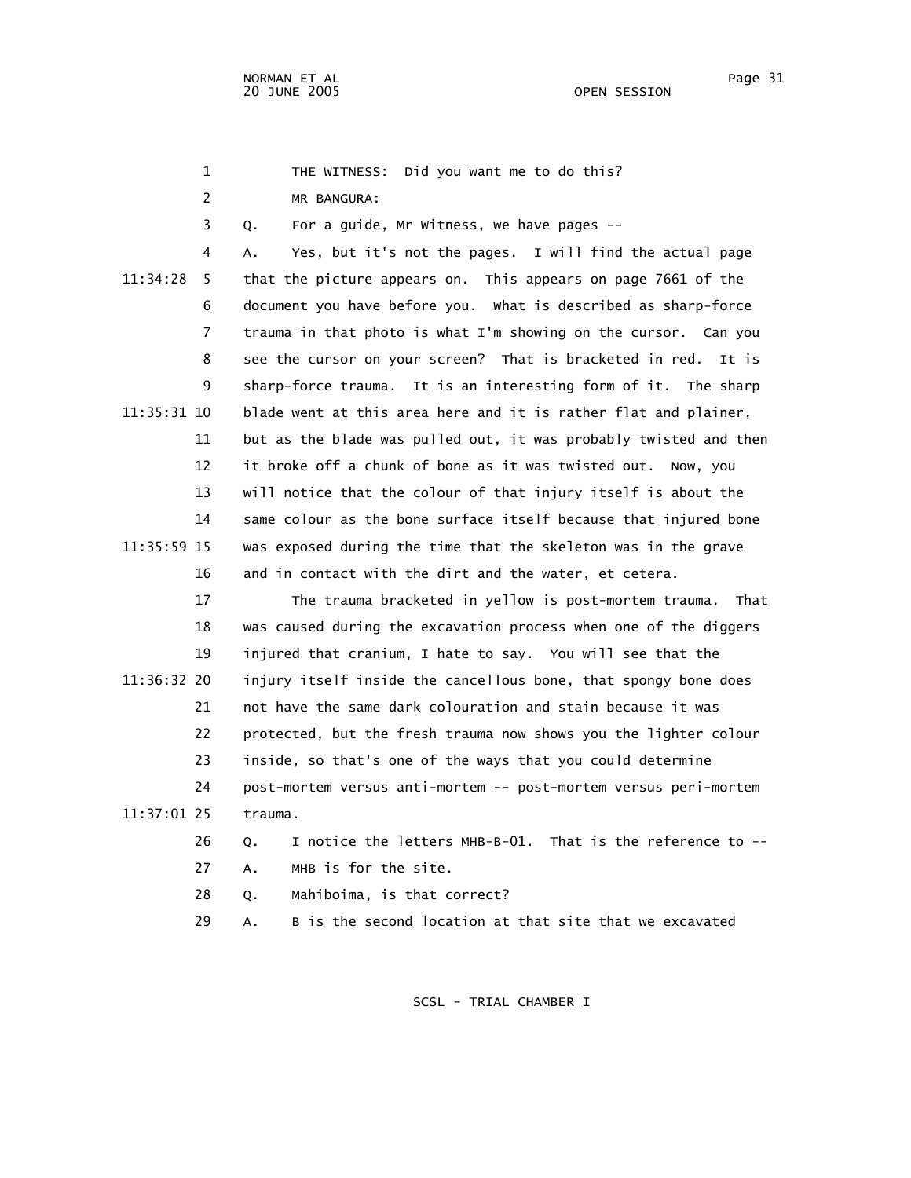THE WITNESS: Did you want me to do this?

MR BANGURA:

Q. For a guide, Mr Witness, we have pages --

A. Yes, but it's not the pages. I will find the actual page that the picture appears on. This appears on page 7661 of the document you have before you. What is described as sharp-force trauma in that photo is what I'm showing on the cursor. Can you see the cursor on your screen? That is bracketed in red. It is sharp-force trauma. It is an interesting form of it. The sharp blade went at this area here and it is rather flat and plainer, but as the blade was pulled out, it was probably twisted and then it broke off a chunk of bone as it was twisted out. Now, you will notice that the colour of that injury itself is about the same colour as the bone surface itself because that injured bone was exposed during the time that the skeleton was in the grave and in contact with the dirt and the water, et cetera.

The trauma bracketed in yellow is post-mortem trauma. That was caused during the excavation process when one of the diggers injured that cranium, I hate to say. You will see that the injury itself inside the cancellous bone, that spongy bone does not have the same dark colouration and stain because it was protected, but the fresh trauma now shows you the lighter colour inside, so that's one of the ways that you could determine post-mortem versus anti-mortem -- post-mortem versus peri-mortem trauma.

Q. I notice the letters MHB-B-01. That is the reference to --

A. MHB is for the site.

Q. Mahiboima, is that correct?

A. B is the second location at that site that we excavated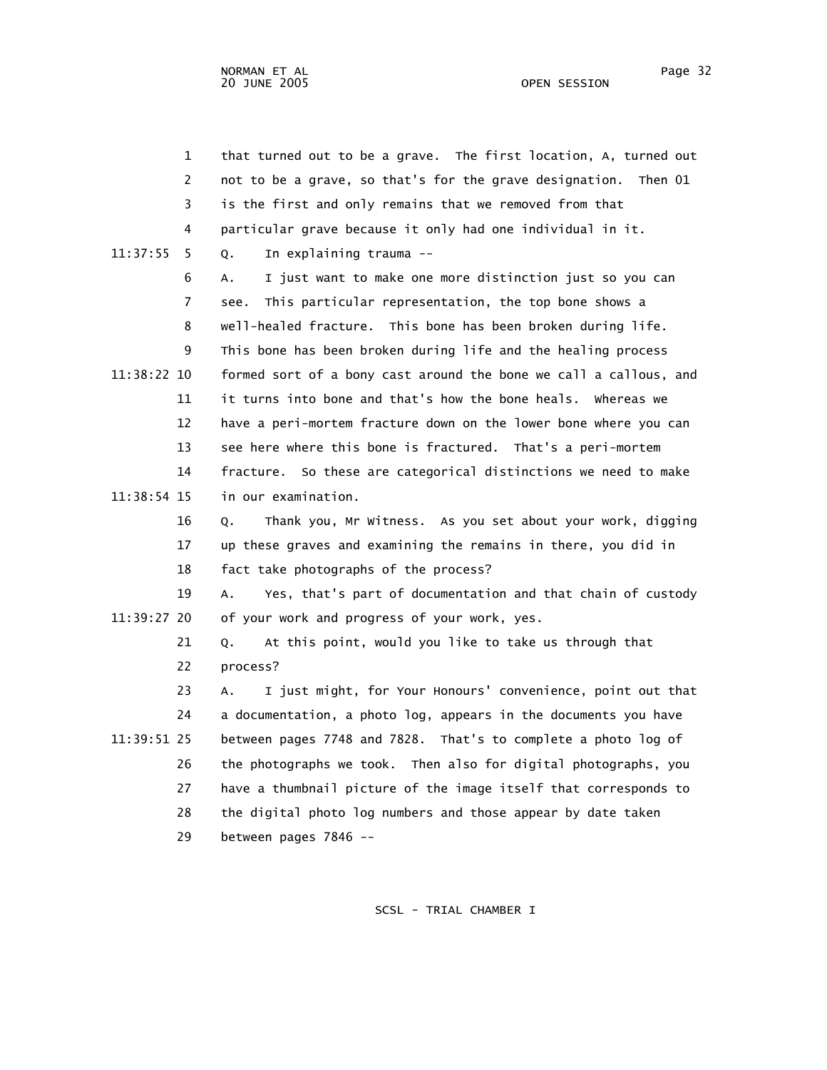1 that turned out to be a grave. The first location, A, turned out
2 not to be a grave, so that's for the grave designation. Then 01
3 is the first and only remains that we removed from that
4 particular grave because it only had one individual in it.

11:37:55 5 Q. In explaining trauma --

6 A. I just want to make one more distinction just so you can
7 see. This particular representation, the top bone shows a
8 well-healed fracture. This bone has been broken during life.
9 This bone has been broken during life and the healing process

11:38:22 10 formed sort of a bony cast around the bone we call a callous, and
11 it turns into bone and that's how the bone heals. Whereas we
12 have a peri-mortem fracture down on the lower bone where you can
13 see here where this bone is fractured. That's a peri-mortem
14 fracture. So these are categorical distinctions we need to make

11:38:54 15 in our examination.

16 Q. Thank you, Mr Witness. As you set about your work, digging
17 up these graves and examining the remains in there, you did in
18 fact take photographs of the process?
19 A. Yes, that's part of documentation and that chain of custody

11:39:27 20 of your work and progress of your work, yes.

21 Q. At this point, would you like to take us through that
22 process?
23 A. I just might, for Your Honours' convenience, point out that
24 a documentation, a photo log, appears in the documents you have

11:39:51 25 between pages 7748 and 7828. That's to complete a photo log of
26 the photographs we took. Then also for digital photographs, you
27 have a thumbnail picture of the image itself that corresponds to
28 the digital photo log numbers and those appear by date taken
29 between pages 7846 --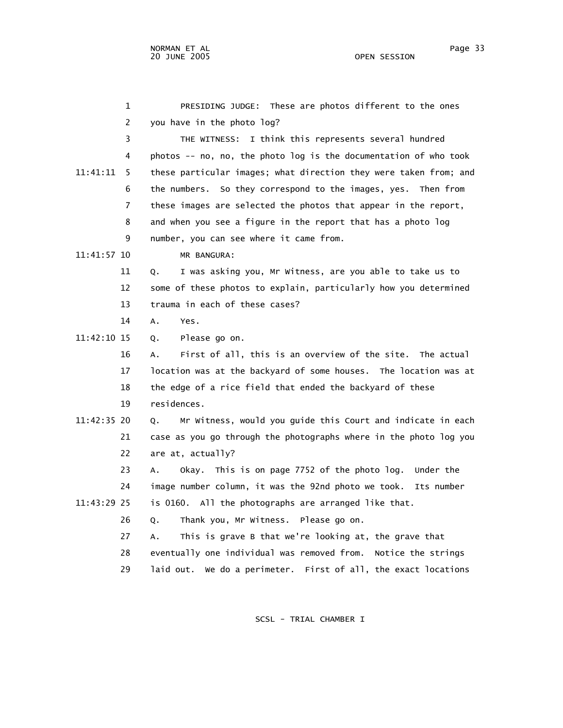PRESIDING JUDGE: These are photos different to the ones you have in the photo log?

THE WITNESS: I think this represents several hundred photos -- no, no, the photo log is the documentation of who took these particular images; what direction they were taken from; and the numbers. So they correspond to the images, yes. Then from these images are selected the photos that appear in the report, and when you see a figure in the report that has a photo log number, you can see where it came from.

MR BANGURA:

Q. I was asking you, Mr Witness, are you able to take us to some of these photos to explain, particularly how you determined trauma in each of these cases?

A. Yes.

Q. Please go on.

A. First of all, this is an overview of the site. The actual location was at the backyard of some houses. The location was at the edge of a rice field that ended the backyard of these residences.

Q. Mr Witness, would you guide this Court and indicate in each case as you go through the photographs where in the photo log you are at, actually?

A. Okay. This is on page 7752 of the photo log. Under the image number column, it was the 92nd photo we took. Its number is 0160. All the photographs are arranged like that.

Q. Thank you, Mr Witness. Please go on.

A. This is grave B that we're looking at, the grave that eventually one individual was removed from. Notice the strings laid out. We do a perimeter. First of all, the exact locations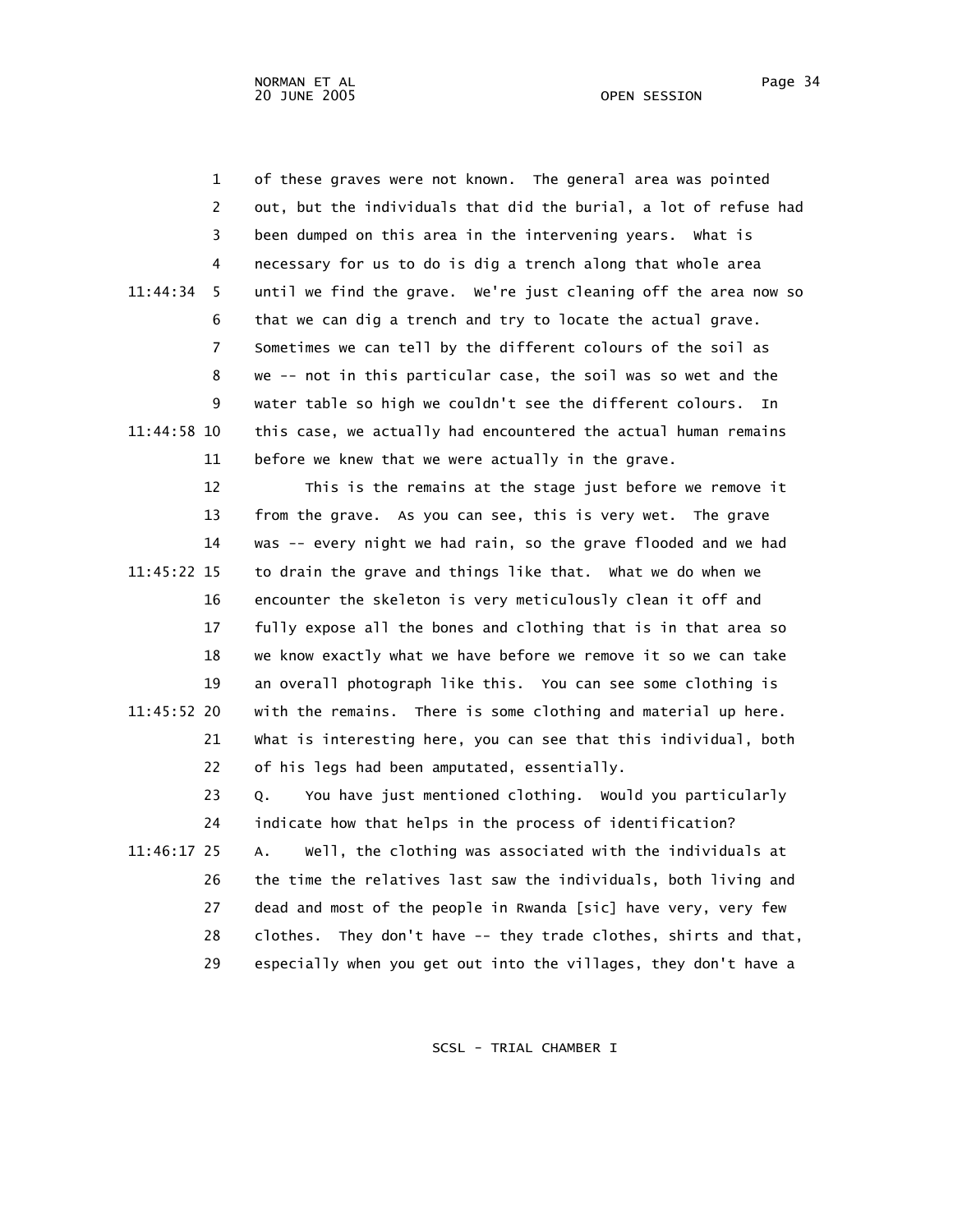of these graves were not known. The general area was pointed out, but the individuals that did the burial, a lot of refuse had been dumped on this area in the intervening years. What is necessary for us to do is dig a trench along that whole area until we find the grave. We're just cleaning off the area now so that we can dig a trench and try to locate the actual grave. Sometimes we can tell by the different colours of the soil as we -- not in this particular case, the soil was so wet and the water table so high we couldn't see the different colours. In this case, we actually had encountered the actual human remains before we knew that we were actually in the grave.

This is the remains at the stage just before we remove it from the grave. As you can see, this is very wet. The grave was -- every night we had rain, so the grave flooded and we had to drain the grave and things like that. What we do when we encounter the skeleton is very meticulously clean it off and fully expose all the bones and clothing that is in that area so we know exactly what we have before we remove it so we can take an overall photograph like this. You can see some clothing is with the remains. There is some clothing and material up here. What is interesting here, you can see that this individual, both of his legs had been amputated, essentially.

Q. You have just mentioned clothing. Would you particularly indicate how that helps in the process of identification?

A. Well, the clothing was associated with the individuals at the time the relatives last saw the individuals, both living and dead and most of the people in Rwanda [sic] have very, very few clothes. They don't have -- they trade clothes, shirts and that, especially when you get out into the villages, they don't have a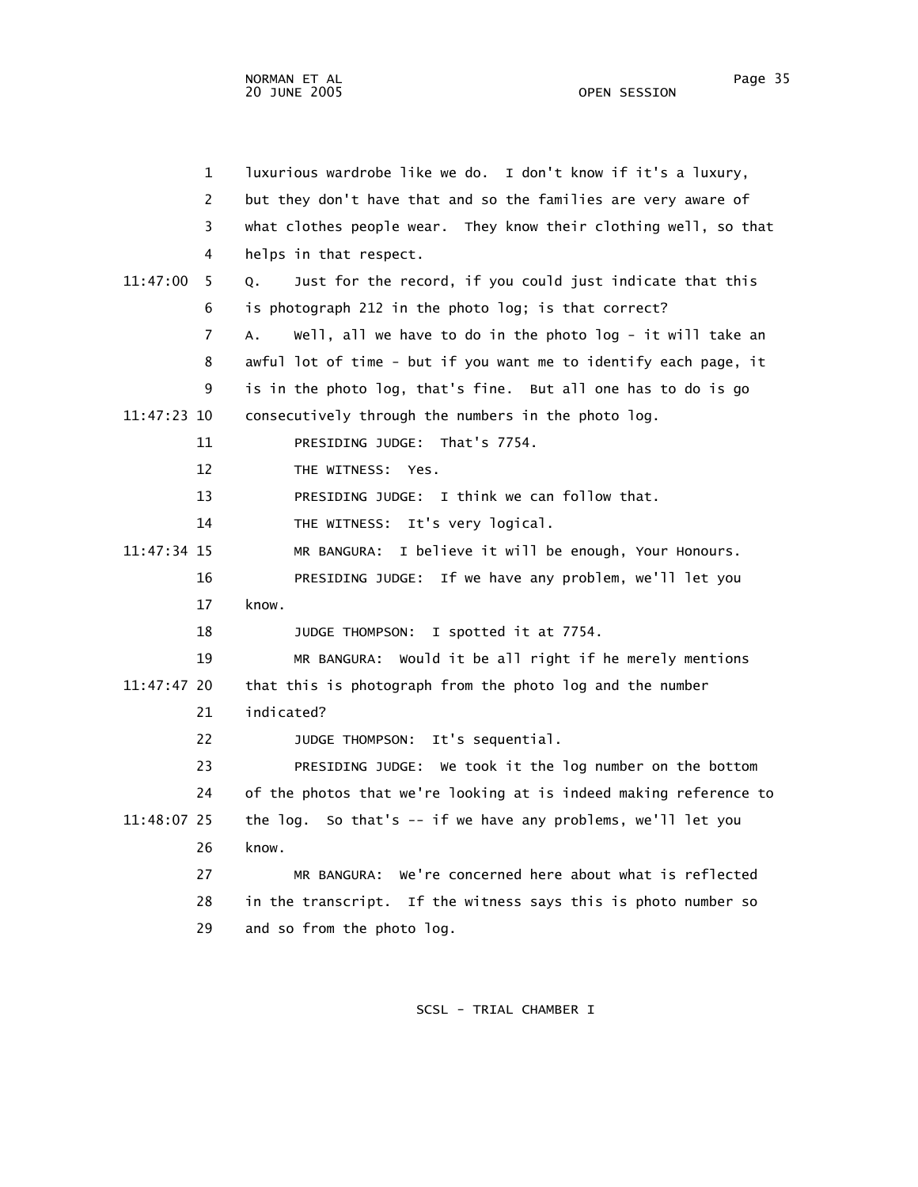1 luxurious wardrobe like we do. I don't know if it's a luxury,
2 but they don't have that and so the families are very aware of
3 what clothes people wear. They know their clothing well, so that
4 helps in that respect.

11:47:00 5 Q. Just for the record, if you could just indicate that this
6 is photograph 212 in the photo log; is that correct?
7 A. Well, all we have to do in the photo log - it will take an
8 awful lot of time - but if you want me to identify each page, it
9 is in the photo log, that's fine. But all one has to do is go
11:47:23 10 consecutively through the numbers in the photo log.
11 PRESIDING JUDGE: That's 7754.
12 THE WITNESS: Yes.
13 PRESIDING JUDGE: I think we can follow that.
14 THE WITNESS: It's very logical.
11:47:34 15 MR BANGURA: I believe it will be enough, Your Honours.
16 PRESIDING JUDGE: If we have any problem, we'll let you
17 know.
18 JUDGE THOMPSON: I spotted it at 7754.
19 MR BANGURA: Would it be all right if he merely mentions
11:47:47 20 that this is photograph from the photo log and the number
21 indicated?
22 JUDGE THOMPSON: It's sequential.
23 PRESIDING JUDGE: We took it the log number on the bottom
24 of the photos that we're looking at is indeed making reference to
11:48:07 25 the log. So that's -- if we have any problems, we'll let you
26 know.
27 MR BANGURA: We're concerned here about what is reflected
28 in the transcript. If the witness says this is photo number so
29 and so from the photo log.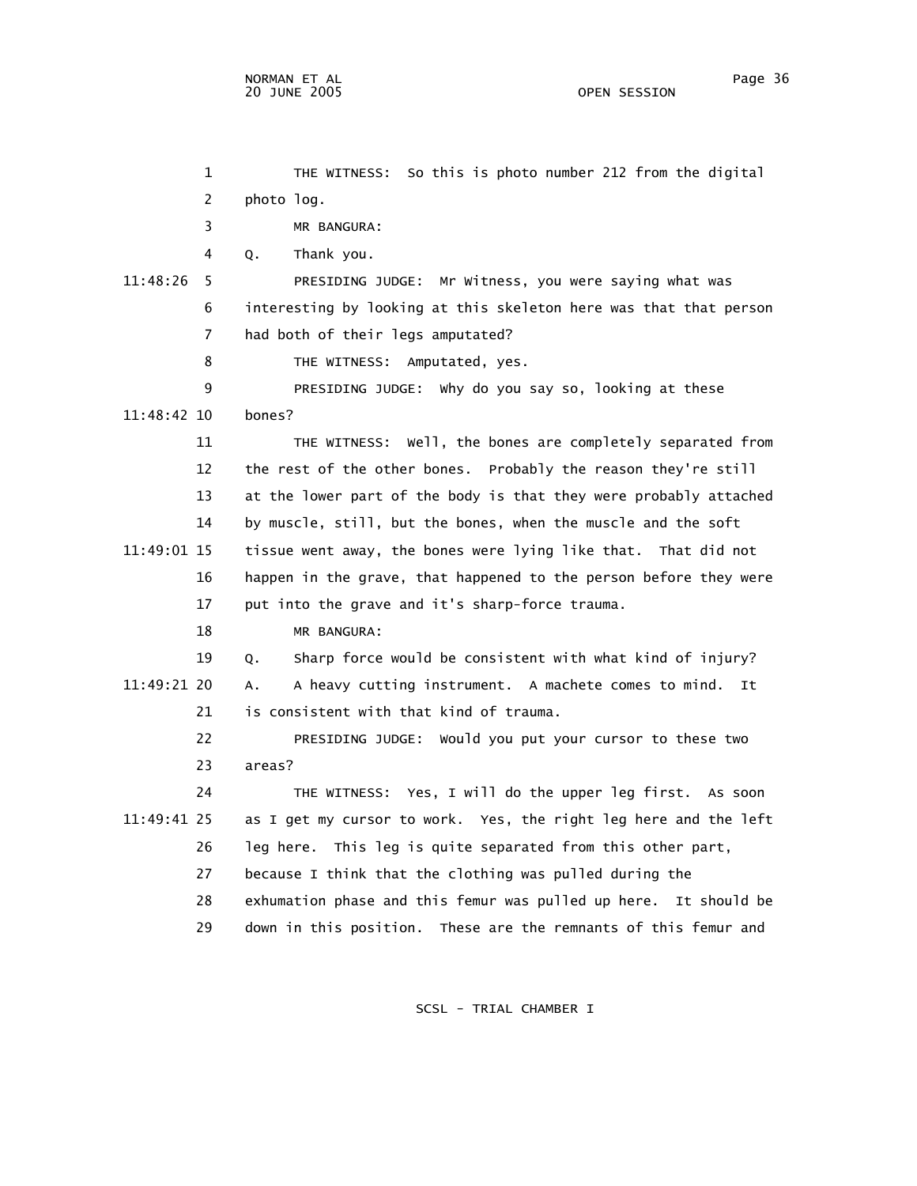1 THE WITNESS: So this is photo number 212 from the digital
2 photo log.
3 MR BANGURA:
4 Q. Thank you.
11:48:26 5 PRESIDING JUDGE: Mr Witness, you were saying what was
6 interesting by looking at this skeleton here was that that person
7 had both of their legs amputated?
8 THE WITNESS: Amputated, yes.
9 PRESIDING JUDGE: Why do you say so, looking at these
11:48:42 10 bones?
11 THE WITNESS: Well, the bones are completely separated from
12 the rest of the other bones. Probably the reason they're still
13 at the lower part of the body is that they were probably attached
14 by muscle, still, but the bones, when the muscle and the soft
11:49:01 15 tissue went away, the bones were lying like that. That did not
16 happen in the grave, that happened to the person before they were
17 put into the grave and it's sharp-force trauma.
18 MR BANGURA:
19 Q. Sharp force would be consistent with what kind of injury?
11:49:21 20 A. A heavy cutting instrument. A machete comes to mind. It
21 is consistent with that kind of trauma.
22 PRESIDING JUDGE: Would you put your cursor to these two
23 areas?
24 THE WITNESS: Yes, I will do the upper leg first. As soon
11:49:41 25 as I get my cursor to work. Yes, the right leg here and the left
26 leg here. This leg is quite separated from this other part,
27 because I think that the clothing was pulled during the
28 exhumation phase and this femur was pulled up here. It should be
29 down in this position. These are the remnants of this femur and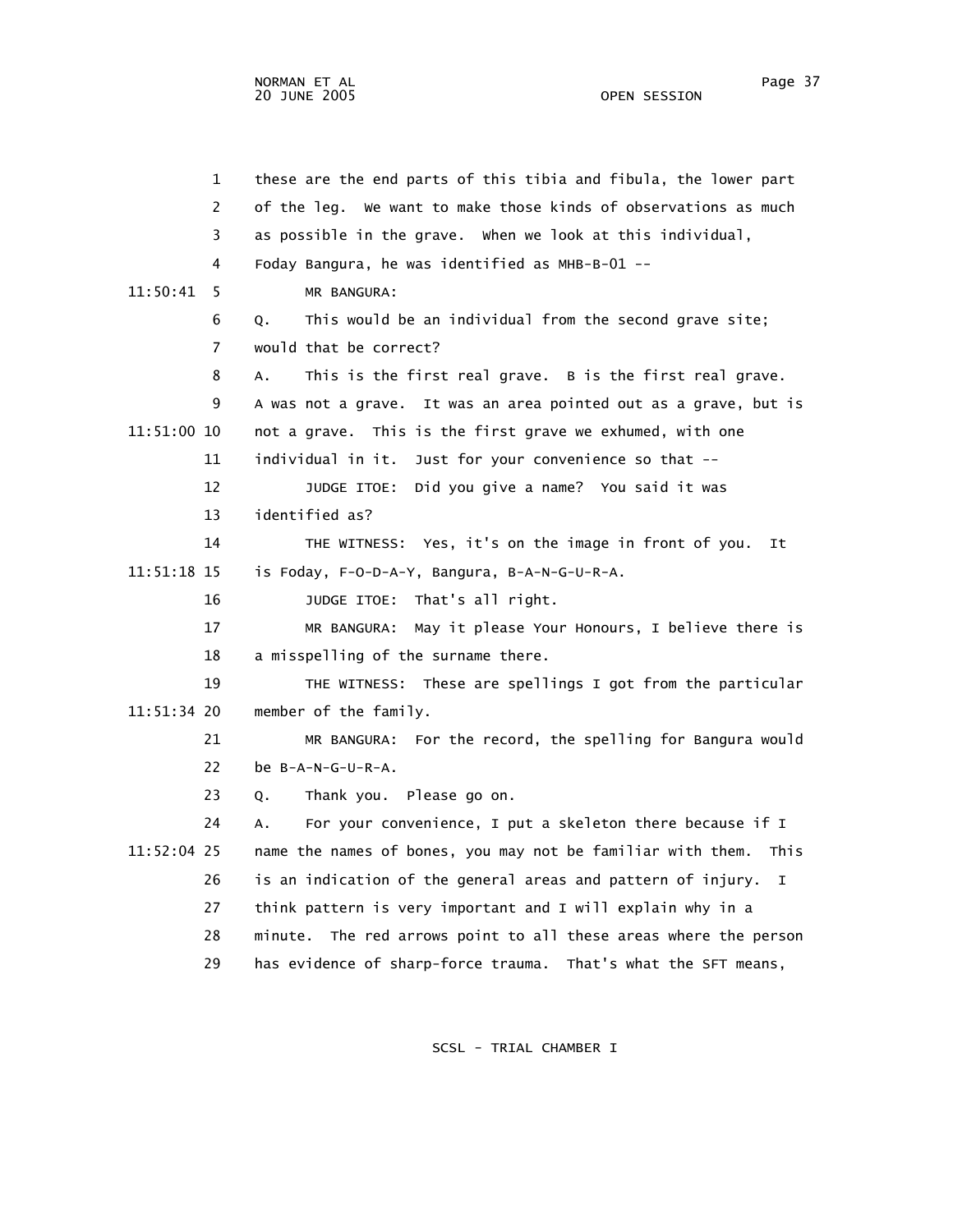1 these are the end parts of this tibia and fibula, the lower part
2 of the leg. We want to make those kinds of observations as much
3 as possible in the grave. When we look at this individual,
4 Foday Bangura, he was identified as MHB-B-01 --
11:50:41 5 MR BANGURA:
6 Q. This would be an individual from the second grave site;
7 would that be correct?
8 A. This is the first real grave. B is the first real grave.
9 A was not a grave. It was an area pointed out as a grave, but is
11:51:00 10 not a grave. This is the first grave we exhumed, with one
11 individual in it. Just for your convenience so that --
12 JUDGE ITOE: Did you give a name? You said it was
13 identified as?
14 THE WITNESS: Yes, it's on the image in front of you. It
11:51:18 15 is Foday, F-O-D-A-Y, Bangura, B-A-N-G-U-R-A.
16 JUDGE ITOE: That's all right.
17 MR BANGURA: May it please Your Honours, I believe there is
18 a misspelling of the surname there.
19 THE WITNESS: These are spellings I got from the particular
11:51:34 20 member of the family.
21 MR BANGURA: For the record, the spelling for Bangura would
22 be B-A-N-G-U-R-A.
23 Q. Thank you. Please go on.
24 A. For your convenience, I put a skeleton there because if I
11:52:04 25 name the names of bones, you may not be familiar with them. This
26 is an indication of the general areas and pattern of injury. I
27 think pattern is very important and I will explain why in a
28 minute. The red arrows point to all these areas where the person
29 has evidence of sharp-force trauma. That's what the SFT means,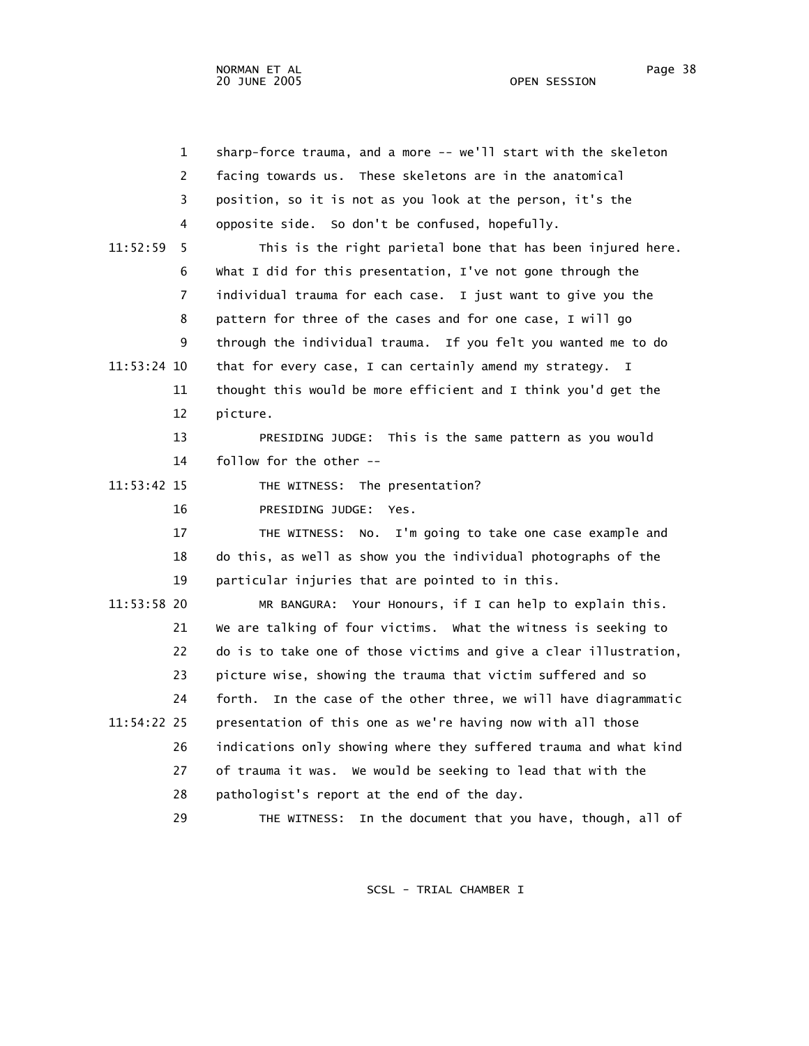sharp-force trauma, and a more -- we'll start with the skeleton facing towards us. These skeletons are in the anatomical position, so it is not as you look at the person, it's the opposite side. So don't be confused, hopefully.

This is the right parietal bone that has been injured here. What I did for this presentation, I've not gone through the individual trauma for each case. I just want to give you the pattern for three of the cases and for one case, I will go through the individual trauma. If you felt you wanted me to do that for every case, I can certainly amend my strategy. I thought this would be more efficient and I think you'd get the picture.

PRESIDING JUDGE: This is the same pattern as you would follow for the other --

THE WITNESS: The presentation?

PRESIDING JUDGE: Yes.

THE WITNESS: No. I'm going to take one case example and do this, as well as show you the individual photographs of the particular injuries that are pointed to in this.

MR BANGURA: Your Honours, if I can help to explain this. We are talking of four victims. What the witness is seeking to do is to take one of those victims and give a clear illustration, picture wise, showing the trauma that victim suffered and so forth. In the case of the other three, we will have diagrammatic presentation of this one as we're having now with all those indications only showing where they suffered trauma and what kind of trauma it was. We would be seeking to lead that with the pathologist's report at the end of the day.

THE WITNESS: In the document that you have, though, all of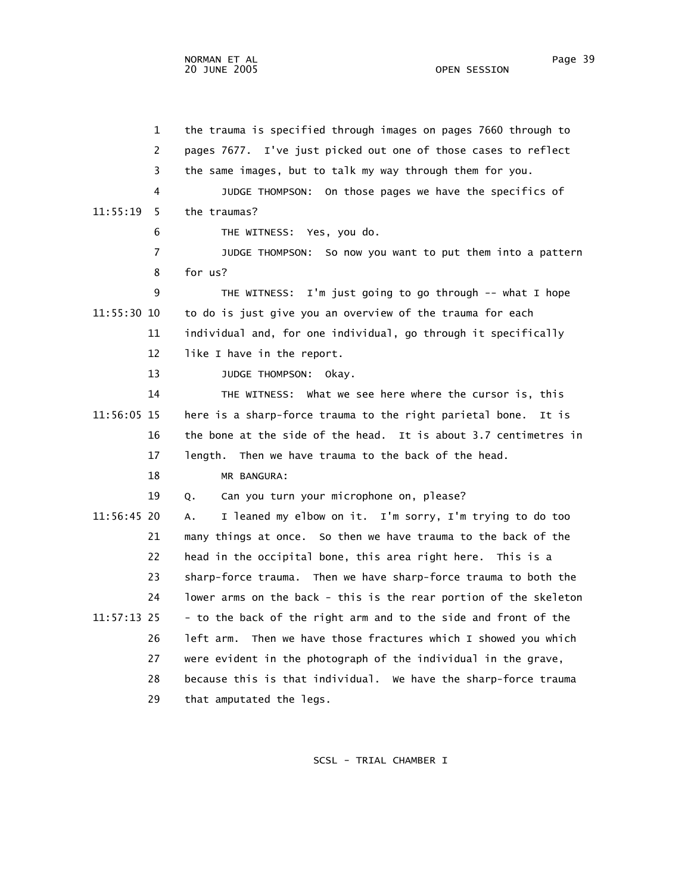the trauma is specified through images on pages 7660 through to pages 7677. I've just picked out one of those cases to reflect the same images, but to talk my way through them for you.

JUDGE THOMPSON: On those pages we have the specifics of the traumas?

THE WITNESS: Yes, you do.

JUDGE THOMPSON: So now you want to put them into a pattern for us?

THE WITNESS: I'm just going to go through -- what I hope to do is just give you an overview of the trauma for each individual and, for one individual, go through it specifically like I have in the report.

JUDGE THOMPSON: Okay.

THE WITNESS: What we see here where the cursor is, this here is a sharp-force trauma to the right parietal bone. It is the bone at the side of the head. It is about 3.7 centimetres in length. Then we have trauma to the back of the head.

MR BANGURA:

Q. Can you turn your microphone on, please?

A. I leaned my elbow on it. I'm sorry, I'm trying to do too many things at once. So then we have trauma to the back of the head in the occipital bone, this area right here. This is a sharp-force trauma. Then we have sharp-force trauma to both the lower arms on the back - this is the rear portion of the skeleton - to the back of the right arm and to the side and front of the left arm. Then we have those fractures which I showed you which were evident in the photograph of the individual in the grave, because this is that individual. We have the sharp-force trauma that amputated the legs.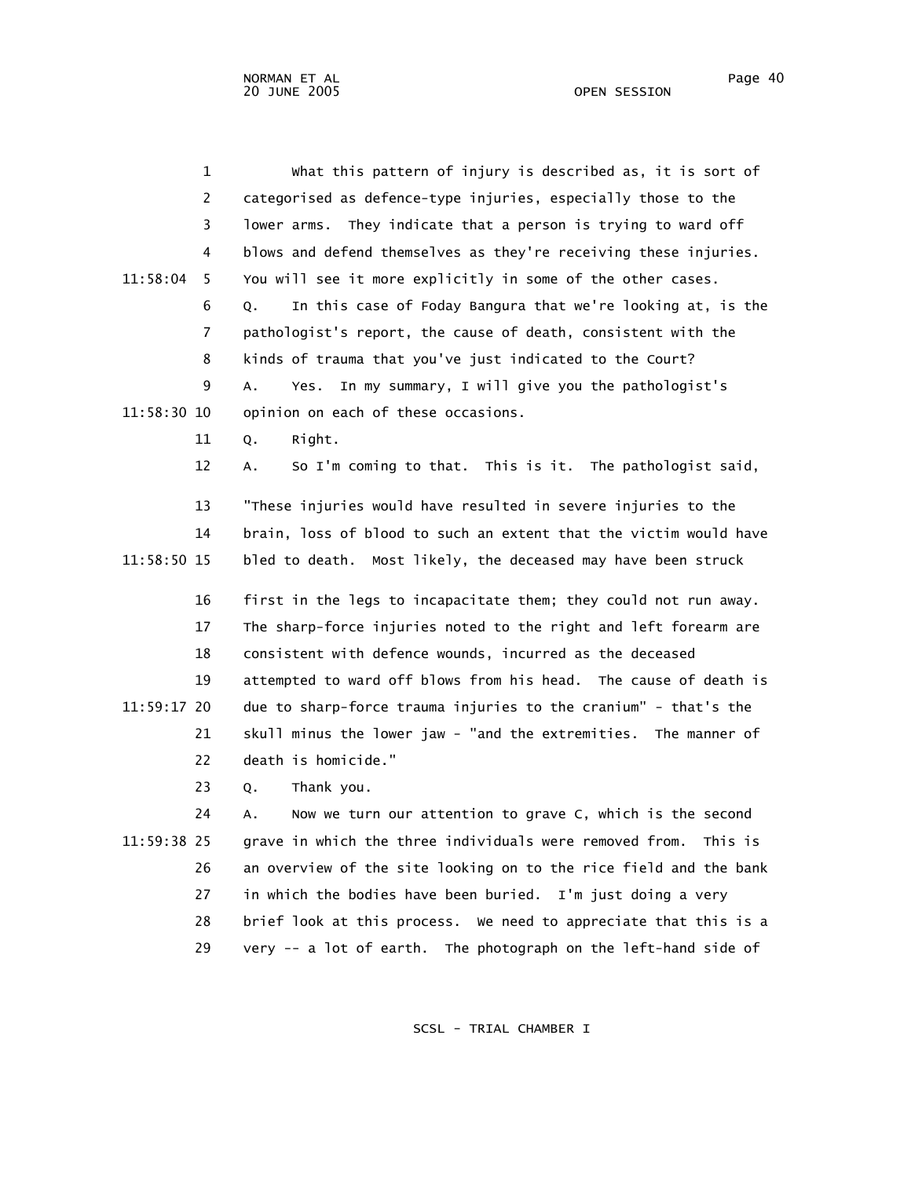1 What this pattern of injury is described as, it is sort of
2 categorised as defence-type injuries, especially those to the
3 lower arms. They indicate that a person is trying to ward off
4 blows and defend themselves as they're receiving these injuries.
11:58:04 5 You will see it more explicitly in some of the other cases.
6 Q. In this case of Foday Bangura that we're looking at, is the
7 pathologist's report, the cause of death, consistent with the
8 kinds of trauma that you've just indicated to the Court?
9 A. Yes. In my summary, I will give you the pathologist's
11:58:30 10 opinion on each of these occasions.
11 Q. Right.
12 A. So I'm coming to that. This is it. The pathologist said,
13 "These injuries would have resulted in severe injuries to the
14 brain, loss of blood to such an extent that the victim would have
11:58:50 15 bled to death. Most likely, the deceased may have been struck
16 first in the legs to incapacitate them; they could not run away.
17 The sharp-force injuries noted to the right and left forearm are
18 consistent with defence wounds, incurred as the deceased
19 attempted to ward off blows from his head. The cause of death is
11:59:17 20 due to sharp-force trauma injuries to the cranium" - that's the
21 skull minus the lower jaw - "and the extremities. The manner of
22 death is homicide."
23 Q. Thank you.
24 A. Now we turn our attention to grave C, which is the second
11:59:38 25 grave in which the three individuals were removed from. This is
26 an overview of the site looking on to the rice field and the bank
27 in which the bodies have been buried. I'm just doing a very
28 brief look at this process. We need to appreciate that this is a
29 very -- a lot of earth. The photograph on the left-hand side of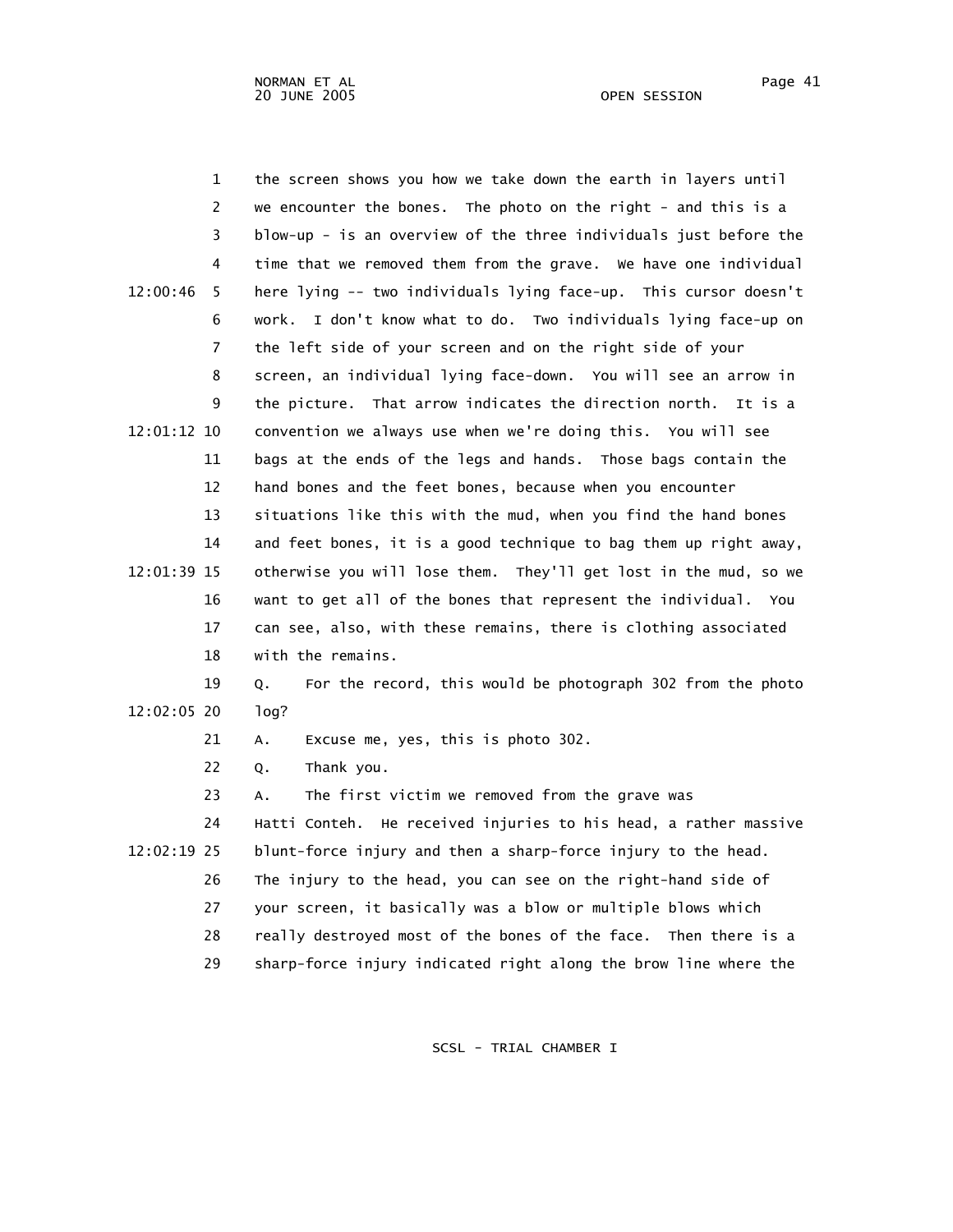1 the screen shows you how we take down the earth in layers until
2 we encounter the bones. The photo on the right - and this is a
3 blow-up - is an overview of the three individuals just before the
4 time that we removed them from the grave. We have one individual
12:00:46 5 here lying -- two individuals lying face-up. This cursor doesn't
6 work. I don't know what to do. Two individuals lying face-up on
7 the left side of your screen and on the right side of your
8 screen, an individual lying face-down. You will see an arrow in
9 the picture. That arrow indicates the direction north. It is a
12:01:12 10 convention we always use when we're doing this. You will see
11 bags at the ends of the legs and hands. Those bags contain the
12 hand bones and the feet bones, because when you encounter
13 situations like this with the mud, when you find the hand bones
14 and feet bones, it is a good technique to bag them up right away,
12:01:39 15 otherwise you will lose them. They'll get lost in the mud, so we
16 want to get all of the bones that represent the individual. You
17 can see, also, with these remains, there is clothing associated
18 with the remains.
19 Q. For the record, this would be photograph 302 from the photo
12:02:05 20 log?
21 A. Excuse me, yes, this is photo 302.
22 Q. Thank you.
23 A. The first victim we removed from the grave was
24 Hatti Conteh. He received injuries to his head, a rather massive
12:02:19 25 blunt-force injury and then a sharp-force injury to the head.
26 The injury to the head, you can see on the right-hand side of
27 your screen, it basically was a blow or multiple blows which
28 really destroyed most of the bones of the face. Then there is a
29 sharp-force injury indicated right along the brow line where the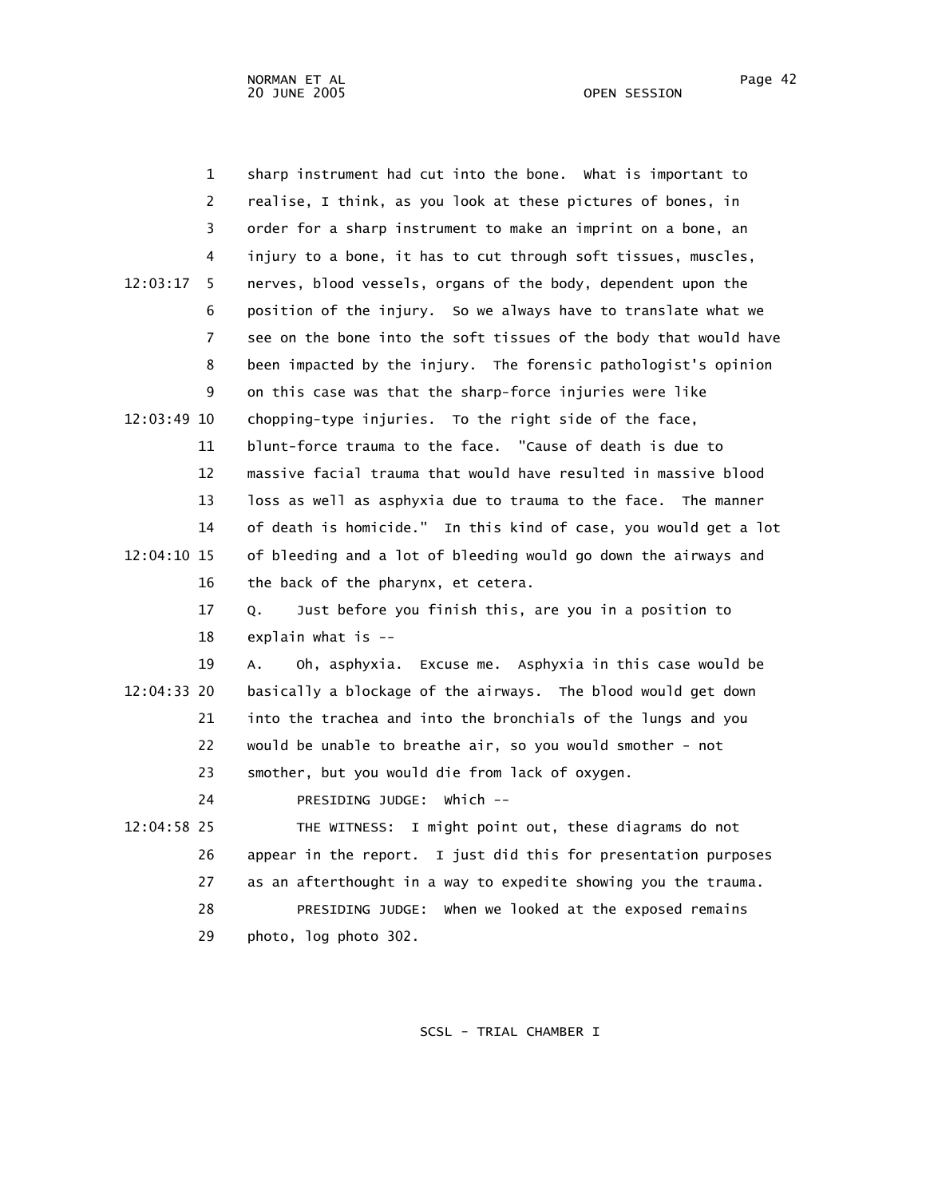1 sharp instrument had cut into the bone. What is important to
2 realise, I think, as you look at these pictures of bones, in
3 order for a sharp instrument to make an imprint on a bone, an
4 injury to a bone, it has to cut through soft tissues, muscles,
12:03:17 5 nerves, blood vessels, organs of the body, dependent upon the
6 position of the injury. So we always have to translate what we
7 see on the bone into the soft tissues of the body that would have
8 been impacted by the injury. The forensic pathologist's opinion
9 on this case was that the sharp-force injuries were like
12:03:49 10 chopping-type injuries. To the right side of the face,
11 blunt-force trauma to the face. "Cause of death is due to
12 massive facial trauma that would have resulted in massive blood
13 loss as well as asphyxia due to trauma to the face. The manner
14 of death is homicide." In this kind of case, you would get a lot
12:04:10 15 of bleeding and a lot of bleeding would go down the airways and
16 the back of the pharynx, et cetera.
17 Q. Just before you finish this, are you in a position to
18 explain what is --
19 A. Oh, asphyxia. Excuse me. Asphyxia in this case would be
12:04:33 20 basically a blockage of the airways. The blood would get down
21 into the trachea and into the bronchials of the lungs and you
22 would be unable to breathe air, so you would smother - not
23 smother, but you would die from lack of oxygen.
24 PRESIDING JUDGE: Which --
12:04:58 25 THE WITNESS: I might point out, these diagrams do not
26 appear in the report. I just did this for presentation purposes
27 as an afterthought in a way to expedite showing you the trauma.
28 PRESIDING JUDGE: When we looked at the exposed remains
29 photo, log photo 302.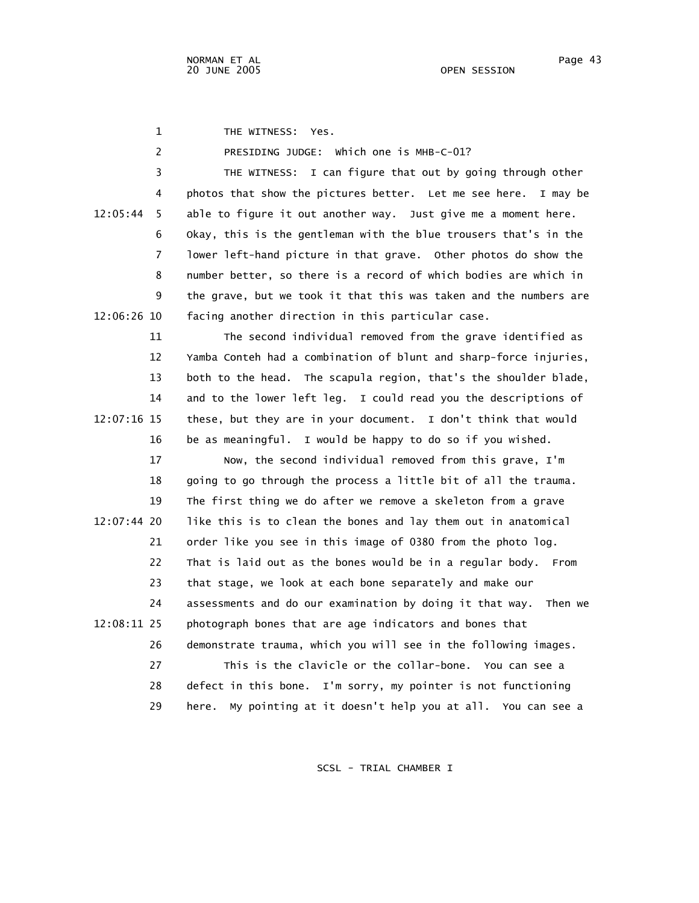THE WITNESS: Yes.

PRESIDING JUDGE: Which one is MHB-C-01?

THE WITNESS: I can figure that out by going through other photos that show the pictures better. Let me see here. I may be able to figure it out another way. Just give me a moment here. Okay, this is the gentleman with the blue trousers that's in the lower left-hand picture in that grave. Other photos do show the number better, so there is a record of which bodies are which in the grave, but we took it that this was taken and the numbers are facing another direction in this particular case.

The second individual removed from the grave identified as Yamba Conteh had a combination of blunt and sharp-force injuries, both to the head. The scapula region, that's the shoulder blade, and to the lower left leg. I could read you the descriptions of these, but they are in your document. I don't think that would be as meaningful. I would be happy to do so if you wished.

Now, the second individual removed from this grave, I'm going to go through the process a little bit of all the trauma. The first thing we do after we remove a skeleton from a grave like this is to clean the bones and lay them out in anatomical order like you see in this image of 0380 from the photo log. That is laid out as the bones would be in a regular body. From that stage, we look at each bone separately and make our assessments and do our examination by doing it that way. Then we photograph bones that are age indicators and bones that demonstrate trauma, which you will see in the following images.

This is the clavicle or the collar-bone. You can see a defect in this bone. I'm sorry, my pointer is not functioning here. My pointing at it doesn't help you at all. You can see a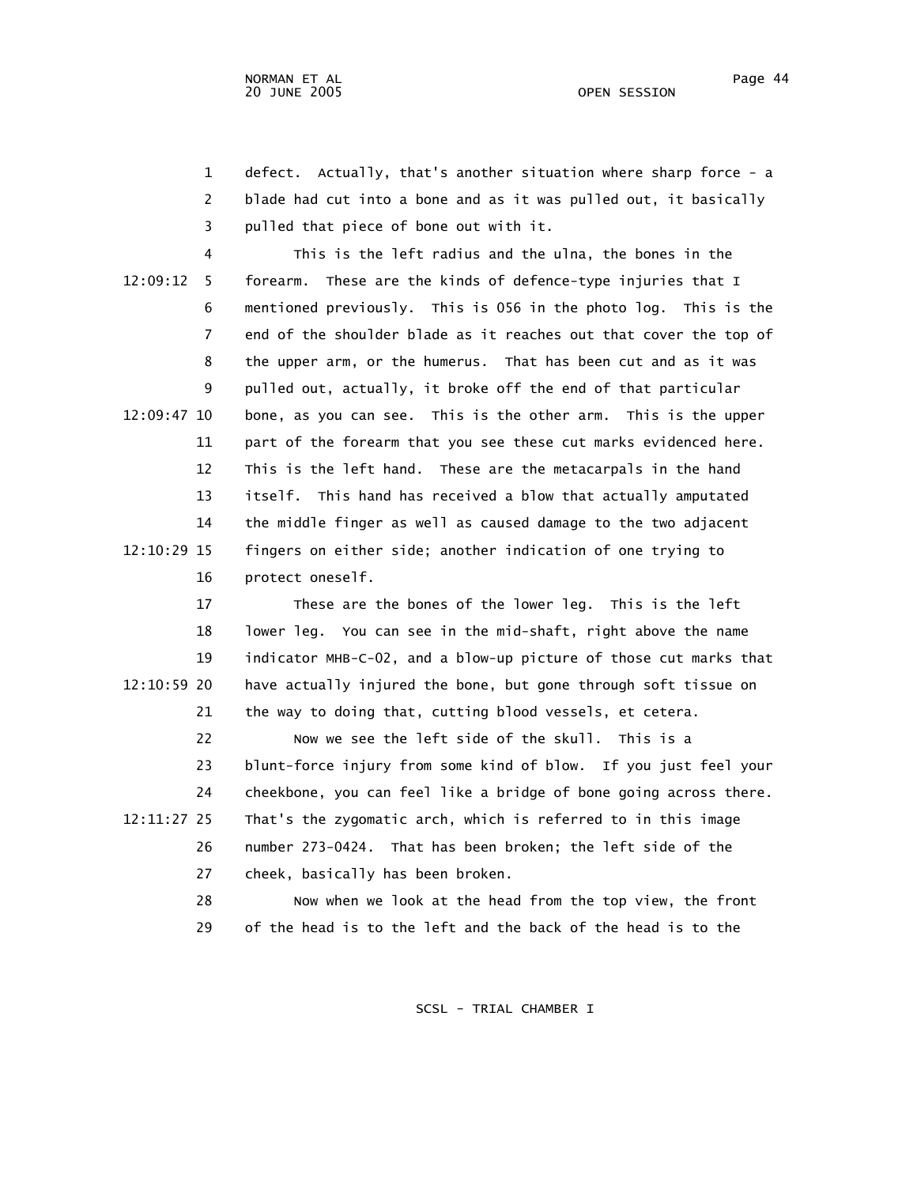defect. Actually, that's another situation where sharp force - a blade had cut into a bone and as it was pulled out, it basically pulled that piece of bone out with it.

This is the left radius and the ulna, the bones in the forearm. These are the kinds of defence-type injuries that I mentioned previously. This is 056 in the photo log. This is the end of the shoulder blade as it reaches out that cover the top of the upper arm, or the humerus. That has been cut and as it was pulled out, actually, it broke off the end of that particular bone, as you can see. This is the other arm. This is the upper part of the forearm that you see these cut marks evidenced here. This is the left hand. These are the metacarpals in the hand itself. This hand has received a blow that actually amputated the middle finger as well as caused damage to the two adjacent fingers on either side; another indication of one trying to protect oneself.

These are the bones of the lower leg. This is the left lower leg. You can see in the mid-shaft, right above the name indicator MHB-C-02, and a blow-up picture of those cut marks that have actually injured the bone, but gone through soft tissue on the way to doing that, cutting blood vessels, et cetera.

Now we see the left side of the skull. This is a blunt-force injury from some kind of blow. If you just feel your cheekbone, you can feel like a bridge of bone going across there. That's the zygomatic arch, which is referred to in this image number 273-0424. That has been broken; the left side of the cheek, basically has been broken.

Now when we look at the head from the top view, the front of the head is to the left and the back of the head is to the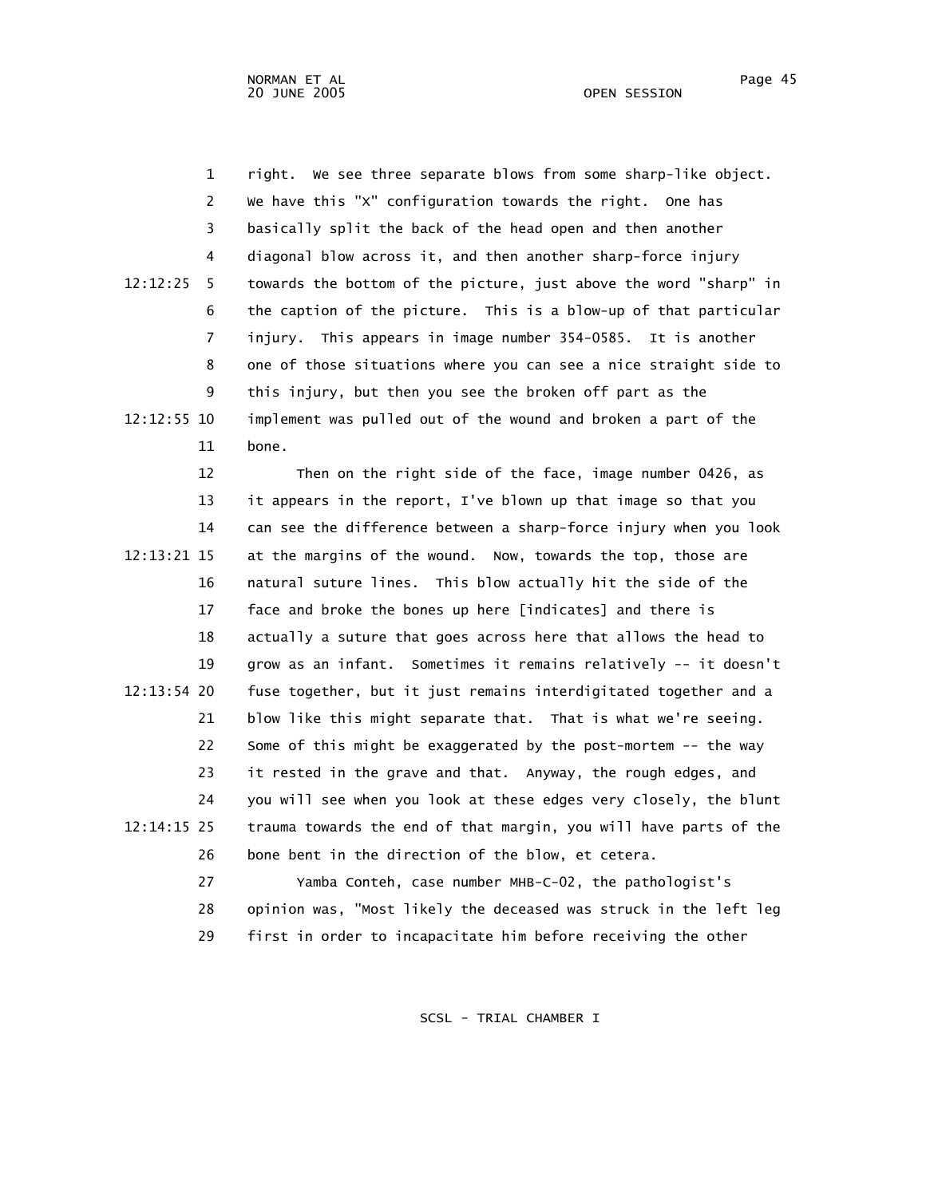right. We see three separate blows from some sharp-like object. We have this "X" configuration towards the right. One has basically split the back of the head open and then another diagonal blow across it, and then another sharp-force injury towards the bottom of the picture, just above the word "sharp" in the caption of the picture. This is a blow-up of that particular injury. This appears in image number 354-0585. It is another one of those situations where you can see a nice straight side to this injury, but then you see the broken off part as the implement was pulled out of the wound and broken a part of the bone.

Then on the right side of the face, image number 0426, as it appears in the report, I've blown up that image so that you can see the difference between a sharp-force injury when you look at the margins of the wound. Now, towards the top, those are natural suture lines. This blow actually hit the side of the face and broke the bones up here [indicates] and there is actually a suture that goes across here that allows the head to grow as an infant. Sometimes it remains relatively -- it doesn't fuse together, but it just remains interdigitated together and a blow like this might separate that. That is what we're seeing. Some of this might be exaggerated by the post-mortem -- the way it rested in the grave and that. Anyway, the rough edges, and you will see when you look at these edges very closely, the blunt trauma towards the end of that margin, you will have parts of the bone bent in the direction of the blow, et cetera.

Yamba Conteh, case number MHB-C-02, the pathologist's opinion was, "Most likely the deceased was struck in the left leg first in order to incapacitate him before receiving the other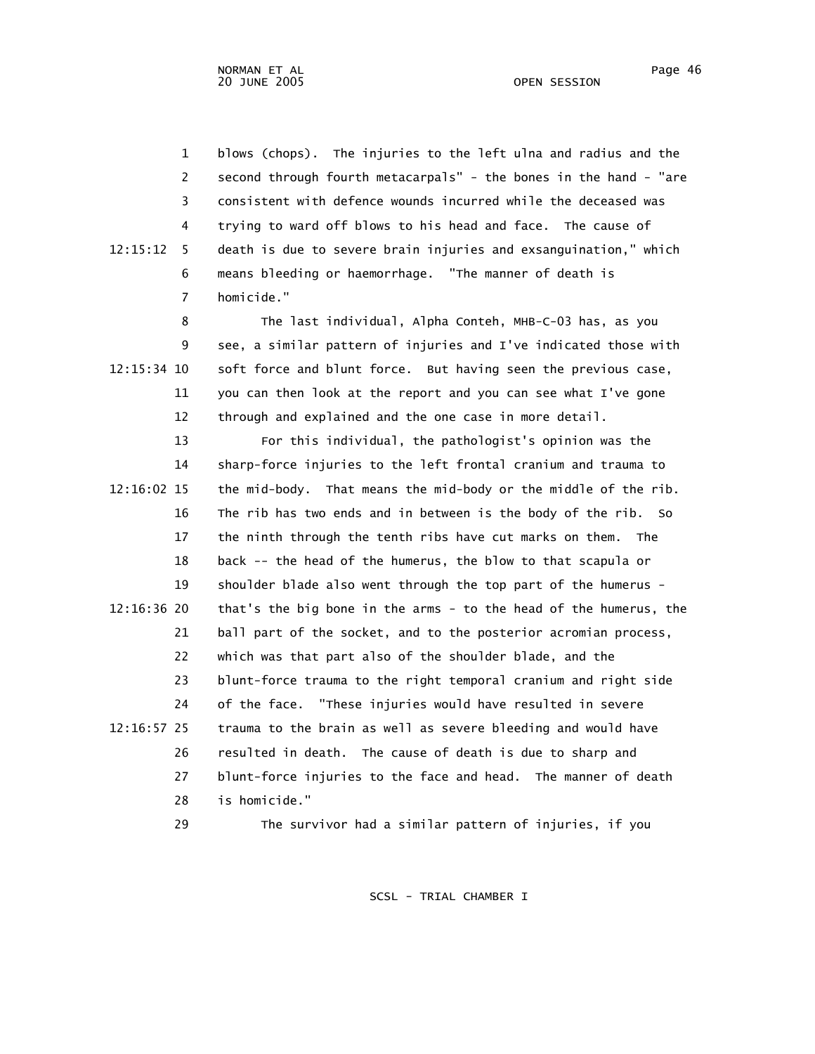blows (chops). The injuries to the left ulna and radius and the second through fourth metacarpals" - the bones in the hand - "are consistent with defence wounds incurred while the deceased was trying to ward off blows to his head and face. The cause of death is due to severe brain injuries and exsanguination," which means bleeding or haemorrhage. "The manner of death is homicide."

The last individual, Alpha Conteh, MHB-C-03 has, as you see, a similar pattern of injuries and I've indicated those with soft force and blunt force. But having seen the previous case, you can then look at the report and you can see what I've gone through and explained and the one case in more detail.

For this individual, the pathologist's opinion was the sharp-force injuries to the left frontal cranium and trauma to the mid-body. That means the mid-body or the middle of the rib. The rib has two ends and in between is the body of the rib. So the ninth through the tenth ribs have cut marks on them. The back -- the head of the humerus, the blow to that scapula or shoulder blade also went through the top part of the humerus - that's the big bone in the arms - to the head of the humerus, the ball part of the socket, and to the posterior acromian process, which was that part also of the shoulder blade, and the blunt-force trauma to the right temporal cranium and right side of the face. "These injuries would have resulted in severe trauma to the brain as well as severe bleeding and would have resulted in death. The cause of death is due to sharp and blunt-force injuries to the face and head. The manner of death is homicide."

The survivor had a similar pattern of injuries, if you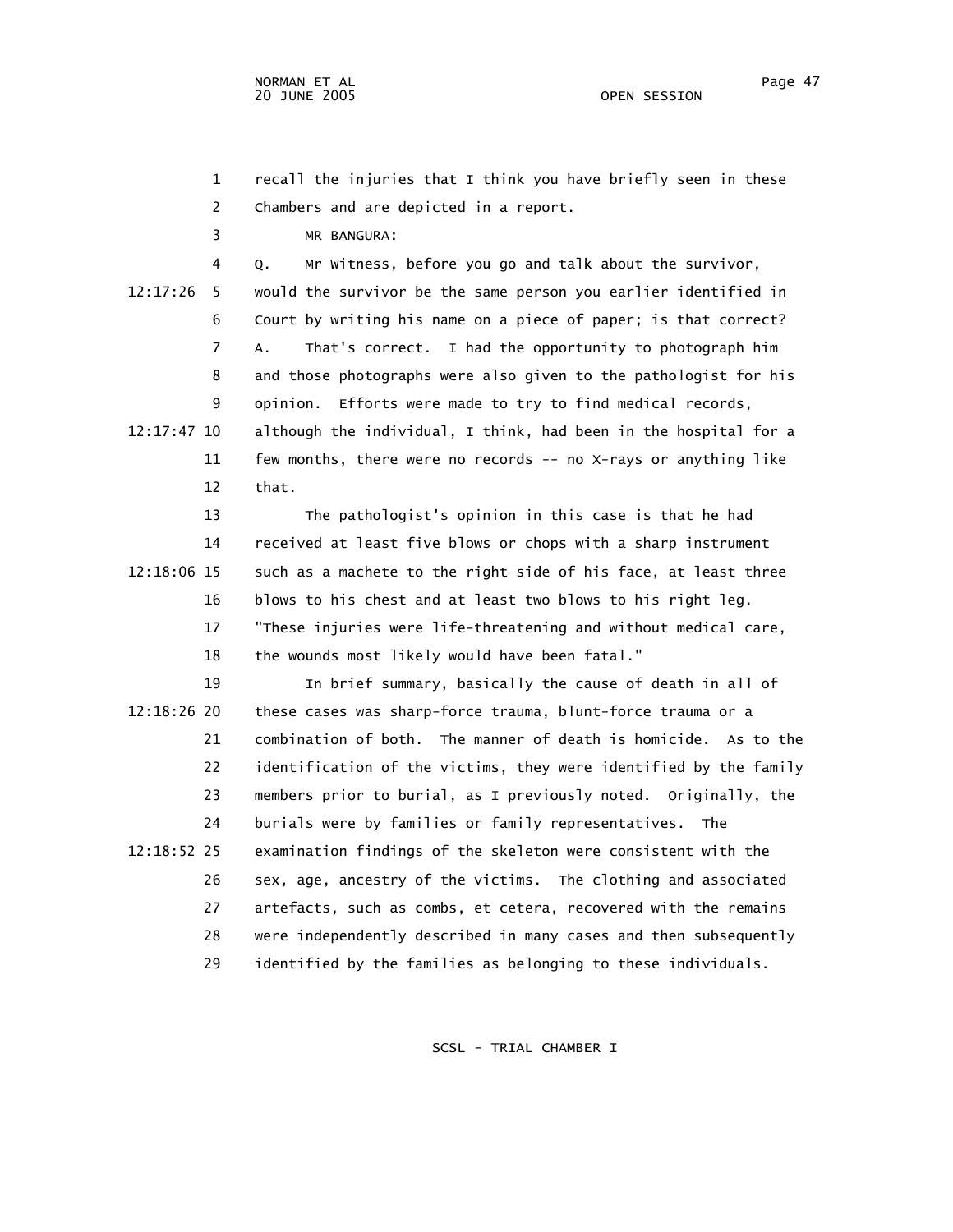recall the injuries that I think you have briefly seen in these Chambers and are depicted in a report.

MR BANGURA:

Q. Mr Witness, before you go and talk about the survivor, would the survivor be the same person you earlier identified in Court by writing his name on a piece of paper; is that correct?

A. That's correct. I had the opportunity to photograph him and those photographs were also given to the pathologist for his opinion. Efforts were made to try to find medical records, although the individual, I think, had been in the hospital for a few months, there were no records -- no X-rays or anything like that.

The pathologist's opinion in this case is that he had received at least five blows or chops with a sharp instrument such as a machete to the right side of his face, at least three blows to his chest and at least two blows to his right leg. "These injuries were life-threatening and without medical care, the wounds most likely would have been fatal."

In brief summary, basically the cause of death in all of these cases was sharp-force trauma, blunt-force trauma or a combination of both. The manner of death is homicide. As to the identification of the victims, they were identified by the family members prior to burial, as I previously noted. Originally, the burials were by families or family representatives. The examination findings of the skeleton were consistent with the sex, age, ancestry of the victims. The clothing and associated artefacts, such as combs, et cetera, recovered with the remains were independently described in many cases and then subsequently identified by the families as belonging to these individuals.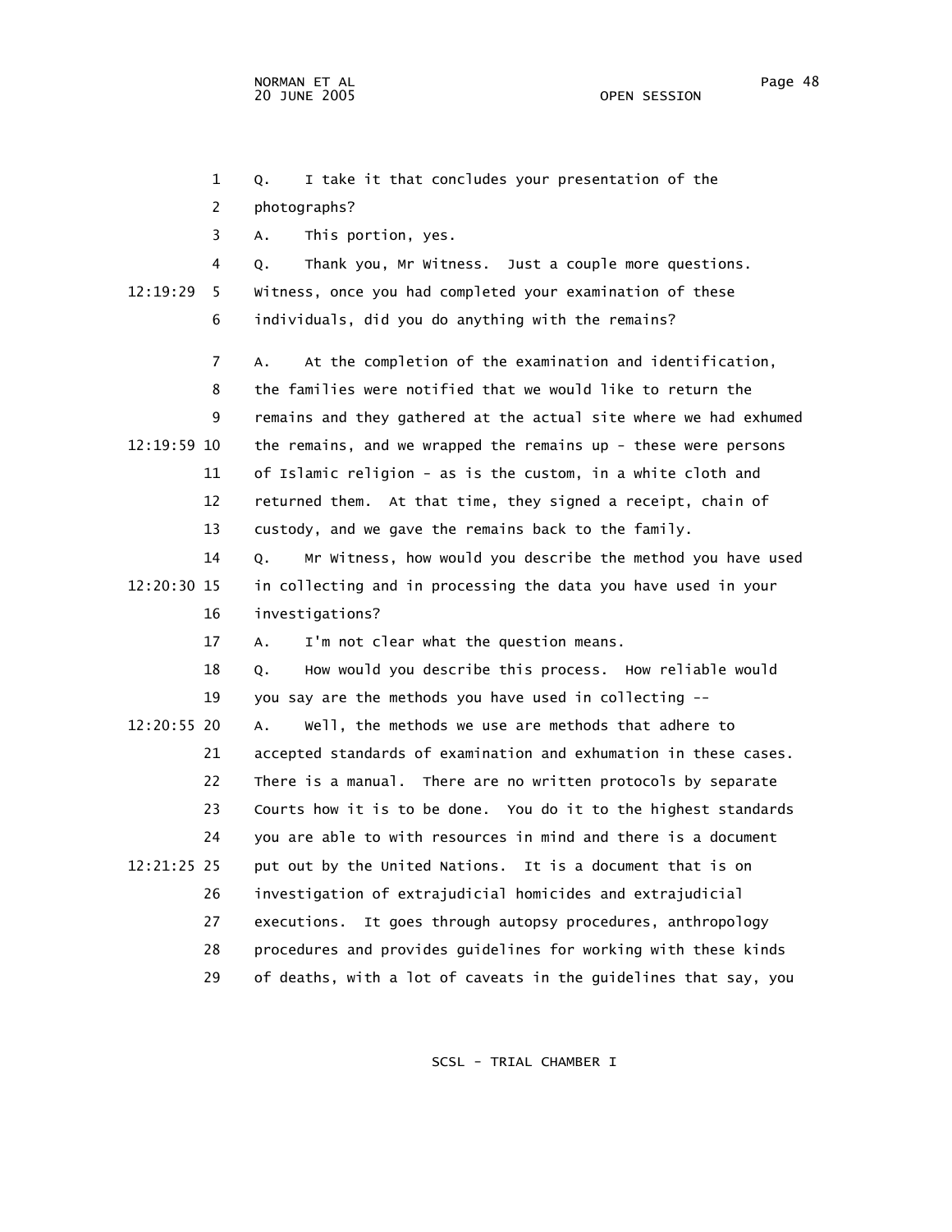1 Q. I take it that concludes your presentation of the
2 photographs?
3 A. This portion, yes.
4 Q. Thank you, Mr Witness. Just a couple more questions.
12:19:29 5 Witness, once you had completed your examination of these
6 individuals, did you do anything with the remains?
7 A. At the completion of the examination and identification,
8 the families were notified that we would like to return the
9 remains and they gathered at the actual site where we had exhumed
12:19:59 10 the remains, and we wrapped the remains up - these were persons
11 of Islamic religion - as is the custom, in a white cloth and
12 returned them. At that time, they signed a receipt, chain of
13 custody, and we gave the remains back to the family.
14 Q. Mr Witness, how would you describe the method you have used
12:20:30 15 in collecting and in processing the data you have used in your
16 investigations?
17 A. I'm not clear what the question means.
18 Q. How would you describe this process. How reliable would
19 you say are the methods you have used in collecting --
12:20:55 20 A. Well, the methods we use are methods that adhere to
21 accepted standards of examination and exhumation in these cases.
22 There is a manual. There are no written protocols by separate
23 Courts how it is to be done. You do it to the highest standards
24 you are able to with resources in mind and there is a document
12:21:25 25 put out by the United Nations. It is a document that is on
26 investigation of extrajudicial homicides and extrajudicial
27 executions. It goes through autopsy procedures, anthropology
28 procedures and provides guidelines for working with these kinds
29 of deaths, with a lot of caveats in the guidelines that say, you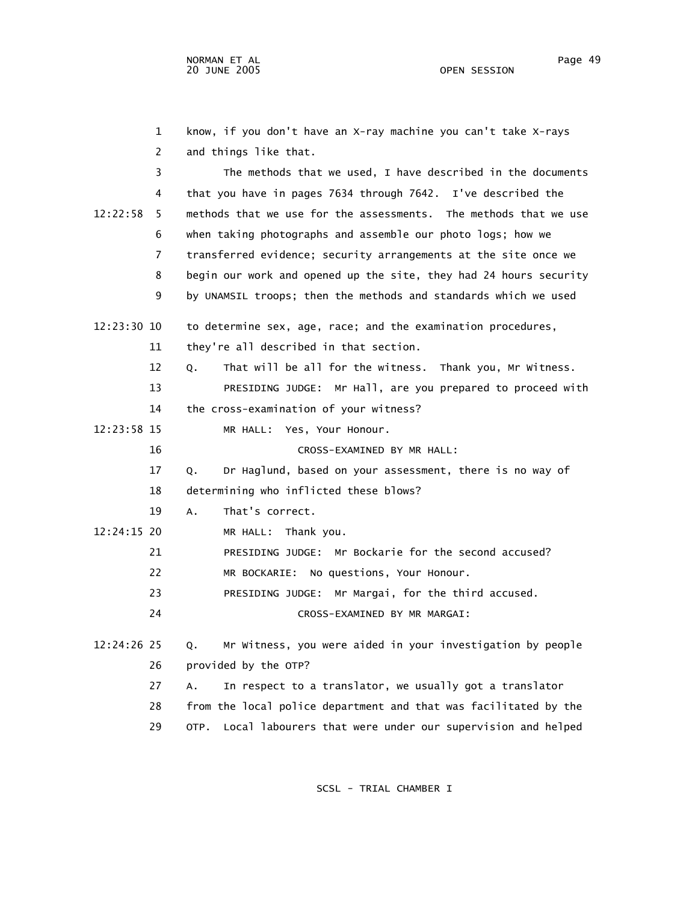know, if you don't have an X-ray machine you can't take X-rays and things like that.

The methods that we used, I have described in the documents that you have in pages 7634 through 7642. I've described the methods that we use for the assessments. The methods that we use when taking photographs and assemble our photo logs; how we transferred evidence; security arrangements at the site once we begin our work and opened up the site, they had 24 hours security by UNAMSIL troops; then the methods and standards which we used to determine sex, age, race; and the examination procedures, they're all described in that section.

Q. That will be all for the witness. Thank you, Mr Witness.

PRESIDING JUDGE: Mr Hall, are you prepared to proceed with the cross-examination of your witness?

MR HALL: Yes, Your Honour.

CROSS-EXAMINED BY MR HALL:

Q. Dr Haglund, based on your assessment, there is no way of determining who inflicted these blows?

A. That's correct.

MR HALL: Thank you.

PRESIDING JUDGE: Mr Bockarie for the second accused?

MR BOCKARIE: No questions, Your Honour.

PRESIDING JUDGE: Mr Margai, for the third accused.

CROSS-EXAMINED BY MR MARGAI:

Q. Mr Witness, you were aided in your investigation by people provided by the OTP?

A. In respect to a translator, we usually got a translator from the local police department and that was facilitated by the OTP. Local labourers that were under our supervision and helped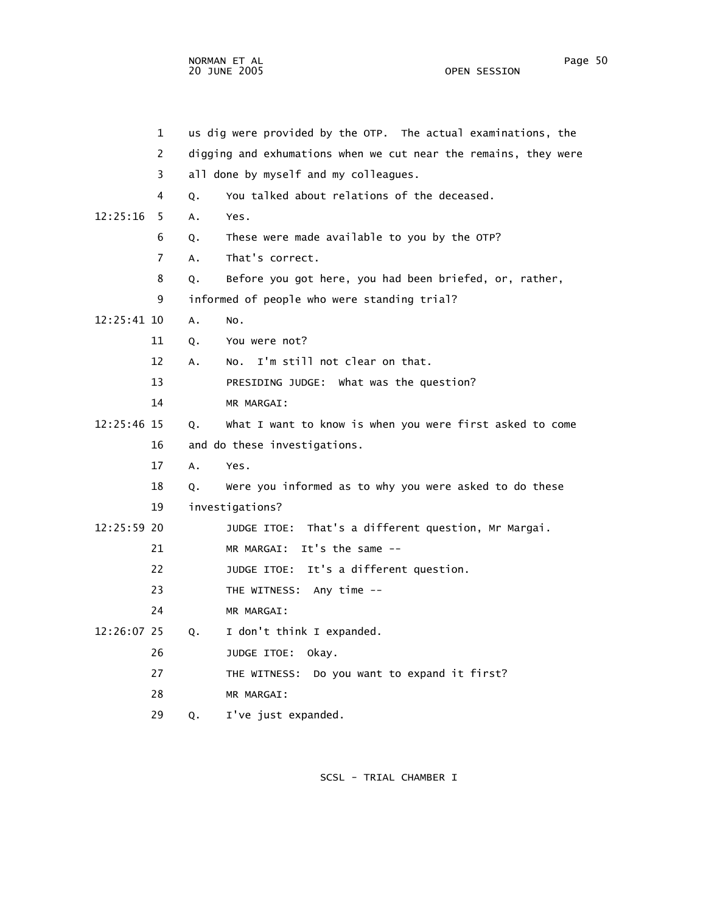1 us dig were provided by the OTP. The actual examinations, the
2 digging and exhumations when we cut near the remains, they were
3 all done by myself and my colleagues.
4 Q. You talked about relations of the deceased.
12:25:16 5 A. Yes.
6 Q. These were made available to you by the OTP?
7 A. That's correct.
8 Q. Before you got here, you had been briefed, or, rather,
9 informed of people who were standing trial?
12:25:41 10 A. No.
11 Q. You were not?
12 A. No. I'm still not clear on that.
13 PRESIDING JUDGE: What was the question?
14 MR MARGAI:
12:25:46 15 Q. What I want to know is when you were first asked to come
16 and do these investigations.
17 A. Yes.
18 Q. Were you informed as to why you were asked to do these
19 investigations?
12:25:59 20 JUDGE ITOE: That's a different question, Mr Margai.
21 MR MARGAI: It's the same --
22 JUDGE ITOE: It's a different question.
23 THE WITNESS: Any time --
24 MR MARGAI:
12:26:07 25 Q. I don't think I expanded.
26 JUDGE ITOE: Okay.
27 THE WITNESS: Do you want to expand it first?
28 MR MARGAI:
29 Q. I've just expanded.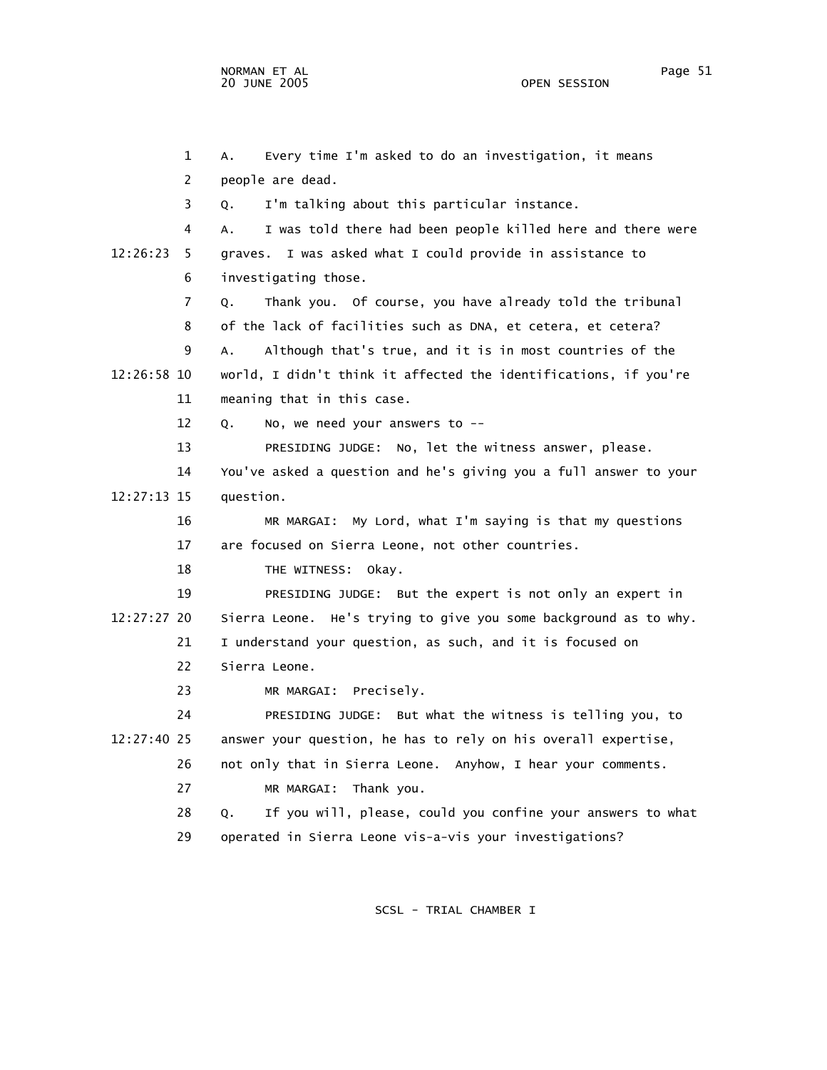1 A. Every time I'm asked to do an investigation, it means
2 people are dead.
3 Q. I'm talking about this particular instance.
4 A. I was told there had been people killed here and there were
12:26:23 5 graves. I was asked what I could provide in assistance to
6 investigating those.
7 Q. Thank you. Of course, you have already told the tribunal
8 of the lack of facilities such as DNA, et cetera, et cetera?
9 A. Although that's true, and it is in most countries of the
12:26:58 10 world, I didn't think it affected the identifications, if you're
11 meaning that in this case.
12 Q. No, we need your answers to --
13 PRESIDING JUDGE: No, let the witness answer, please.
14 You've asked a question and he's giving you a full answer to your
12:27:13 15 question.
16 MR MARGAI: My Lord, what I'm saying is that my questions
17 are focused on Sierra Leone, not other countries.
18 THE WITNESS: Okay.
19 PRESIDING JUDGE: But the expert is not only an expert in
12:27:27 20 Sierra Leone. He's trying to give you some background as to why.
21 I understand your question, as such, and it is focused on
22 Sierra Leone.
23 MR MARGAI: Precisely.
24 PRESIDING JUDGE: But what the witness is telling you, to
12:27:40 25 answer your question, he has to rely on his overall expertise,
26 not only that in Sierra Leone. Anyhow, I hear your comments.
27 MR MARGAI: Thank you.
28 Q. If you will, please, could you confine your answers to what
29 operated in Sierra Leone vis-a-vis your investigations?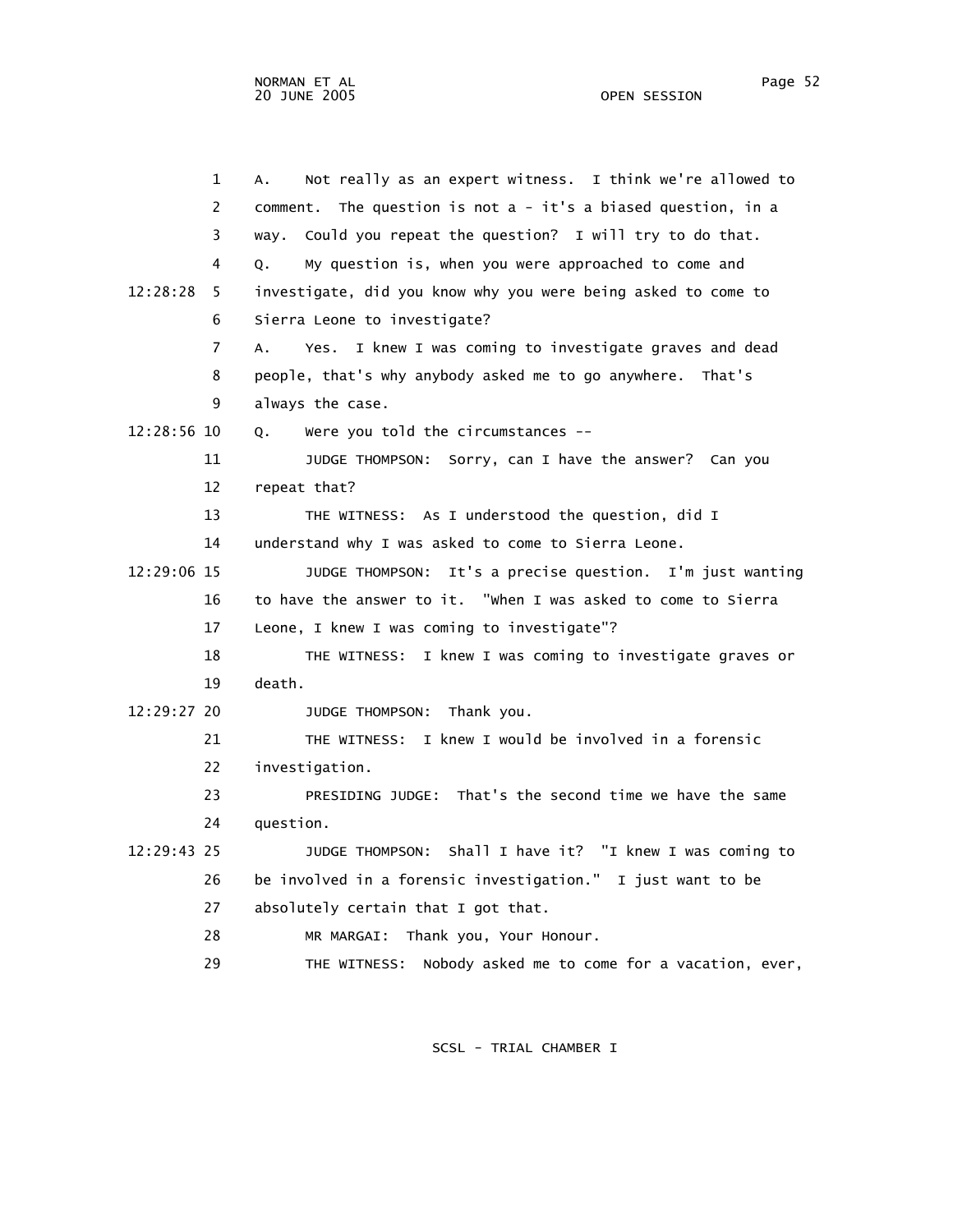1 A. Not really as an expert witness. I think we're allowed to
2 comment. The question is not a - it's a biased question, in a
3 way. Could you repeat the question? I will try to do that.
4 Q. My question is, when you were approached to come and
12:28:28 5 investigate, did you know why you were being asked to come to
6 Sierra Leone to investigate?
7 A. Yes. I knew I was coming to investigate graves and dead
8 people, that's why anybody asked me to go anywhere. That's
9 always the case.
12:28:56 10 Q. Were you told the circumstances --
11 JUDGE THOMPSON: Sorry, can I have the answer? Can you
12 repeat that?
13 THE WITNESS: As I understood the question, did I
14 understand why I was asked to come to Sierra Leone.
12:29:06 15 JUDGE THOMPSON: It's a precise question. I'm just wanting
16 to have the answer to it. "When I was asked to come to Sierra
17 Leone, I knew I was coming to investigate"?
18 THE WITNESS: I knew I was coming to investigate graves or
19 death.
12:29:27 20 JUDGE THOMPSON: Thank you.
21 THE WITNESS: I knew I would be involved in a forensic
22 investigation.
23 PRESIDING JUDGE: That's the second time we have the same
24 question.
12:29:43 25 JUDGE THOMPSON: Shall I have it? "I knew I was coming to
26 be involved in a forensic investigation." I just want to be
27 absolutely certain that I got that.
28 MR MARGAI: Thank you, Your Honour.
29 THE WITNESS: Nobody asked me to come for a vacation, ever,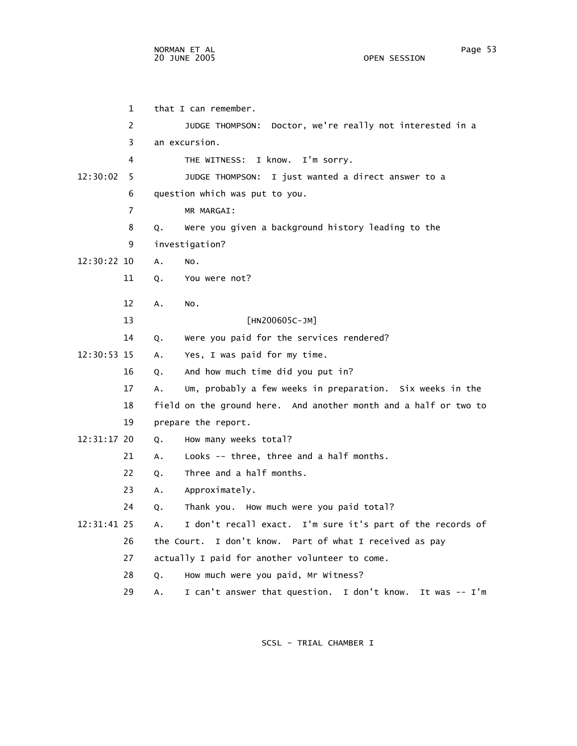that I can remember.

JUDGE THOMPSON: Doctor, we're really not interested in a an excursion.

THE WITNESS: I know. I'm sorry.

JUDGE THOMPSON: I just wanted a direct answer to a question which was put to you.

MR MARGAI:

Q. Were you given a background history leading to the investigation?

A. No.

Q. You were not?

A. No.

[HN200605C-JM]

Q. Were you paid for the services rendered?

A. Yes, I was paid for my time.

Q. And how much time did you put in?

A. Um, probably a few weeks in preparation. Six weeks in the field on the ground here. And another month and a half or two to prepare the report.

Q. How many weeks total?

A. Looks -- three, three and a half months.

Q. Three and a half months.

A. Approximately.

Q. Thank you. How much were you paid total?

A. I don't recall exact. I'm sure it's part of the records of the Court. I don't know. Part of what I received as pay actually I paid for another volunteer to come.

Q. How much were you paid, Mr Witness?

A. I can't answer that question. I don't know. It was -- I'm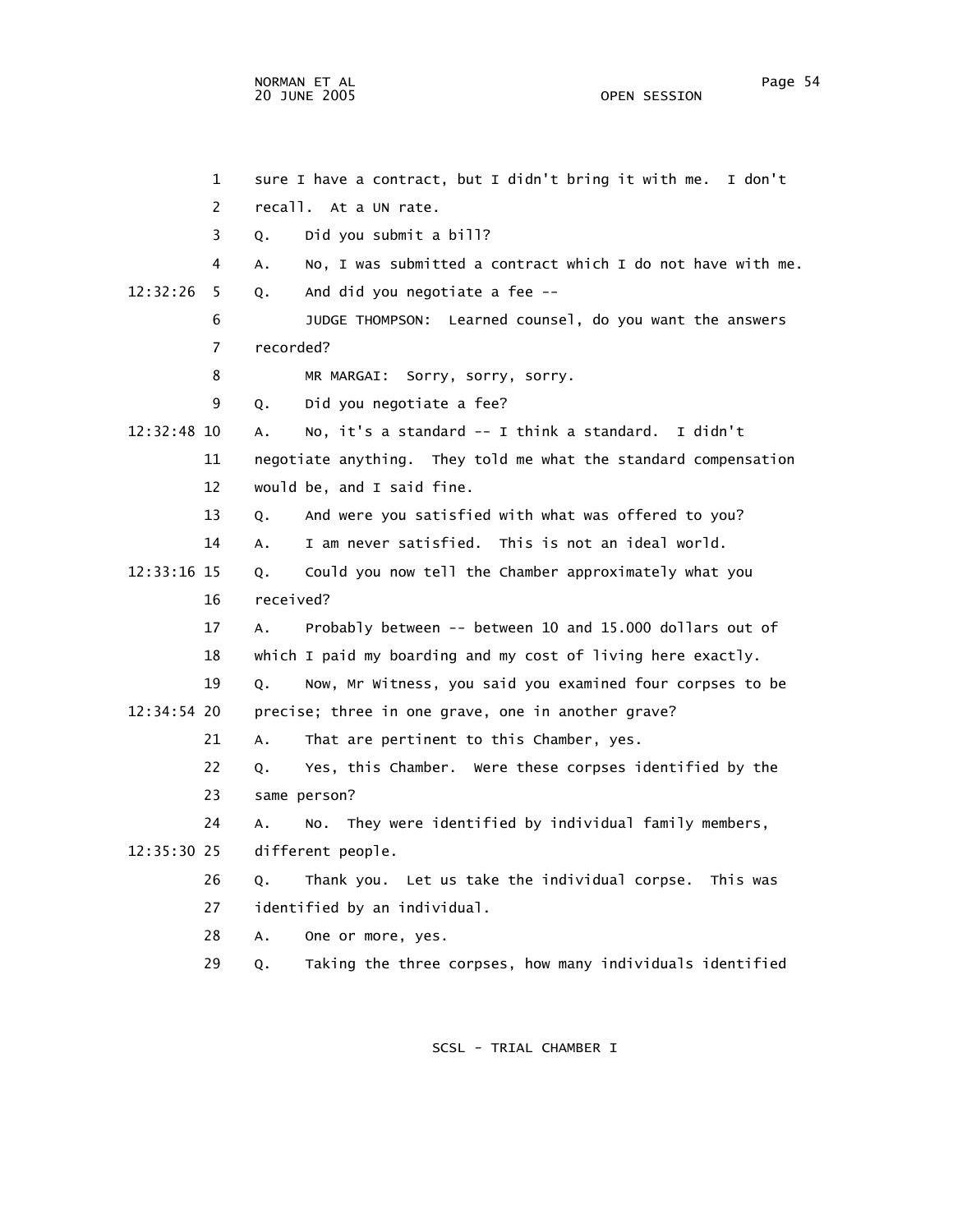1 sure I have a contract, but I didn't bring it with me. I don't
2 recall. At a UN rate.
3 Q. Did you submit a bill?
4 A. No, I was submitted a contract which I do not have with me.
12:32:26 5 Q. And did you negotiate a fee --
6 JUDGE THOMPSON: Learned counsel, do you want the answers
7 recorded?
8 MR MARGAI: Sorry, sorry, sorry.
9 Q. Did you negotiate a fee?
12:32:48 10 A. No, it's a standard -- I think a standard. I didn't
11 negotiate anything. They told me what the standard compensation
12 would be, and I said fine.
13 Q. And were you satisfied with what was offered to you?
14 A. I am never satisfied. This is not an ideal world.
12:33:16 15 Q. Could you now tell the Chamber approximately what you
16 received?
17 A. Probably between -- between 10 and 15.000 dollars out of
18 which I paid my boarding and my cost of living here exactly.
19 Q. Now, Mr Witness, you said you examined four corpses to be
12:34:54 20 precise; three in one grave, one in another grave?
21 A. That are pertinent to this Chamber, yes.
22 Q. Yes, this Chamber. Were these corpses identified by the
23 same person?
24 A. No. They were identified by individual family members,
12:35:30 25 different people.
26 Q. Thank you. Let us take the individual corpse. This was
27 identified by an individual.
28 A. One or more, yes.
29 Q. Taking the three corpses, how many individuals identified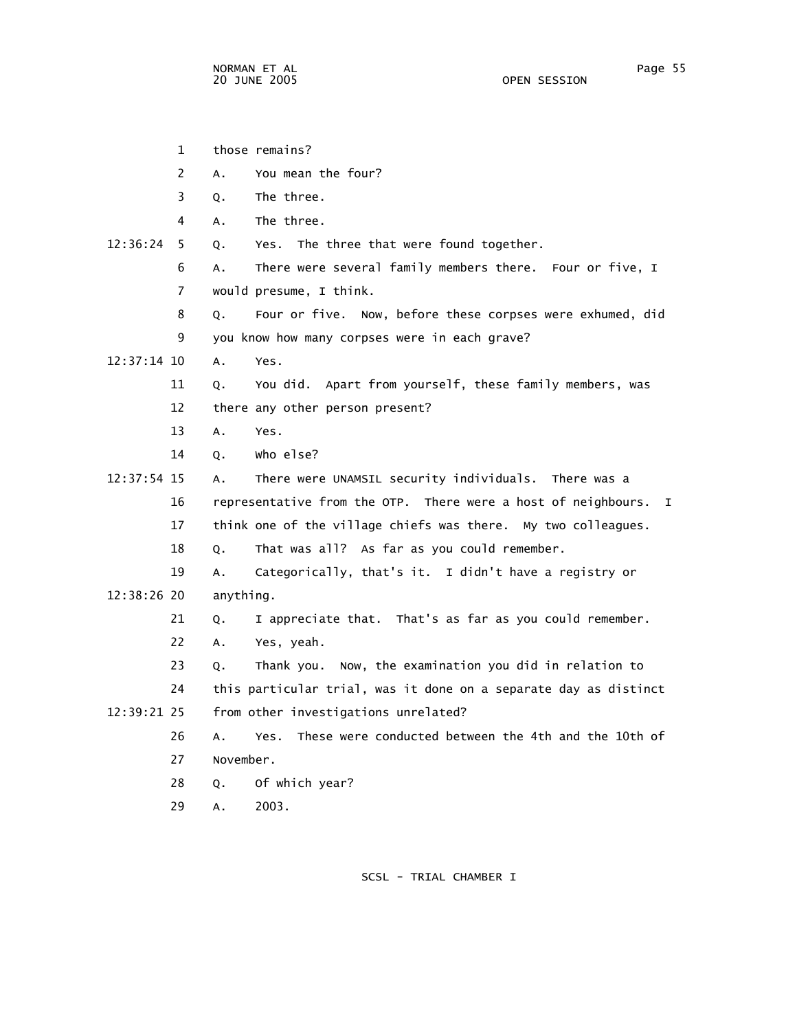1 those remains?

2 A. You mean the four?

3 Q. The three.

4 A. The three.

12:36:24 5 Q. Yes. The three that were found together.

6 A. There were several family members there. Four or five, I

7 would presume, I think.

8 Q. Four or five. Now, before these corpses were exhumed, did

9 you know how many corpses were in each grave?

12:37:14 10 A. Yes.

11 Q. You did. Apart from yourself, these family members, was

12 there any other person present?

13 A. Yes.

14 Q. Who else?

12:37:54 15 A. There were UNAMSIL security individuals. There was a

16 representative from the OTP. There were a host of neighbours. I

17 think one of the village chiefs was there. My two colleagues.

18 Q. That was all? As far as you could remember.

19 A. Categorically, that's it. I didn't have a registry or

12:38:26 20 anything.

21 Q. I appreciate that. That's as far as you could remember.

22 A. Yes, yeah.

23 Q. Thank you. Now, the examination you did in relation to

24 this particular trial, was it done on a separate day as distinct

12:39:21 25 from other investigations unrelated?

26 A. Yes. These were conducted between the 4th and the 10th of

27 November.

28 Q. Of which year?

29 A. 2003.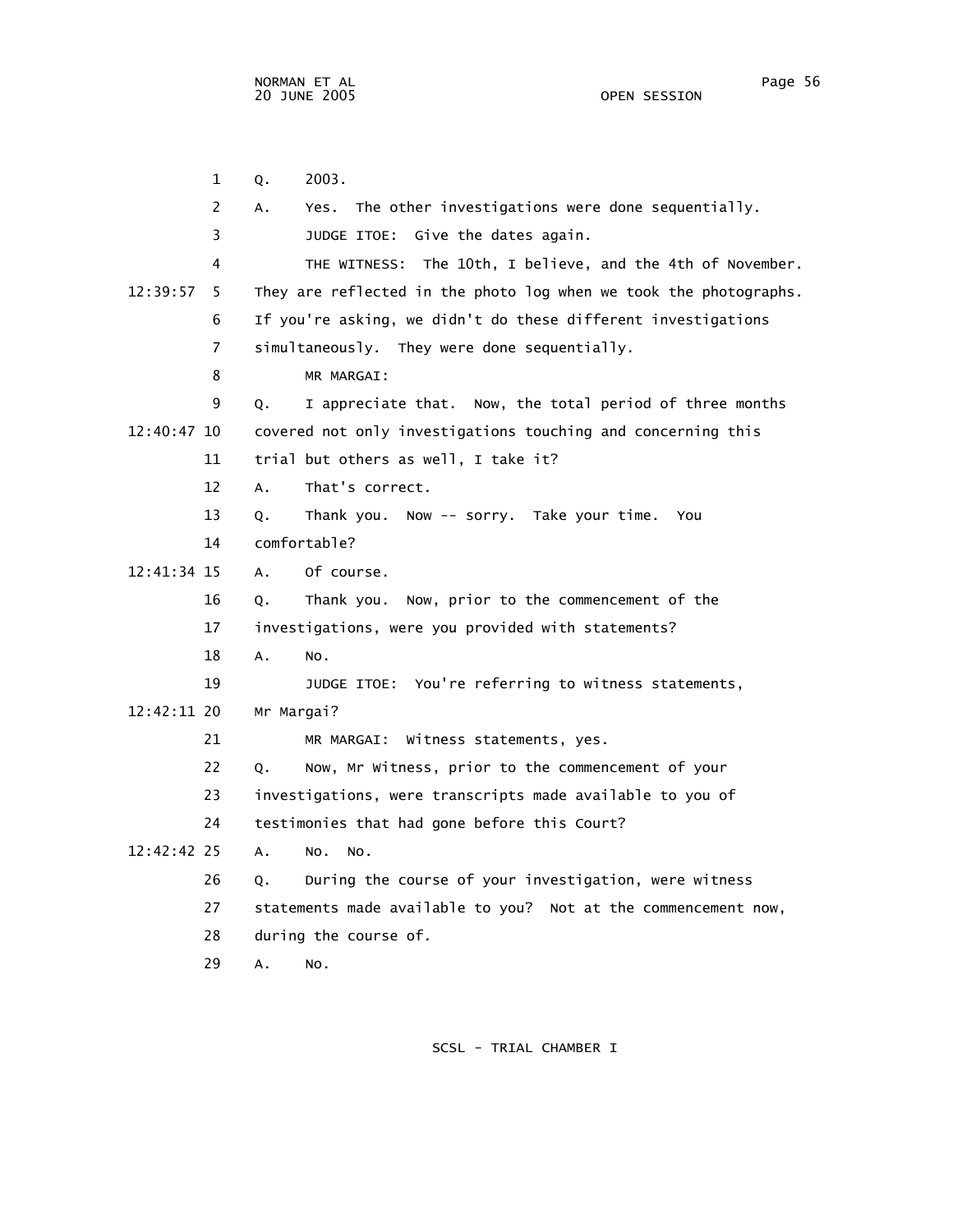1 Q. 2003.

2 A. Yes. The other investigations were done sequentially.

3 JUDGE ITOE: Give the dates again.

4 THE WITNESS: The 10th, I believe, and the 4th of November.

12:39:57 5 They are reflected in the photo log when we took the photographs.

6 If you're asking, we didn't do these different investigations

7 simultaneously. They were done sequentially.

8 MR MARGAI:

9 Q. I appreciate that. Now, the total period of three months

12:40:47 10 covered not only investigations touching and concerning this

11 trial but others as well, I take it?

12 A. That's correct.

13 Q. Thank you. Now -- sorry. Take your time. You

14 comfortable?

12:41:34 15 A. Of course.

16 Q. Thank you. Now, prior to the commencement of the

17 investigations, were you provided with statements?

18 A. No.

19 JUDGE ITOE: You're referring to witness statements,

12:42:11 20 Mr Margai?

21 MR MARGAI: Witness statements, yes.

22 Q. Now, Mr Witness, prior to the commencement of your

23 investigations, were transcripts made available to you of

24 testimonies that had gone before this Court?

12:42:42 25 A. No. No.

26 Q. During the course of your investigation, were witness

27 statements made available to you? Not at the commencement now,

28 during the course of.

29 A. No.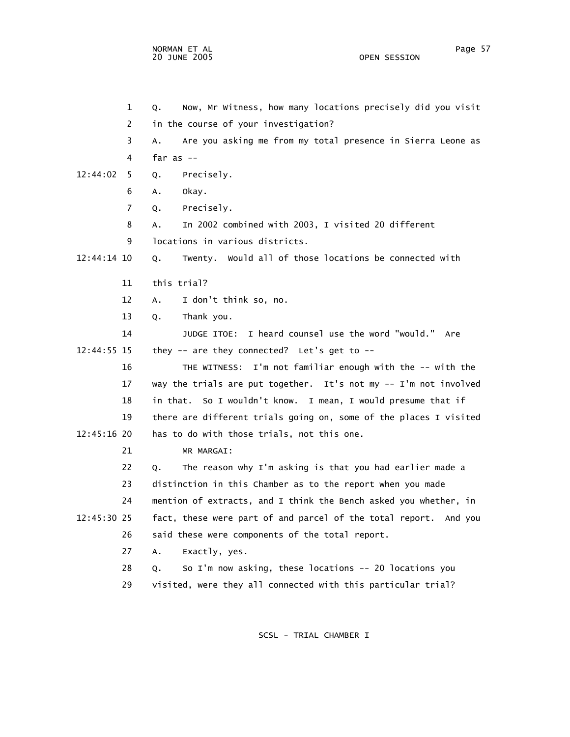1 Q. Now, Mr Witness, how many locations precisely did you visit

2 in the course of your investigation?

3 A. Are you asking me from my total presence in Sierra Leone as

4 far as --

12:44:02 5 Q. Precisely.

6 A. Okay.

7 Q. Precisely.

8 A. In 2002 combined with 2003, I visited 20 different

9 locations in various districts.

12:44:14 10 Q. Twenty. Would all of those locations be connected with

11 this trial?

12 A. I don't think so, no.

13 Q. Thank you.

14 JUDGE ITOE: I heard counsel use the word "would." Are

12:44:55 15 they -- are they connected? Let's get to --

16 THE WITNESS: I'm not familiar enough with the -- with the

17 way the trials are put together. It's not my -- I'm not involved

18 in that. So I wouldn't know. I mean, I would presume that if

19 there are different trials going on, some of the places I visited

12:45:16 20 has to do with those trials, not this one.

21 MR MARGAI:

22 Q. The reason why I'm asking is that you had earlier made a

23 distinction in this Chamber as to the report when you made

24 mention of extracts, and I think the Bench asked you whether, in

12:45:30 25 fact, these were part of and parcel of the total report. And you

26 said these were components of the total report.

27 A. Exactly, yes.

28 Q. So I'm now asking, these locations -- 20 locations you

29 visited, were they all connected with this particular trial?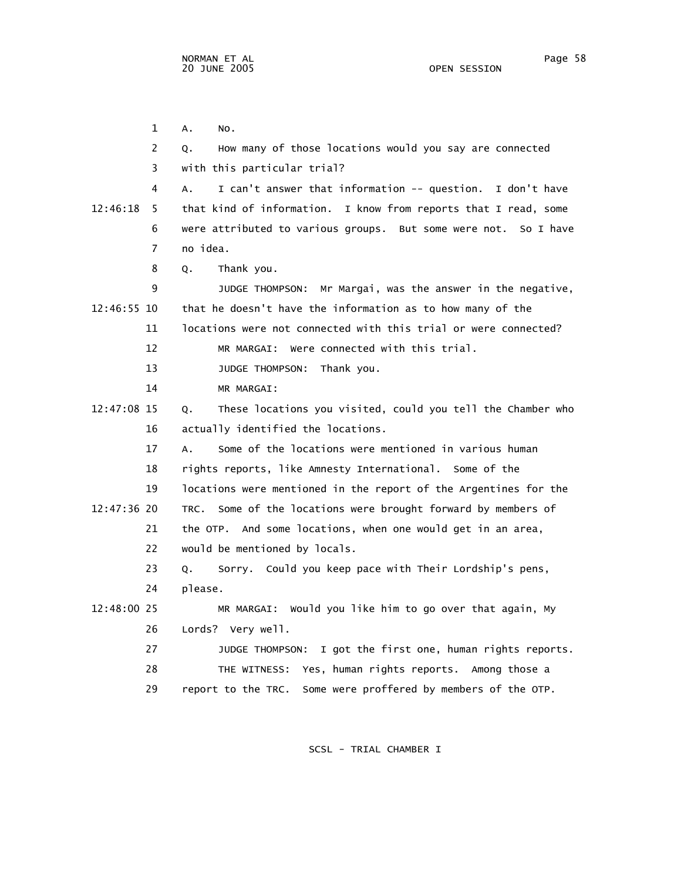1 A. No.

2 Q. How many of those locations would you say are connected

3 with this particular trial?

4 A. I can't answer that information -- question. I don't have

12:46:18 5 that kind of information. I know from reports that I read, some

6 were attributed to various groups. But some were not. So I have

7 no idea.

8 Q. Thank you.

9 JUDGE THOMPSON: Mr Margai, was the answer in the negative,

12:46:55 10 that he doesn't have the information as to how many of the

11 locations were not connected with this trial or were connected?

12 MR MARGAI: Were connected with this trial.

13 JUDGE THOMPSON: Thank you.

14 MR MARGAI:

12:47:08 15 Q. These locations you visited, could you tell the Chamber who

16 actually identified the locations.

17 A. Some of the locations were mentioned in various human

18 rights reports, like Amnesty International. Some of the

19 locations were mentioned in the report of the Argentines for the

12:47:36 20 TRC. Some of the locations were brought forward by members of

21 the OTP. And some locations, when one would get in an area,

22 would be mentioned by locals.

23 Q. Sorry. Could you keep pace with Their Lordship's pens,

24 please.

12:48:00 25 MR MARGAI: Would you like him to go over that again, My

26 Lords? Very well.

27 JUDGE THOMPSON: I got the first one, human rights reports.

28 THE WITNESS: Yes, human rights reports. Among those a

29 report to the TRC. Some were proffered by members of the OTP.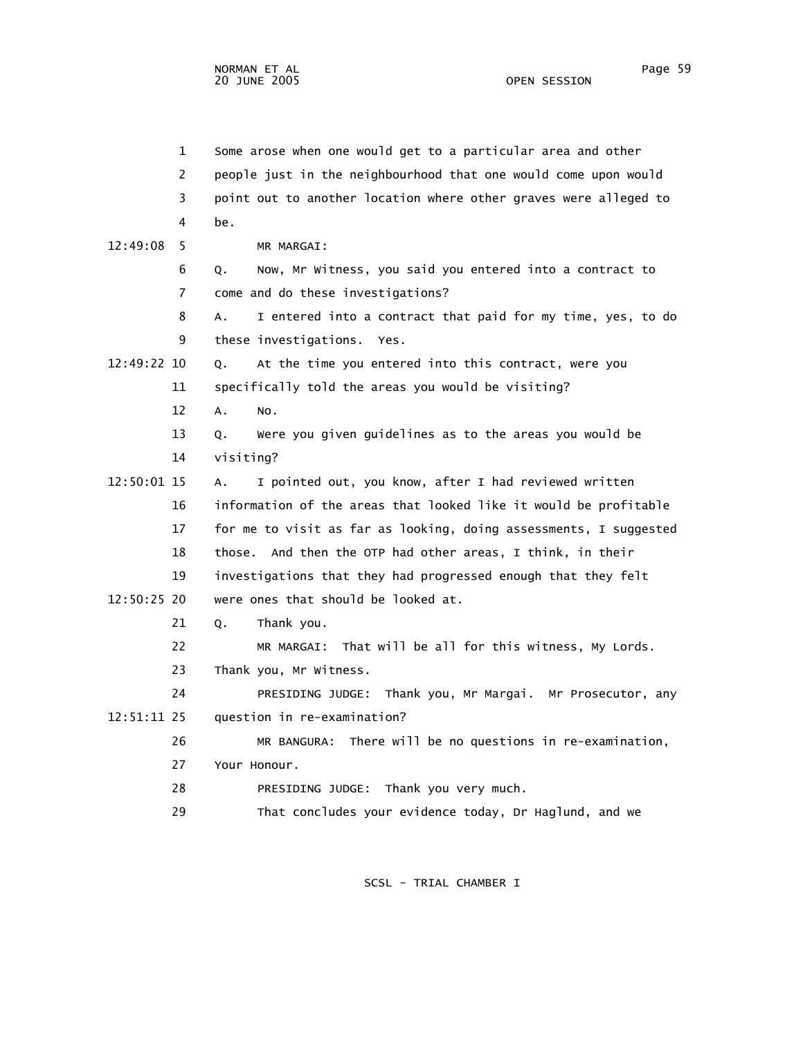1 Some arose when one would get to a particular area and other
2 people just in the neighbourhood that one would come upon would
3 point out to another location where other graves were alleged to
4 be.

12:49:08 5 MR MARGAI:

6 Q. Now, Mr Witness, you said you entered into a contract to
7 come and do these investigations?

8 A. I entered into a contract that paid for my time, yes, to do
9 these investigations. Yes.

12:49:22 10 Q. At the time you entered into this contract, were you
11 specifically told the areas you would be visiting?

12 A. No.

13 Q. Were you given guidelines as to the areas you would be
14 visiting?

12:50:01 15 A. I pointed out, you know, after I had reviewed written
16 information of the areas that looked like it would be profitable
17 for me to visit as far as looking, doing assessments, I suggested
18 those. And then the OTP had other areas, I think, in their
19 investigations that they had progressed enough that they felt

12:50:25 20 were ones that should be looked at.

21 Q. Thank you.

22 MR MARGAI: That will be all for this witness, My Lords.
23 Thank you, Mr Witness.

24 PRESIDING JUDGE: Thank you, Mr Margai. Mr Prosecutor, any

12:51:11 25 question in re-examination?

26 MR BANGURA: There will be no questions in re-examination,
27 Your Honour.

28 PRESIDING JUDGE: Thank you very much.

29 That concludes your evidence today, Dr Haglund, and we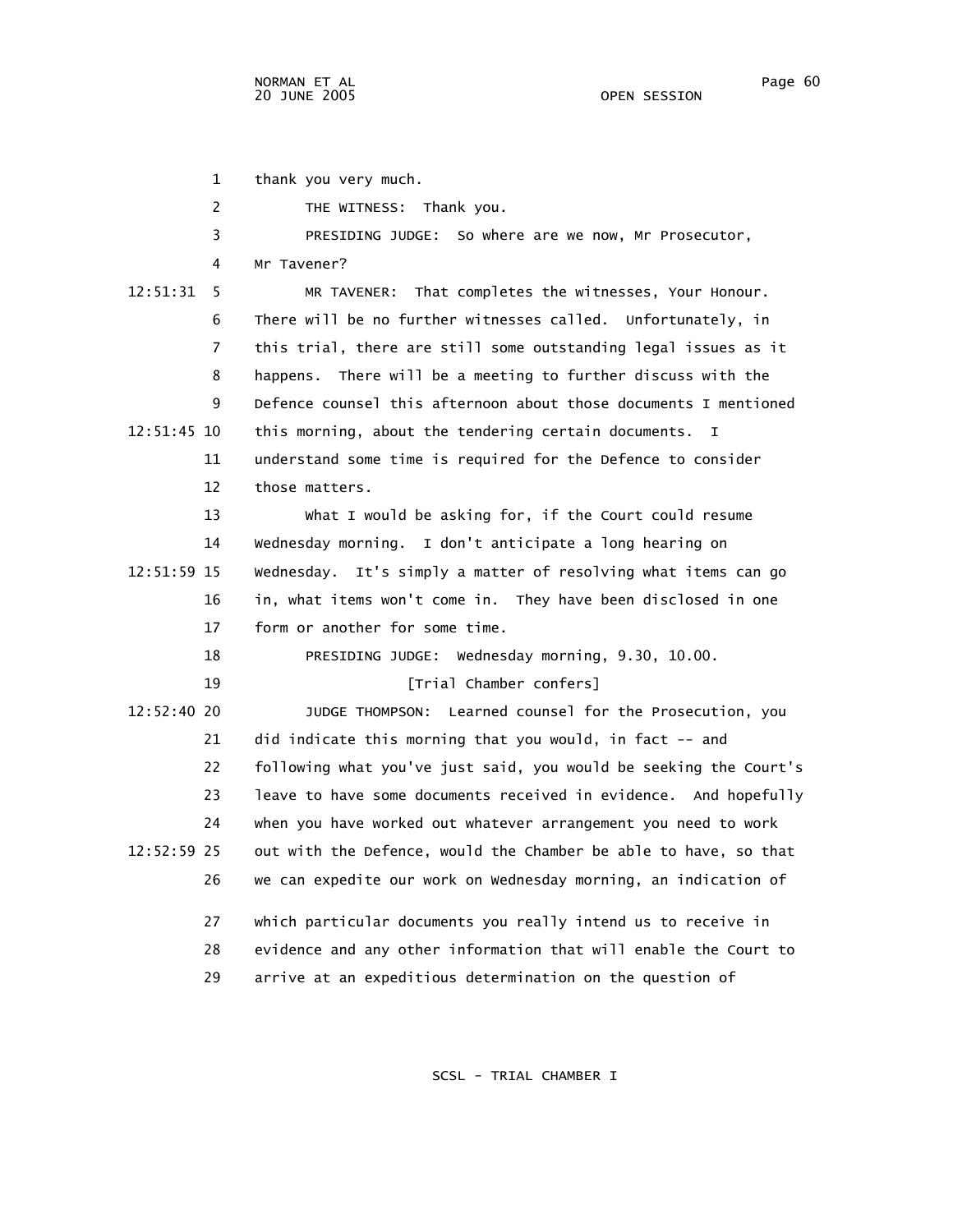thank you very much.

THE WITNESS: Thank you.

PRESIDING JUDGE: So where are we now, Mr Prosecutor, Mr Tavener?

12:51:31 MR TAVENER: That completes the witnesses, Your Honour. There will be no further witnesses called. Unfortunately, in this trial, there are still some outstanding legal issues as it happens. There will be a meeting to further discuss with the Defence counsel this afternoon about those documents I mentioned 12:51:45 this morning, about the tendering certain documents. I understand some time is required for the Defence to consider those matters.

What I would be asking for, if the Court could resume Wednesday morning. I don't anticipate a long hearing on 12:51:59 Wednesday. It's simply a matter of resolving what items can go in, what items won't come in. They have been disclosed in one form or another for some time.

PRESIDING JUDGE: Wednesday morning, 9.30, 10.00.

[Trial Chamber confers]

12:52:40 JUDGE THOMPSON: Learned counsel for the Prosecution, you did indicate this morning that you would, in fact -- and following what you've just said, you would be seeking the Court's leave to have some documents received in evidence. And hopefully when you have worked out whatever arrangement you need to work 12:52:59 out with the Defence, would the Chamber be able to have, so that we can expedite our work on Wednesday morning, an indication of which particular documents you really intend us to receive in evidence and any other information that will enable the Court to arrive at an expeditious determination on the question of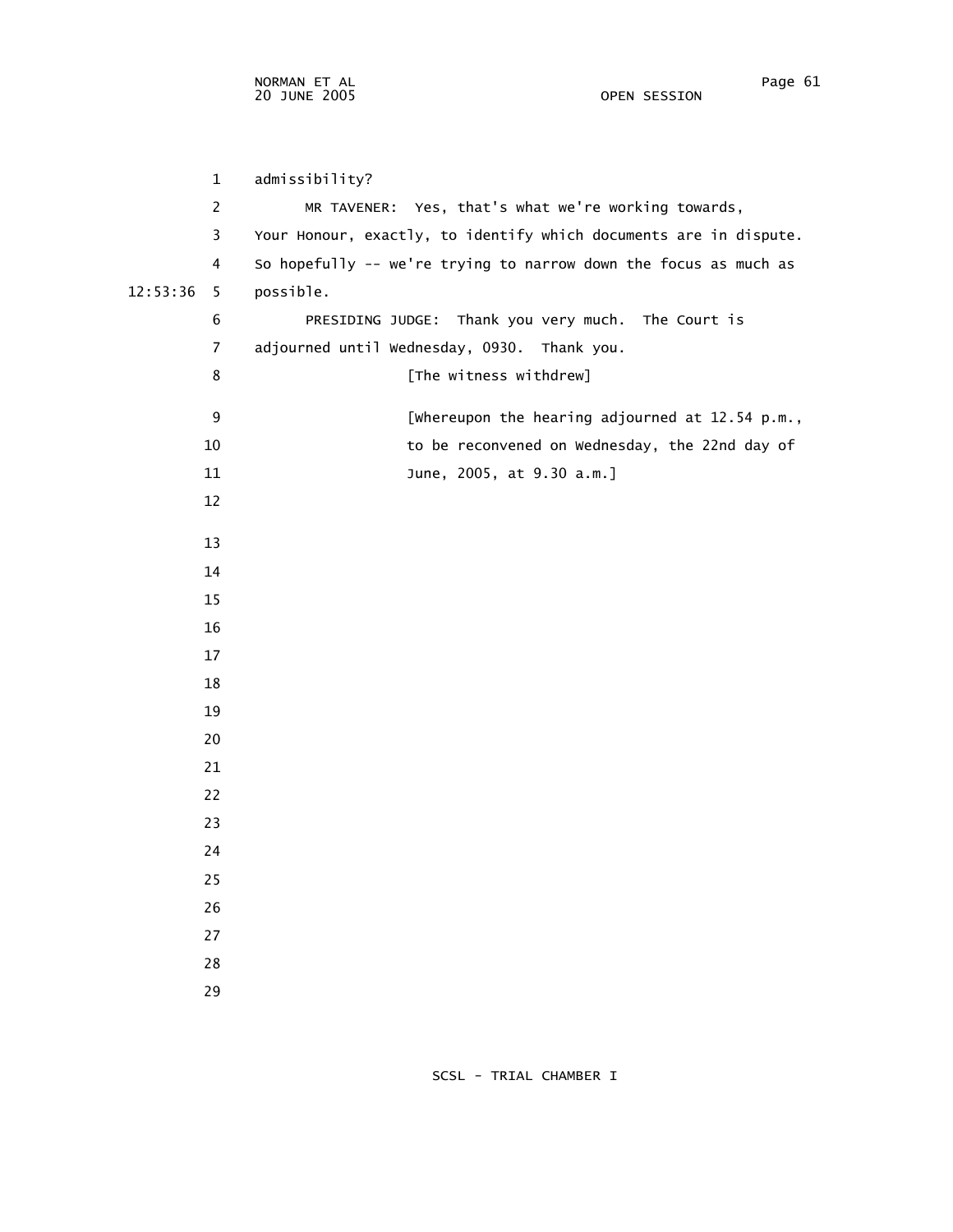admissibility?

MR TAVENER: Yes, that's what we're working towards, Your Honour, exactly, to identify which documents are in dispute. So hopefully -- we're trying to narrow down the focus as much as possible.

PRESIDING JUDGE: Thank you very much. The Court is adjourned until Wednesday, 0930. Thank you.

[The witness withdrew]

[Whereupon the hearing adjourned at 12.54 p.m., to be reconvened on Wednesday, the 22nd day of June, 2005, at 9.30 a.m.]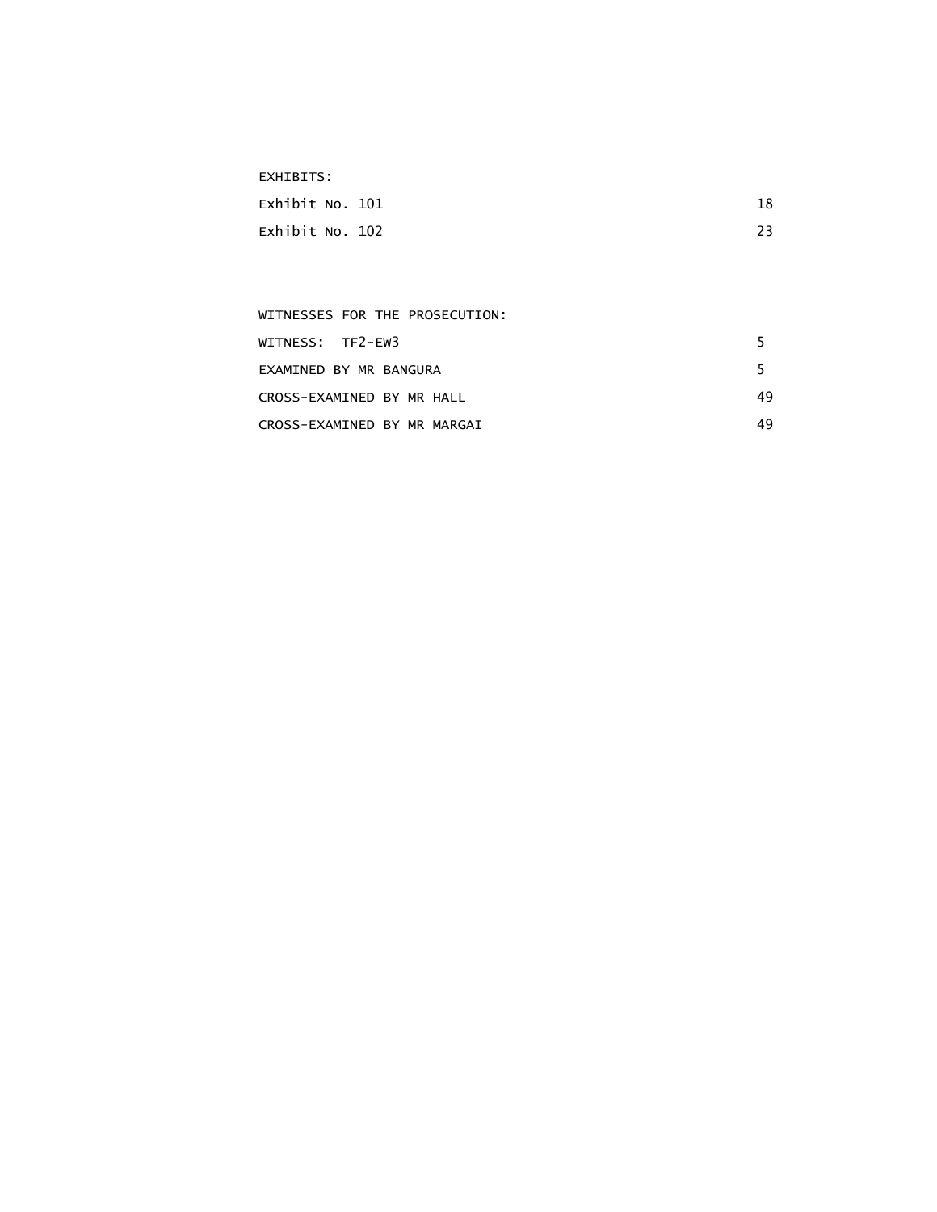EXHIBITS:

| | |
|---|---|
| Exhibit No. 101 | 18 |
| Exhibit No. 102 | 23 |

WITNESSES FOR THE PROSECUTION:

| | |
|---|---|
| WITNESS: TF2-EW3 | 5 |
| EXAMINED BY MR BANGURA | 5 |
| CROSS-EXAMINED BY MR HALL | 49 |
| CROSS-EXAMINED BY MR MARGAI | 49 |